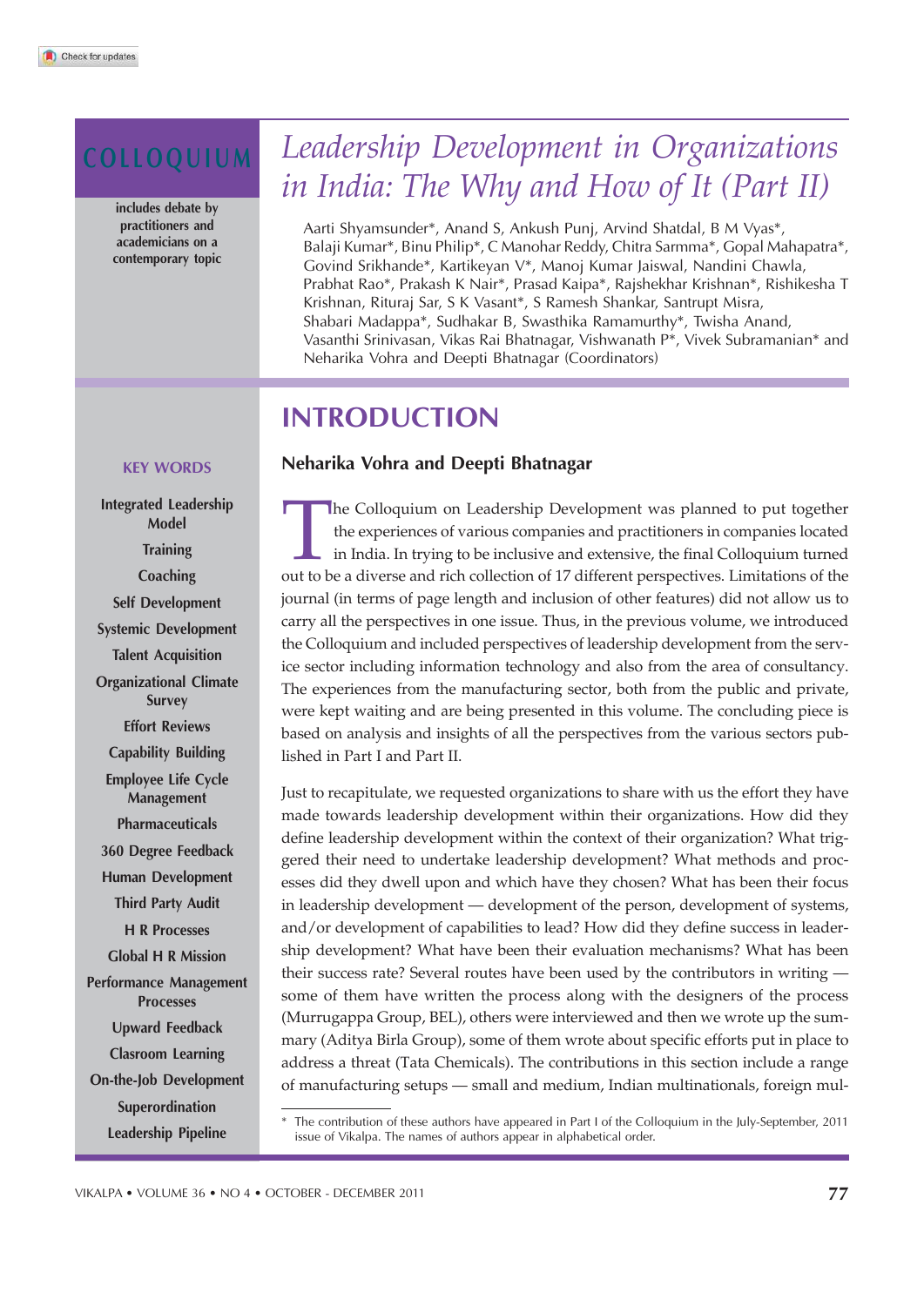COLLOQUIUM

includes debate by practitioners and academicians on a contemporary topic

# Leadership Development in Organizations in India: The Why and How of It (Part II)

Aarti Shyamsunder*, Anand S, Ankush Punj, Arvind Shatdal, B M Vyas*, Balaji Kumar*, Binu Philip*, C Manohar Reddy, Chitra Sarmma*, Gopal Mahapatra*, Govind Srikhande*, Kartikeyan V*, Manoj Kumar Jaiswal, Nandini Chawla, Prabhat Rao*, Prakash K Nair*, Prasad Kaipa*, Rajshekhar Krishnan*, Rishikesha T Krishnan, Rituraj Sar, S K Vasant*, S Ramesh Shankar, Santrupt Misra, Shabari Madappa*, Sudhakar B, Swasthika Ramamurthy*, Twisha Anand, Vasanthi Srinivasan, Vikas Rai Bhatnagar, Vishwanath P*, Vivek Subramanian* and Neharika Vohra and Deepti Bhatnagar (Coordinators)

**KEY WORDS**

Integrated Leadership Model
Training
Coaching
Self Development
Systemic Development
Talent Acquisition
Organizational Climate Survey
Effort Reviews
Capability Building
Employee Life Cycle Management
Pharmaceuticals
360 Degree Feedback
Human Development
Third Party Audit
H R Processes
Global H R Mission
Performance Management Processes
Upward Feedback
Clasroom Learning
On-the-Job Development
Superordination
Leadership Pipeline

## INTRODUCTION

### Neharika Vohra and Deepti Bhatnagar

The Colloquium on Leadership Development was planned to put together the experiences of various companies and practitioners in companies located in India. In trying to be inclusive and extensive, the final Colloquium turned out to be a diverse and rich collection of 17 different perspectives. Limitations of the journal (in terms of page length and inclusion of other features) did not allow us to carry all the perspectives in one issue. Thus, in the previous volume, we introduced the Colloquium and included perspectives of leadership development from the service sector including information technology and also from the area of consultancy. The experiences from the manufacturing sector, both from the public and private, were kept waiting and are being presented in this volume. The concluding piece is based on analysis and insights of all the perspectives from the various sectors published in Part I and Part II.

Just to recapitulate, we requested organizations to share with us the effort they have made towards leadership development within their organizations. How did they define leadership development within the context of their organization? What triggered their need to undertake leadership development? What methods and processes did they dwell upon and which have they chosen? What has been their focus in leadership development — development of the person, development of systems, and/or development of capabilities to lead? How did they define success in leadership development? What have been their evaluation mechanisms? What has been their success rate? Several routes have been used by the contributors in writing — some of them have written the process along with the designers of the process (Murrugappa Group, BEL), others were interviewed and then we wrote up the summary (Aditya Birla Group), some of them wrote about specific efforts put in place to address a threat (Tata Chemicals). The contributions in this section include a range of manufacturing setups — small and medium, Indian multinationals, foreign mul-

\* The contribution of these authors have appeared in Part I of the Colloquium in the July-September, 2011 issue of Vikalpa. The names of authors appear in alphabetical order.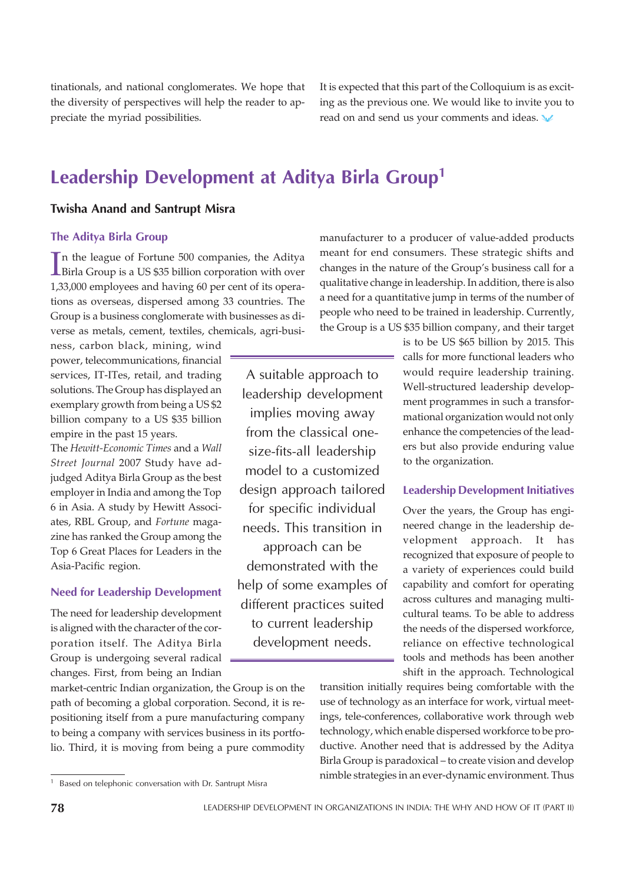tinationals, and national conglomerates. We hope that the diversity of perspectives will help the reader to appreciate the myriad possibilities.

It is expected that this part of the Colloquium is as exciting as the previous one. We would like to invite you to read on and send us your comments and ideas.

# Leadership Development at Aditya Birla Group[1]

**Twisha Anand and Santrupt Misra**

## The Aditya Birla Group

In the league of Fortune 500 companies, the Aditya Birla Group is a US $35 billion corporation with over 1,33,000 employees and having 60 per cent of its operations as overseas, dispersed among 33 countries. The Group is a business conglomerate with businesses as diverse as metals, cement, textiles, chemicals, agri-business, carbon black, mining, wind power, telecommunications, financial services, IT-ITes, retail, and trading solutions. The Group has displayed an exemplary growth from being a US $2 billion company to a US $35 billion empire in the past 15 years. The *Hewitt-Economic Times* and a *Wall Street Journal* 2007 Study have adjudged Aditya Birla Group as the best employer in India and among the Top 6 in Asia. A study by Hewitt Associates, RBL Group, and *Fortune* magazine has ranked the Group among the Top 6 Great Places for Leaders in the Asia-Pacific region.

## Need for Leadership Development

The need for leadership development is aligned with the character of the corporation itself. The Aditya Birla Group is undergoing several radical changes. First, from being an Indian market-centric Indian organization, the Group is on the path of becoming a global corporation. Second, it is repositioning itself from a pure manufacturing company to being a company with services business in its portfolio. Third, it is moving from being a pure commodity manufacturer to a producer of value-added products meant for end consumers. These strategic shifts and changes in the nature of the Group's business call for a qualitative change in leadership. In addition, there is also a need for a quantitative jump in terms of the number of people who need to be trained in leadership. Currently, the Group is a US $35 billion company, and their target is to be US $65 billion by 2015. This calls for more functional leaders who would require leadership training. Well-structured leadership development programmes in such a transformational organization would not only enhance the competencies of the leaders but also provide enduring value to the organization.

> A suitable approach to leadership development implies moving away from the classical one-size-fits-all leadership model to a customized design approach tailored for specific individual needs. This transition in approach can be demonstrated with the help of some examples of different practices suited to current leadership development needs.

## Leadership Development Initiatives

Over the years, the Group has engineered change in the leadership development approach. It has recognized that exposure of people to a variety of experiences could build capability and comfort for operating across cultures and managing multicultural teams. To be able to address the needs of the dispersed workforce, reliance on effective technological tools and methods has been another shift in the approach. Technological transition initially requires being comfortable with the use of technology as an interface for work, virtual meetings, tele-conferences, collaborative work through web technology, which enable dispersed workforce to be productive. Another need that is addressed by the Aditya Birla Group is paradoxical – to create vision and develop nimble strategies in an ever-dynamic environment. Thus

[1] Based on telephonic conversation with Dr. Santrupt Misra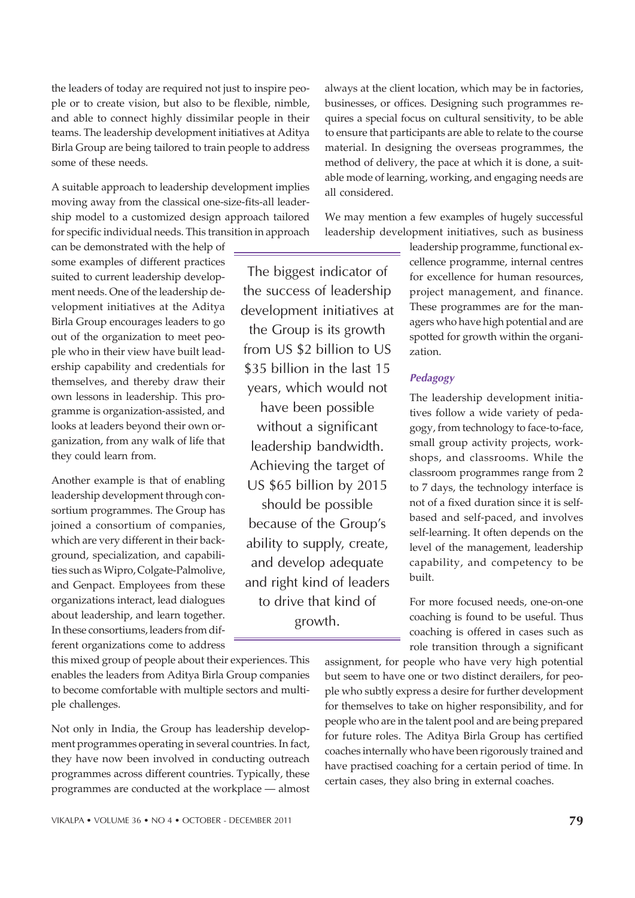the leaders of today are required not just to inspire people or to create vision, but also to be flexible, nimble, and able to connect highly dissimilar people in their teams. The leadership development initiatives at Aditya Birla Group are being tailored to train people to address some of these needs.

A suitable approach to leadership development implies moving away from the classical one-size-fits-all leadership model to a customized design approach tailored for specific individual needs. This transition in approach can be demonstrated with the help of some examples of different practices suited to current leadership development needs. One of the leadership development initiatives at the Aditya Birla Group encourages leaders to go out of the organization to meet people who in their view have built leadership capability and credentials for themselves, and thereby draw their own lessons in leadership. This programme is organization-assisted, and looks at leaders beyond their own organization, from any walk of life that they could learn from.

Another example is that of enabling leadership development through consortium programmes. The Group has joined a consortium of companies, which are very different in their background, specialization, and capabilities such as Wipro, Colgate-Palmolive, and Genpact. Employees from these organizations interact, lead dialogues about leadership, and learn together. In these consortiums, leaders from different organizations come to address this mixed group of people about their experiences. This enables the leaders from Aditya Birla Group companies to become comfortable with multiple sectors and multiple challenges.

Not only in India, the Group has leadership development programmes operating in several countries. In fact, they have now been involved in conducting outreach programmes across different countries. Typically, these programmes are conducted at the workplace — almost always at the client location, which may be in factories, businesses, or offices. Designing such programmes requires a special focus on cultural sensitivity, to be able to ensure that participants are able to relate to the course material. In designing the overseas programmes, the method of delivery, the pace at which it is done, a suitable mode of learning, working, and engaging needs are all considered.

We may mention a few examples of hugely successful leadership development initiatives, such as business leadership programme, functional excellence programme, internal centres for excellence for human resources, project management, and finance. These programmes are for the managers who have high potential and are spotted for growth within the organization.

> The biggest indicator of the success of leadership development initiatives at the Group is its growth from US $2 billion to US $35 billion in the last 15 years, which would not have been possible without a significant leadership bandwidth. Achieving the target of US $65 billion by 2015 should be possible because of the Group's ability to supply, create, and develop adequate and right kind of leaders to drive that kind of growth.

### *Pedagogy*

The leadership development initiatives follow a wide variety of pedagogy, from technology to face-to-face, small group activity projects, workshops, and classrooms. While the classroom programmes range from 2 to 7 days, the technology interface is not of a fixed duration since it is self-based and self-paced, and involves self-learning. It often depends on the level of the management, leadership capability, and competency to be built.

For more focused needs, one-on-one coaching is found to be useful. Thus coaching is offered in cases such as role transition through a significant assignment, for people who have very high potential but seem to have one or two distinct derailers, for people who subtly express a desire for further development for themselves to take on higher responsibility, and for people who are in the talent pool and are being prepared for future roles. The Aditya Birla Group has certified coaches internally who have been rigorously trained and have practised coaching for a certain period of time. In certain cases, they also bring in external coaches.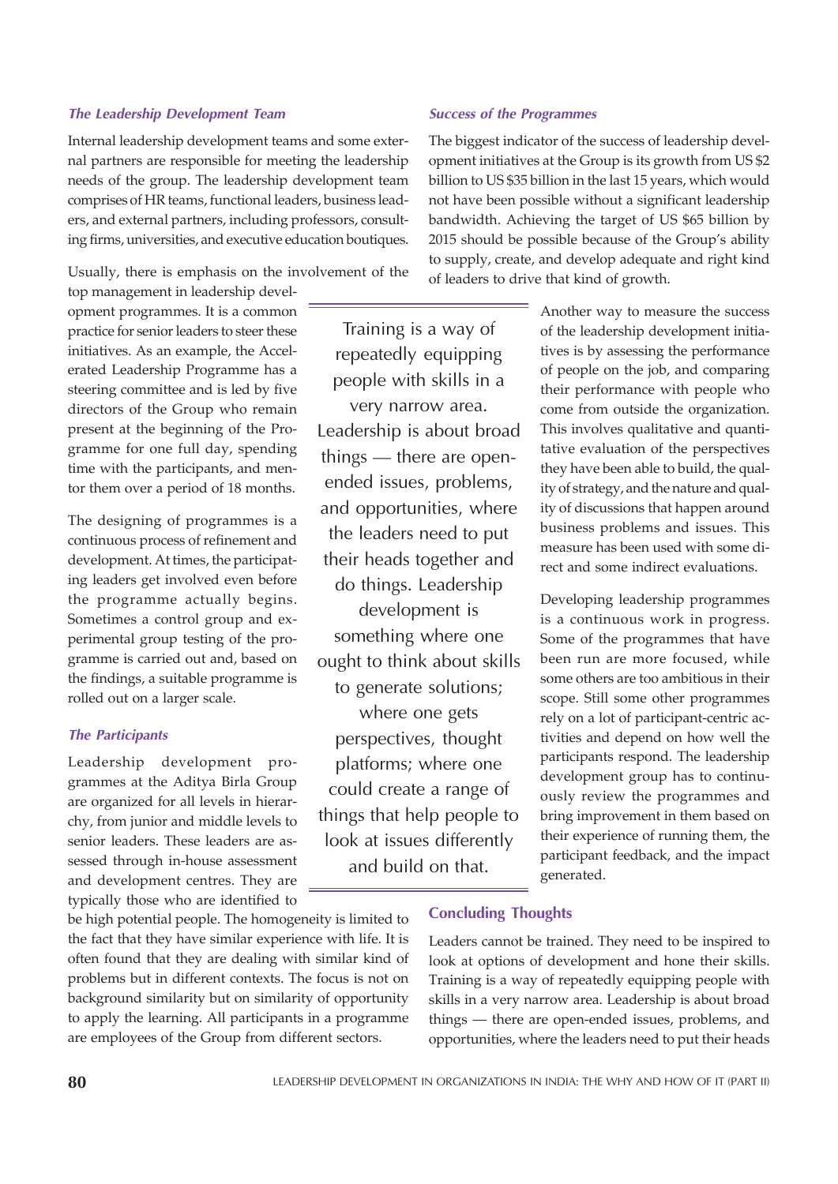### *The Leadership Development Team*

Internal leadership development teams and some external partners are responsible for meeting the leadership needs of the group. The leadership development team comprises of HR teams, functional leaders, business leaders, and external partners, including professors, consulting firms, universities, and executive education boutiques.

Usually, there is emphasis on the involvement of the top management in leadership development programmes. It is a common practice for senior leaders to steer these initiatives. As an example, the Accelerated Leadership Programme has a steering committee and is led by five directors of the Group who remain present at the beginning of the Programme for one full day, spending time with the participants, and mentor them over a period of 18 months.

The designing of programmes is a continuous process of refinement and development. At times, the participating leaders get involved even before the programme actually begins. Sometimes a control group and experimental group testing of the programme is carried out and, based on the findings, a suitable programme is rolled out on a larger scale.

### *The Participants*

Leadership development programmes at the Aditya Birla Group are organized for all levels in hierarchy, from junior and middle levels to senior leaders. These leaders are assessed through in-house assessment and development centres. They are typically those who are identified to be high potential people. The homogeneity is limited to the fact that they have similar experience with life. It is often found that they are dealing with similar kind of problems but in different contexts. The focus is not on background similarity but on similarity of opportunity to apply the learning. All participants in a programme are employees of the Group from different sectors.

> Training is a way of repeatedly equipping people with skills in a very narrow area. Leadership is about broad things — there are open-ended issues, problems, and opportunities, where the leaders need to put their heads together and do things. Leadership development is something where one ought to think about skills to generate solutions; where one gets perspectives, thought platforms; where one could create a range of things that help people to look at issues differently and build on that.

### *Success of the Programmes*

The biggest indicator of the success of leadership development initiatives at the Group is its growth from US $2 billion to US $35 billion in the last 15 years, which would not have been possible without a significant leadership bandwidth. Achieving the target of US $65 billion by 2015 should be possible because of the Group's ability to supply, create, and develop adequate and right kind of leaders to drive that kind of growth.

Another way to measure the success of the leadership development initiatives is by assessing the performance of people on the job, and comparing their performance with people who come from outside the organization. This involves qualitative and quantitative evaluation of the perspectives they have been able to build, the quality of strategy, and the nature and quality of discussions that happen around business problems and issues. This measure has been used with some direct and some indirect evaluations.

Developing leadership programmes is a continuous work in progress. Some of the programmes that have been run are more focused, while some others are too ambitious in their scope. Still some other programmes rely on a lot of participant-centric activities and depend on how well the participants respond. The leadership development group has to continuously review the programmes and bring improvement in them based on their experience of running them, the participant feedback, and the impact generated.

## Concluding Thoughts

Leaders cannot be trained. They need to be inspired to look at options of development and hone their skills. Training is a way of repeatedly equipping people with skills in a very narrow area. Leadership is about broad things — there are open-ended issues, problems, and opportunities, where the leaders need to put their heads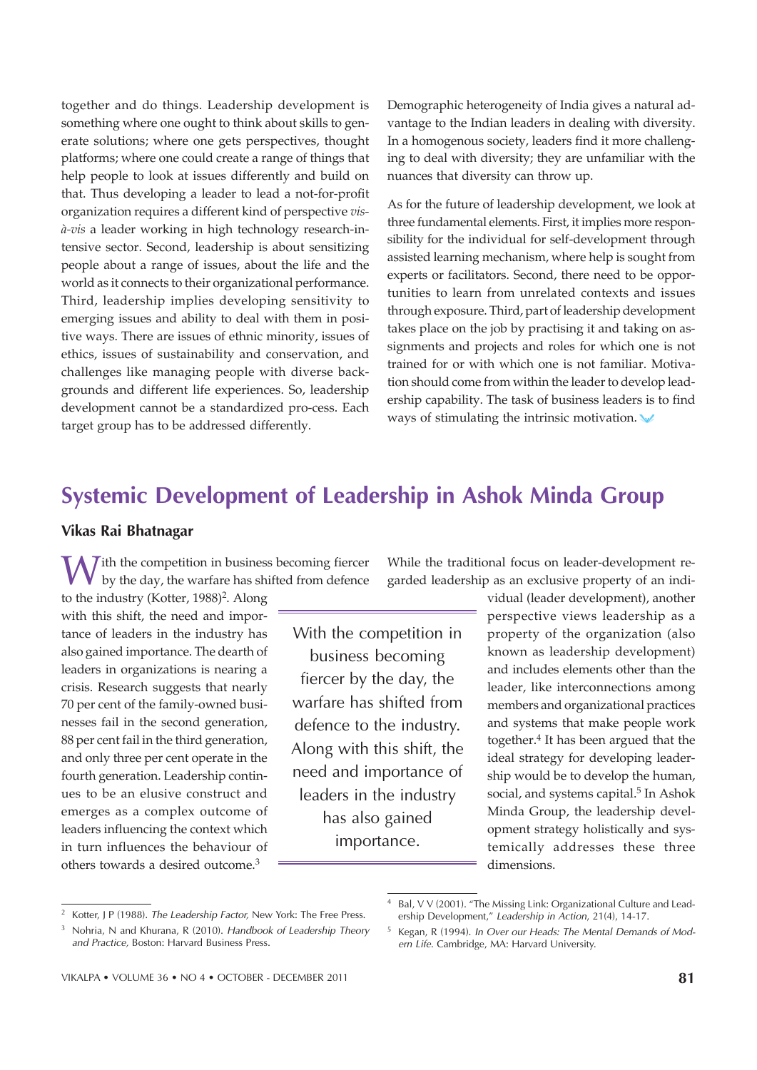together and do things. Leadership development is something where one ought to think about skills to generate solutions; where one gets perspectives, thought platforms; where one could create a range of things that help people to look at issues differently and build on that. Thus developing a leader to lead a not-for-profit organization requires a different kind of perspective *vis-à-vis* a leader working in high technology research-intensive sector. Second, leadership is about sensitizing people about a range of issues, about the life and the world as it connects to their organizational performance. Third, leadership implies developing sensitivity to emerging issues and ability to deal with them in positive ways. There are issues of ethnic minority, issues of ethics, issues of sustainability and conservation, and challenges like managing people with diverse backgrounds and different life experiences. So, leadership development cannot be a standardized pro-cess. Each target group has to be addressed differently.

Demographic heterogeneity of India gives a natural advantage to the Indian leaders in dealing with diversity. In a homogenous society, leaders find it more challenging to deal with diversity; they are unfamiliar with the nuances that diversity can throw up.

As for the future of leadership development, we look at three fundamental elements. First, it implies more responsibility for the individual for self-development through assisted learning mechanism, where help is sought from experts or facilitators. Second, there need to be opportunities to learn from unrelated contexts and issues through exposure. Third, part of leadership development takes place on the job by practising it and taking on assignments and projects and roles for which one is not trained for or with which one is not familiar. Motivation should come from within the leader to develop leadership capability. The task of business leaders is to find ways of stimulating the intrinsic motivation.

## Systemic Development of Leadership in Ashok Minda Group

**Vikas Rai Bhatnagar**

With the competition in business becoming fiercer by the day, the warfare has shifted from defence to the industry (Kotter, 1988)[2]. Along with this shift, the need and importance of leaders in the industry has also gained importance. The dearth of leaders in organizations is nearing a crisis. Research suggests that nearly 70 per cent of the family-owned businesses fail in the second generation, 88 per cent fail in the third generation, and only three per cent operate in the fourth generation. Leadership continues to be an elusive construct and emerges as a complex outcome of leaders influencing the context which in turn influences the behaviour of others towards a desired outcome.[3]

> With the competition in business becoming fiercer by the day, the warfare has shifted from defence to the industry. Along with this shift, the need and importance of leaders in the industry has also gained importance.

While the traditional focus on leader-development regarded leadership as an exclusive property of an individual (leader development), another perspective views leadership as a property of the organization (also known as leadership development) and includes elements other than the leader, like interconnections among members and organizational practices and systems that make people work together.[4] It has been argued that the ideal strategy for developing leadership would be to develop the human, social, and systems capital.[5] In Ashok Minda Group, the leadership development strategy holistically and systemically addresses these three dimensions.

---

[2] Kotter, J P (1988). *The Leadership Factor,* New York: The Free Press.

[3] Nohria, N and Khurana, R (2010). *Handbook of Leadership Theory and Practice,* Boston: Harvard Business Press.

[4] Bal, V V (2001). "The Missing Link: Organizational Culture and Leadership Development," *Leadership in Action,* 21(4), 14-17.

[5] Kegan, R (1994). *In Over our Heads: The Mental Demands of Modern Life.* Cambridge, MA: Harvard University.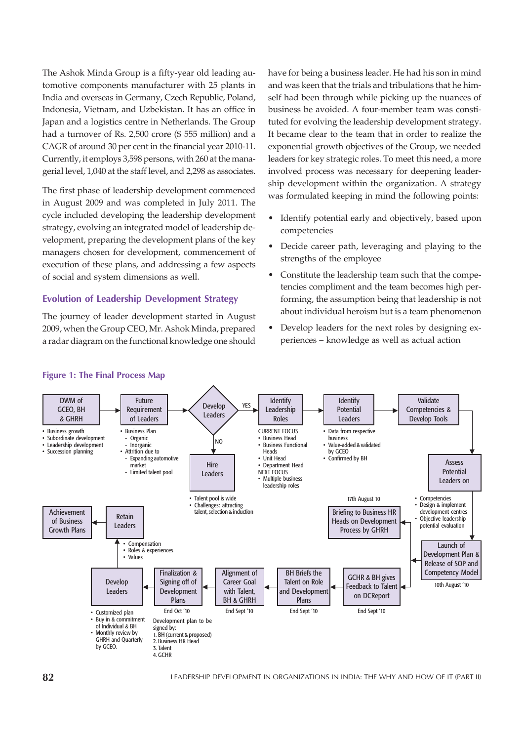The Ashok Minda Group is a fifty-year old leading automotive components manufacturer with 25 plants in India and overseas in Germany, Czech Republic, Poland, Indonesia, Vietnam, and Uzbekistan. It has an office in Japan and a logistics centre in Netherlands. The Group had a turnover of Rs. 2,500 crore ($ 555 million) and a CAGR of around 30 per cent in the financial year 2010-11. Currently, it employs 3,598 persons, with 260 at the managerial level, 1,040 at the staff level, and 2,298 as associates.

The first phase of leadership development commenced in August 2009 and was completed in July 2011. The cycle included developing the leadership development strategy, evolving an integrated model of leadership development, preparing the development plans of the key managers chosen for development, commencement of execution of these plans, and addressing a few aspects of social and system dimensions as well.

## Evolution of Leadership Development Strategy

The journey of leader development started in August 2009, when the Group CEO, Mr. Ashok Minda, prepared a radar diagram on the functional knowledge one should have for being a business leader. He had his son in mind and was keen that the trials and tribulations that he himself had been through while picking up the nuances of business be avoided. A four-member team was constituted for evolving the leadership development strategy. It became clear to the team that in order to realize the exponential growth objectives of the Group, we needed leaders for key strategic roles. To meet this need, a more involved process was necessary for deepening leadership development within the organization. A strategy was formulated keeping in mind the following points:

- Identify potential early and objectively, based upon competencies
- Decide career path, leveraging and playing to the strengths of the employee
- Constitute the leadership team such that the competencies compliment and the team becomes high performing, the assumption being that leadership is not about individual heroism but is a team phenomenon
- Develop leaders for the next roles by designing experiences – knowledge as well as actual action

**Figure 1: The Final Process Map**

DWM of GCEO, BH & GHRH → Future Requirement of Leaders → Develop Leaders → YES → Identify Leadership Roles → Identify Potential Leaders → Validate Competencies & Develop Tools → Assess Potential Leaders on → Launch of Development Plan & Release of SOP and Competency Model → GCHR & BH gives Feedback to Talent on DCReport → BH Briefs the Talent on Role and Development Plans → Alignment of Career Goal with Talent, BH & GHRH → Finalization & Signing off of Development Plans → Develop Leaders → Retain Leaders → Achievement of Business Growth Plans

Develop Leaders → NO → Hire Leaders

Briefing to Business HR Heads on Development Process by GHRH (17th August 10)

- DWM of GCEO, BH & GHRH:
  - Business growth
  - Subordinate development
  - Leadership development
  - Succession planning
- Future Requirement of Leaders:
  - Business Plan
    - Organic
    - Inorganic
  - Attrition due to
    - Expanding automotive market
    - Limited talent pool
- Hire Leaders:
  - Talent pool is wide
  - Challenges: attracting talent, selection & induction
- Identify Leadership Roles:
  - CURRENT FOCUS
    - Business Head
    - Business Functional Heads
    - Unit Head
    - Department Head
  - NEXT FOCUS
    - Multiple business leadership roles
- Identify Potential Leaders:
  - Data from respective business
  - Value-added & validated by GCEO
  - Confirmed by BH
- Assess Potential Leaders on:
  - Competencies
  - Design & implement development centres
  - Objective leadership potential evaluation
- Launch of Development Plan & Release of SOP and Competency Model: 10th August '10
- GCHR & BH gives Feedback to Talent on DCReport: End Sept '10
- BH Briefs the Talent on Role and Development Plans: End Sept '10
- Alignment of Career Goal with Talent, BH & GHRH: End Sept '10
- Finalization & Signing off of Development Plans: End Oct '10. Development plan to be signed by:
  1. BH (current & proposed)
  2. Business HR Head
  3. Talent
  4. GCHR
- Develop Leaders:
  - Customized plan
  - Buy in & commitment of Individual & BH
  - Monthly review by GHRH and Quarterly by GCEO.
- Retain Leaders:
  - Compensation
  - Roles & experiences
  - Values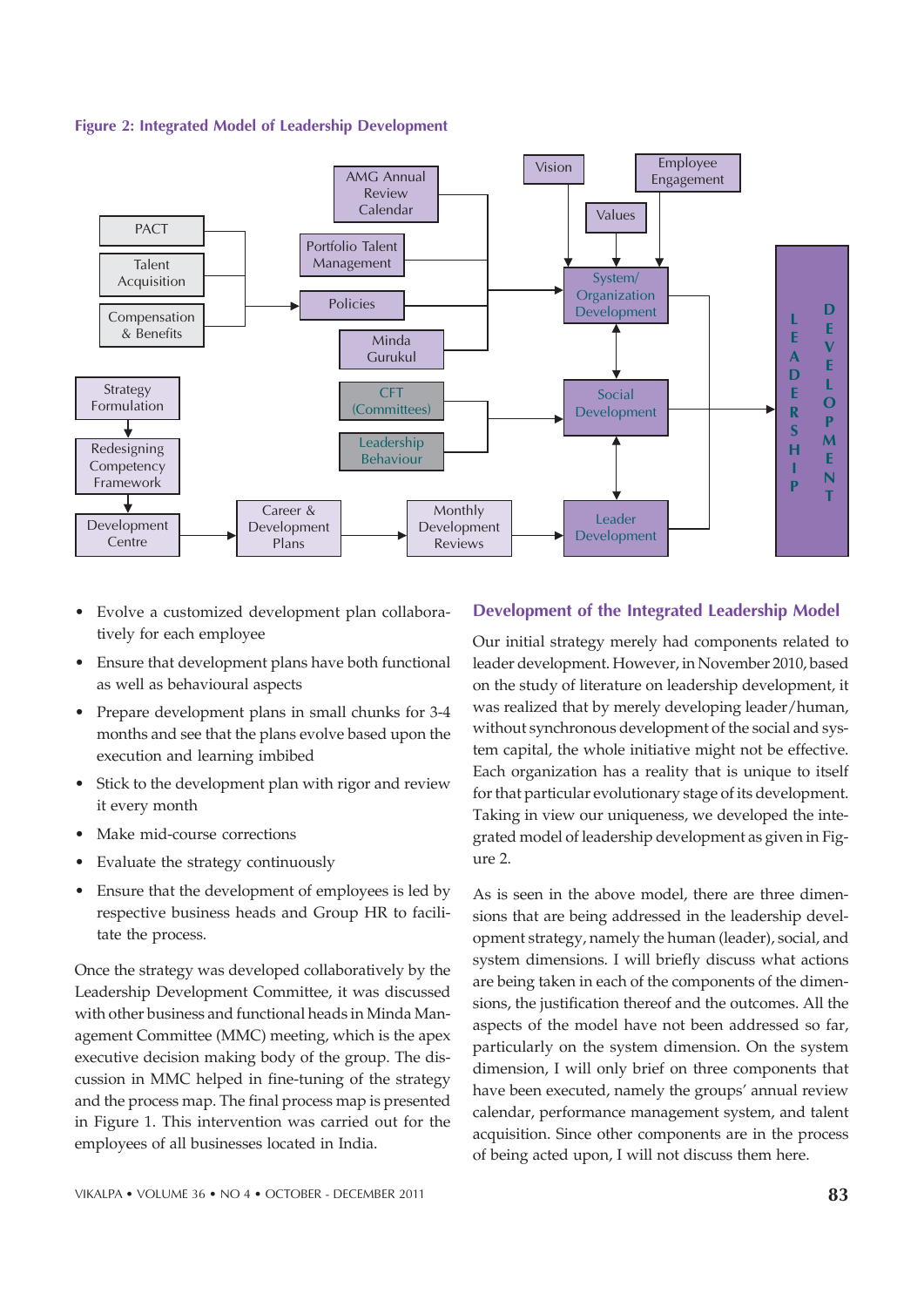**Figure 2: Integrated Model of Leadership Development**

- Evolve a customized development plan collaboratively for each employee
- Ensure that development plans have both functional as well as behavioural aspects
- Prepare development plans in small chunks for 3-4 months and see that the plans evolve based upon the execution and learning imbibed
- Stick to the development plan with rigor and review it every month
- Make mid-course corrections
- Evaluate the strategy continuously
- Ensure that the development of employees is led by respective business heads and Group HR to facilitate the process.

Once the strategy was developed collaboratively by the Leadership Development Committee, it was discussed with other business and functional heads in Minda Management Committee (MMC) meeting, which is the apex executive decision making body of the group. The discussion in MMC helped in fine-tuning of the strategy and the process map. The final process map is presented in Figure 1. This intervention was carried out for the employees of all businesses located in India.

## Development of the Integrated Leadership Model

Our initial strategy merely had components related to leader development. However, in November 2010, based on the study of literature on leadership development, it was realized that by merely developing leader/human, without synchronous development of the social and system capital, the whole initiative might not be effective. Each organization has a reality that is unique to itself for that particular evolutionary stage of its development. Taking in view our uniqueness, we developed the integrated model of leadership development as given in Figure 2.

As is seen in the above model, there are three dimensions that are being addressed in the leadership development strategy, namely the human (leader), social, and system dimensions. I will briefly discuss what actions are being taken in each of the components of the dimensions, the justification thereof and the outcomes. All the aspects of the model have not been addressed so far, particularly on the system dimension. On the system dimension, I will only brief on three components that have been executed, namely the groups' annual review calendar, performance management system, and talent acquisition. Since other components are in the process of being acted upon, I will not discuss them here.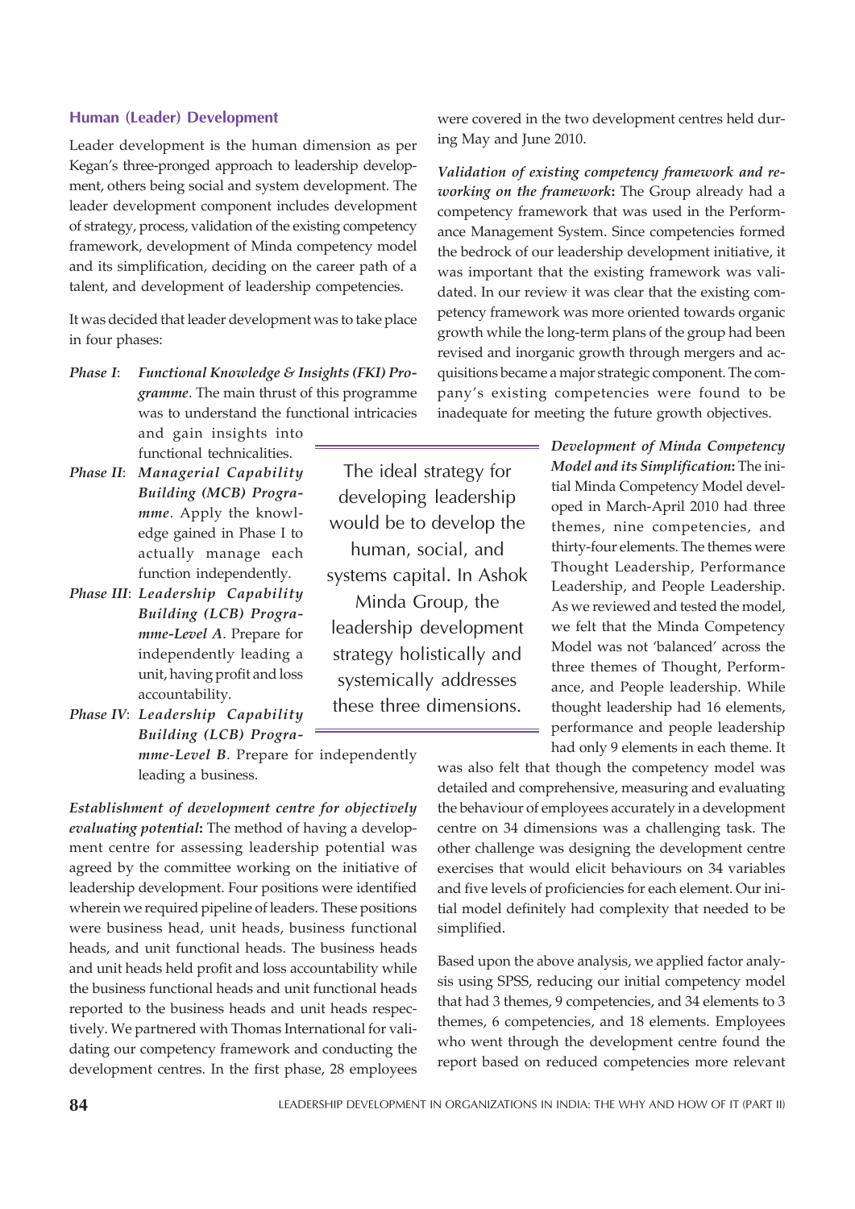### Human (Leader) Development

Leader development is the human dimension as per Kegan's three-pronged approach to leadership development, others being social and system development. The leader development component includes development of strategy, process, validation of the existing competency framework, development of Minda competency model and its simplification, deciding on the career path of a talent, and development of leadership competencies.

It was decided that leader development was to take place in four phases:

- *Phase I*: ***Functional Knowledge & Insights (FKI) Programme***. The main thrust of this programme was to understand the functional intricacies and gain insights into functional technicalities.
- *Phase II*: ***Managerial Capability Building (MCB) Programme***. Apply the knowledge gained in Phase I to actually manage each function independently.
- *Phase III*: ***Leadership Capability Building (LCB) Programme-Level A***. Prepare for independently leading a unit, having profit and loss accountability.
- *Phase IV*: ***Leadership Capability Building (LCB) Programme-Level B***. Prepare for independently leading a business.

> The ideal strategy for developing leadership would be to develop the human, social, and systems capital. In Ashok Minda Group, the leadership development strategy holistically and systemically addresses these three dimensions.

***Establishment of development centre for objectively evaluating potential*:** The method of having a development centre for assessing leadership potential was agreed by the committee working on the initiative of leadership development. Four positions were identified wherein we required pipeline of leaders. These positions were business head, unit heads, business functional heads, and unit functional heads. The business heads and unit heads held profit and loss accountability while the business functional heads and unit functional heads reported to the business heads and unit heads respectively. We partnered with Thomas International for validating our competency framework and conducting the development centres. In the first phase, 28 employees were covered in the two development centres held during May and June 2010.

***Validation of existing competency framework and reworking on the framework*:** The Group already had a competency framework that was used in the Performance Management System. Since competencies formed the bedrock of our leadership development initiative, it was important that the existing framework was validated. In our review it was clear that the existing competency framework was more oriented towards organic growth while the long-term plans of the group had been revised and inorganic growth through mergers and acquisitions became a major strategic component. The company's existing competencies were found to be inadequate for meeting the future growth objectives.

***Development of Minda Competency Model and its Simplification*:** The initial Minda Competency Model developed in March-April 2010 had three themes, nine competencies, and thirty-four elements. The themes were Thought Leadership, Performance Leadership, and People Leadership. As we reviewed and tested the model, we felt that the Minda Competency Model was not 'balanced' across the three themes of Thought, Performance, and People leadership. While thought leadership had 16 elements, performance and people leadership had only 9 elements in each theme. It was also felt that though the competency model was detailed and comprehensive, measuring and evaluating the behaviour of employees accurately in a development centre on 34 dimensions was a challenging task. The other challenge was designing the development centre exercises that would elicit behaviours on 34 variables and five levels of proficiencies for each element. Our initial model definitely had complexity that needed to be simplified.

Based upon the above analysis, we applied factor analysis using SPSS, reducing our initial competency model that had 3 themes, 9 competencies, and 34 elements to 3 themes, 6 competencies, and 18 elements. Employees who went through the development centre found the report based on reduced competencies more relevant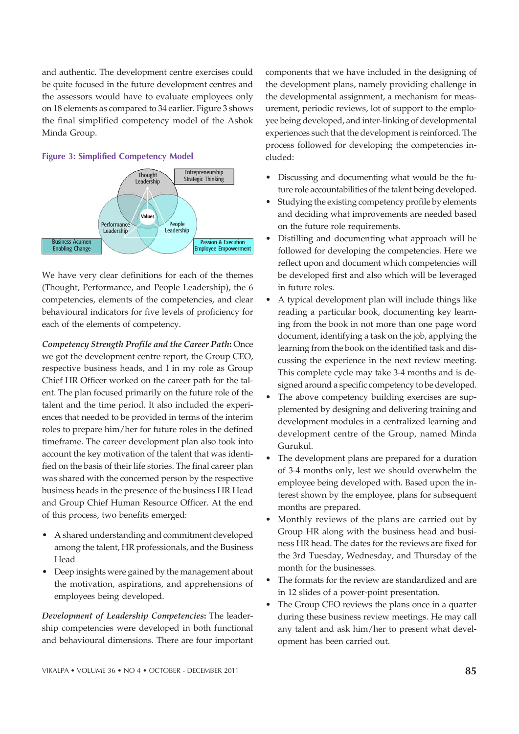and authentic. The development centre exercises could be quite focused in the future development centres and the assessors would have to evaluate employees only on 18 elements as compared to 34 earlier. Figure 3 shows the final simplified competency model of the Ashok Minda Group.

**Figure 3: Simplified Competency Model**

Thought Leadership

Entrepreneurship Strategic Thinking

Values

Performance Leadership

People Leadership

Business Acumen Enabling Change

Passion & Execution Employee Empowerment

We have very clear definitions for each of the themes (Thought, Performance, and People Leadership), the 6 competencies, elements of the competencies, and clear behavioural indicators for five levels of proficiency for each of the elements of competency.

***Competency Strength Profile and the Career Path*:** Once we got the development centre report, the Group CEO, respective business heads, and I in my role as Group Chief HR Officer worked on the career path for the talent. The plan focused primarily on the future role of the talent and the time period. It also included the experiences that needed to be provided in terms of the interim roles to prepare him/her for future roles in the defined timeframe. The career development plan also took into account the key motivation of the talent that was identified on the basis of their life stories. The final career plan was shared with the concerned person by the respective business heads in the presence of the business HR Head and Group Chief Human Resource Officer. At the end of this process, two benefits emerged:

- A shared understanding and commitment developed among the talent, HR professionals, and the Business Head
- Deep insights were gained by the management about the motivation, aspirations, and apprehensions of employees being developed.

***Development of Leadership Competencies*:** The leadership competencies were developed in both functional and behavioural dimensions. There are four important components that we have included in the designing of the development plans, namely providing challenge in the developmental assignment, a mechanism for measurement, periodic reviews, lot of support to the employee being developed, and inter-linking of developmental experiences such that the development is reinforced. The process followed for developing the competencies included:

- Discussing and documenting what would be the future role accountabilities of the talent being developed.
- Studying the existing competency profile by elements and deciding what improvements are needed based on the future role requirements.
- Distilling and documenting what approach will be followed for developing the competencies. Here we reflect upon and document which competencies will be developed first and also which will be leveraged in future roles.
- A typical development plan will include things like reading a particular book, documenting key learning from the book in not more than one page word document, identifying a task on the job, applying the learning from the book on the identified task and discussing the experience in the next review meeting. This complete cycle may take 3-4 months and is designed around a specific competency to be developed.
- The above competency building exercises are supplemented by designing and delivering training and development modules in a centralized learning and development centre of the Group, named Minda Gurukul.
- The development plans are prepared for a duration of 3-4 months only, lest we should overwhelm the employee being developed with. Based upon the interest shown by the employee, plans for subsequent months are prepared.
- Monthly reviews of the plans are carried out by Group HR along with the business head and business HR head. The dates for the reviews are fixed for the 3rd Tuesday, Wednesday, and Thursday of the month for the businesses.
- The formats for the review are standardized and are in 12 slides of a power-point presentation.
- The Group CEO reviews the plans once in a quarter during these business review meetings. He may call any talent and ask him/her to present what development has been carried out.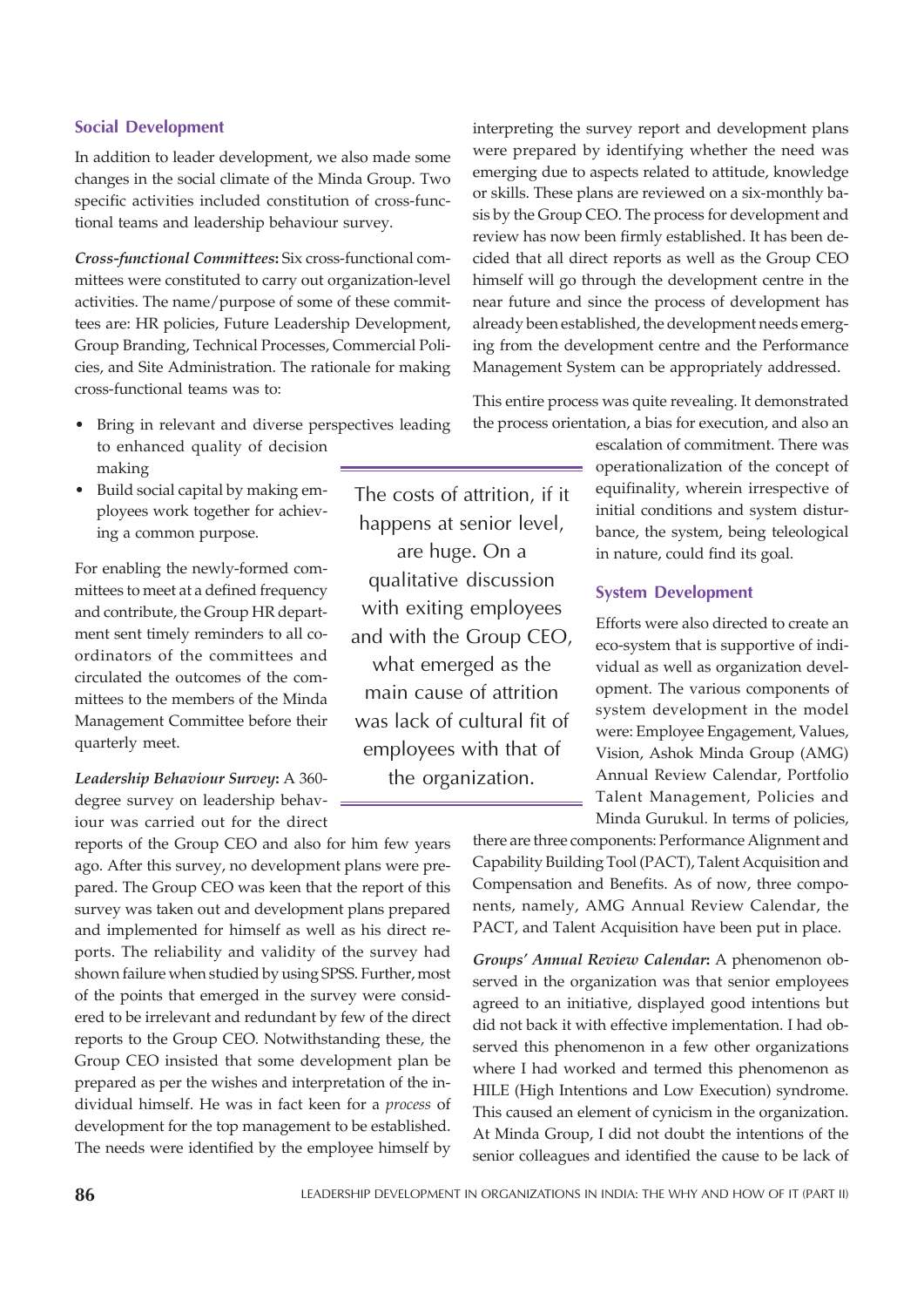## Social Development

In addition to leader development, we also made some changes in the social climate of the Minda Group. Two specific activities included constitution of cross-functional teams and leadership behaviour survey.

***Cross-functional Committees*:** Six cross-functional committees were constituted to carry out organization-level activities. The name/purpose of some of these committees are: HR policies, Future Leadership Development, Group Branding, Technical Processes, Commercial Policies, and Site Administration. The rationale for making cross-functional teams was to:

- Bring in relevant and diverse perspectives leading to enhanced quality of decision making
- Build social capital by making employees work together for achieving a common purpose.

For enabling the newly-formed committees to meet at a defined frequency and contribute, the Group HR department sent timely reminders to all co-ordinators of the committees and circulated the outcomes of the committees to the members of the Minda Management Committee before their quarterly meet.

> The costs of attrition, if it happens at senior level, are huge. On a qualitative discussion with exiting employees and with the Group CEO, what emerged as the main cause of attrition was lack of cultural fit of employees with that of the organization.

***Leadership Behaviour Survey*:** A 360-degree survey on leadership behaviour was carried out for the direct reports of the Group CEO and also for him few years ago. After this survey, no development plans were prepared. The Group CEO was keen that the report of this survey was taken out and development plans prepared and implemented for himself as well as his direct reports. The reliability and validity of the survey had shown failure when studied by using SPSS. Further, most of the points that emerged in the survey were considered to be irrelevant and redundant by few of the direct reports to the Group CEO. Notwithstanding these, the Group CEO insisted that some development plan be prepared as per the wishes and interpretation of the individual himself. He was in fact keen for a *process* of development for the top management to be established. The needs were identified by the employee himself by interpreting the survey report and development plans were prepared by identifying whether the need was emerging due to aspects related to attitude, knowledge or skills. These plans are reviewed on a six-monthly basis by the Group CEO. The process for development and review has now been firmly established. It has been decided that all direct reports as well as the Group CEO himself will go through the development centre in the near future and since the process of development has already been established, the development needs emerging from the development centre and the Performance Management System can be appropriately addressed.

This entire process was quite revealing. It demonstrated the process orientation, a bias for execution, and also an escalation of commitment. There was operationalization of the concept of equifinality, wherein irrespective of initial conditions and system disturbance, the system, being teleological in nature, could find its goal.

## System Development

Efforts were also directed to create an eco-system that is supportive of individual as well as organization development. The various components of system development in the model were: Employee Engagement, Values, Vision, Ashok Minda Group (AMG) Annual Review Calendar, Portfolio Talent Management, Policies and Minda Gurukul. In terms of policies, there are three components: Performance Alignment and Capability Building Tool (PACT), Talent Acquisition and Compensation and Benefits. As of now, three components, namely, AMG Annual Review Calendar, the PACT, and Talent Acquisition have been put in place.

***Groups' Annual Review Calendar*:** A phenomenon observed in the organization was that senior employees agreed to an initiative, displayed good intentions but did not back it with effective implementation. I had observed this phenomenon in a few other organizations where I had worked and termed this phenomenon as HILE (High Intentions and Low Execution) syndrome. This caused an element of cynicism in the organization. At Minda Group, I did not doubt the intentions of the senior colleagues and identified the cause to be lack of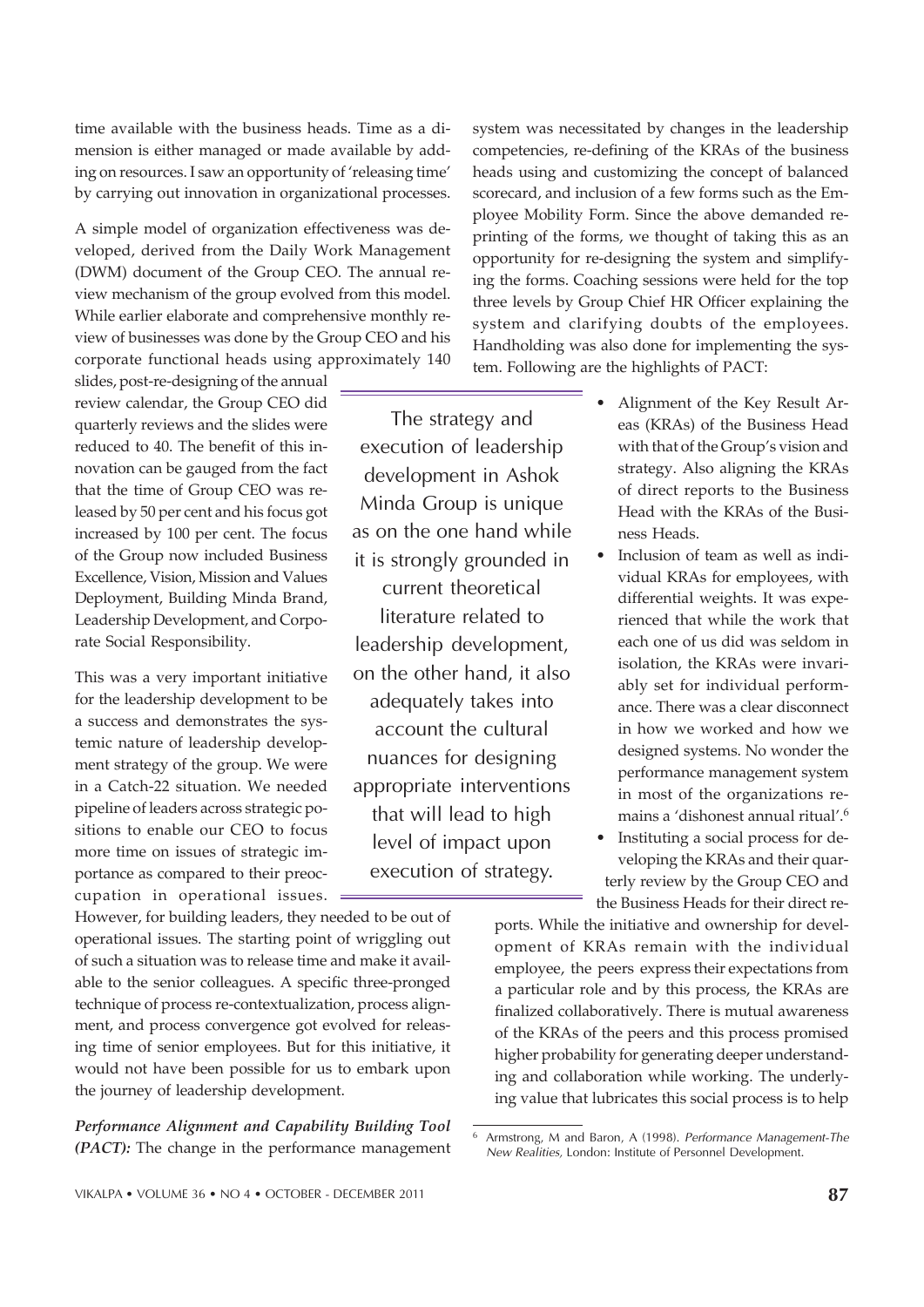time available with the business heads. Time as a dimension is either managed or made available by adding on resources. I saw an opportunity of 'releasing time' by carrying out innovation in organizational processes.

A simple model of organization effectiveness was developed, derived from the Daily Work Management (DWM) document of the Group CEO. The annual review mechanism of the group evolved from this model. While earlier elaborate and comprehensive monthly review of businesses was done by the Group CEO and his corporate functional heads using approximately 140 slides, post-re-designing of the annual review calendar, the Group CEO did quarterly reviews and the slides were reduced to 40. The benefit of this innovation can be gauged from the fact that the time of Group CEO was released by 50 per cent and his focus got increased by 100 per cent. The focus of the Group now included Business Excellence, Vision, Mission and Values Deployment, Building Minda Brand, Leadership Development, and Corporate Social Responsibility.

This was a very important initiative for the leadership development to be a success and demonstrates the systemic nature of leadership development strategy of the group. We were in a Catch-22 situation. We needed pipeline of leaders across strategic positions to enable our CEO to focus more time on issues of strategic importance as compared to their preoccupation in operational issues. However, for building leaders, they needed to be out of operational issues. The starting point of wriggling out of such a situation was to release time and make it available to the senior colleagues. A specific three-pronged technique of process re-contextualization, process alignment, and process convergence got evolved for releasing time of senior employees. But for this initiative, it would not have been possible for us to embark upon the journey of leadership development.

> The strategy and execution of leadership development in Ashok Minda Group is unique as on the one hand while it is strongly grounded in current theoretical literature related to leadership development, on the other hand, it also adequately takes into account the cultural nuances for designing appropriate interventions that will lead to high level of impact upon execution of strategy.

***Performance Alignment and Capability Building Tool (PACT):*** The change in the performance management system was necessitated by changes in the leadership competencies, re-defining of the KRAs of the business heads using and customizing the concept of balanced scorecard, and inclusion of a few forms such as the Employee Mobility Form. Since the above demanded reprinting of the forms, we thought of taking this as an opportunity for re-designing the system and simplifying the forms. Coaching sessions were held for the top three levels by Group Chief HR Officer explaining the system and clarifying doubts of the employees. Handholding was also done for implementing the system. Following are the highlights of PACT:

- Alignment of the Key Result Areas (KRAs) of the Business Head with that of the Group's vision and strategy. Also aligning the KRAs of direct reports to the Business Head with the KRAs of the Business Heads.
- Inclusion of team as well as individual KRAs for employees, with differential weights. It was experienced that while the work that each one of us did was seldom in isolation, the KRAs were invariably set for individual performance. There was a clear disconnect in how we worked and how we designed systems. No wonder the performance management system in most of the organizations remains a 'dishonest annual ritual'.[6]
- Instituting a social process for developing the KRAs and their quarterly review by the Group CEO and the Business Heads for their direct reports. While the initiative and ownership for development of KRAs remain with the individual employee, the peers express their expectations from a particular role and by this process, the KRAs are finalized collaboratively. There is mutual awareness of the KRAs of the peers and this process promised higher probability for generating deeper understanding and collaboration while working. The underlying value that lubricates this social process is to help

[6] Armstrong, M and Baron, A (1998). *Performance Management-The New Realities,* London: Institute of Personnel Development.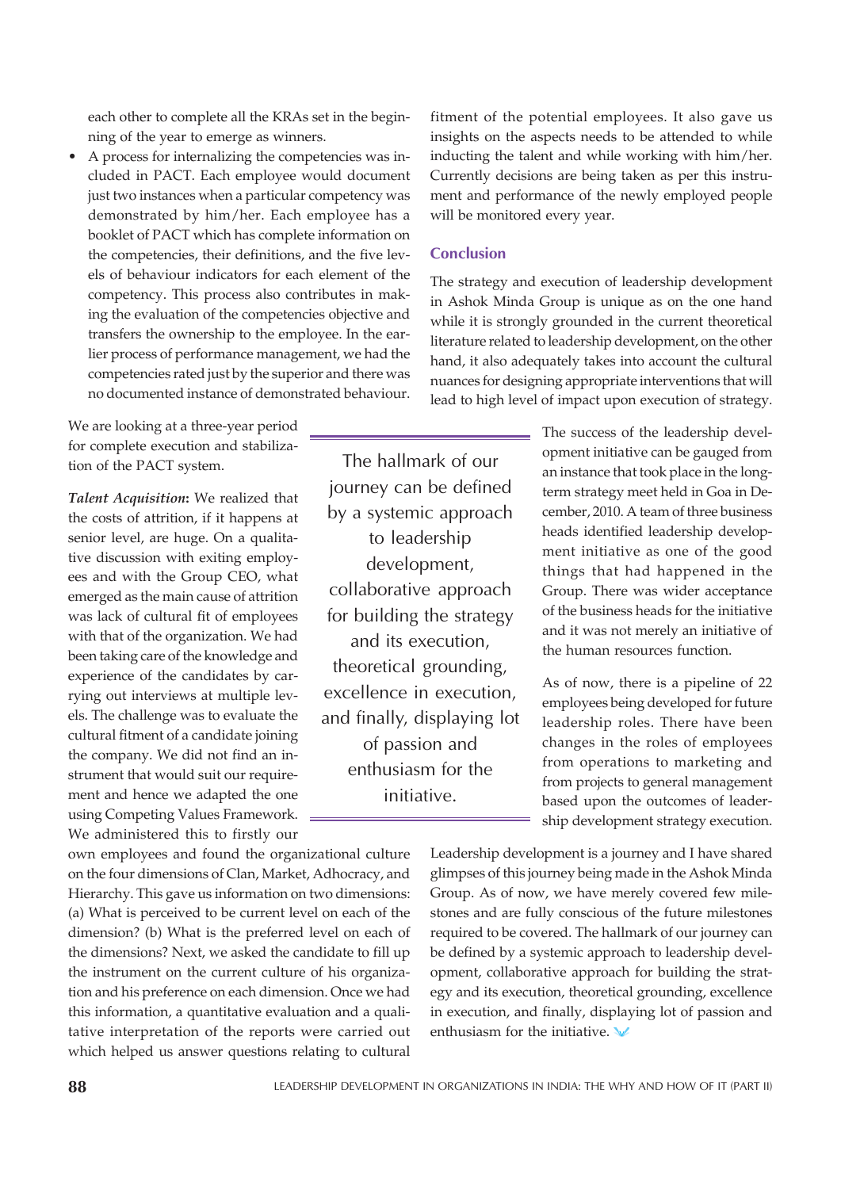each other to complete all the KRAs set in the beginning of the year to emerge as winners.

- A process for internalizing the competencies was included in PACT. Each employee would document just two instances when a particular competency was demonstrated by him/her. Each employee has a booklet of PACT which has complete information on the competencies, their definitions, and the five levels of behaviour indicators for each element of the competency. This process also contributes in making the evaluation of the competencies objective and transfers the ownership to the employee. In the earlier process of performance management, we had the competencies rated just by the superior and there was no documented instance of demonstrated behaviour.

We are looking at a three-year period for complete execution and stabilization of the PACT system.

***Talent Acquisition*:** We realized that the costs of attrition, if it happens at senior level, are huge. On a qualitative discussion with exiting employees and with the Group CEO, what emerged as the main cause of attrition was lack of cultural fit of employees with that of the organization. We had been taking care of the knowledge and experience of the candidates by carrying out interviews at multiple levels. The challenge was to evaluate the cultural fitment of a candidate joining the company. We did not find an instrument that would suit our requirement and hence we adapted the one using Competing Values Framework. We administered this to firstly our own employees and found the organizational culture on the four dimensions of Clan, Market, Adhocracy, and Hierarchy. This gave us information on two dimensions: (a) What is perceived to be current level on each of the dimension? (b) What is the preferred level on each of the dimensions? Next, we asked the candidate to fill up the instrument on the current culture of his organization and his preference on each dimension. Once we had this information, a quantitative evaluation and a qualitative interpretation of the reports were carried out which helped us answer questions relating to cultural fitment of the potential employees. It also gave us insights on the aspects needs to be attended to while inducting the talent and while working with him/her. Currently decisions are being taken as per this instrument and performance of the newly employed people will be monitored every year.

## Conclusion

The strategy and execution of leadership development in Ashok Minda Group is unique as on the one hand while it is strongly grounded in the current theoretical literature related to leadership development, on the other hand, it also adequately takes into account the cultural nuances for designing appropriate interventions that will lead to high level of impact upon execution of strategy.

> The hallmark of our journey can be defined by a systemic approach to leadership development, collaborative approach for building the strategy and its execution, theoretical grounding, excellence in execution, and finally, displaying lot of passion and enthusiasm for the initiative.

The success of the leadership development initiative can be gauged from an instance that took place in the long-term strategy meet held in Goa in December, 2010. A team of three business heads identified leadership development initiative as one of the good things that had happened in the Group. There was wider acceptance of the business heads for the initiative and it was not merely an initiative of the human resources function.

As of now, there is a pipeline of 22 employees being developed for future leadership roles. There have been changes in the roles of employees from operations to marketing and from projects to general management based upon the outcomes of leadership development strategy execution.

Leadership development is a journey and I have shared glimpses of this journey being made in the Ashok Minda Group. As of now, we have merely covered few milestones and are fully conscious of the future milestones required to be covered. The hallmark of our journey can be defined by a systemic approach to leadership development, collaborative approach for building the strategy and its execution, theoretical grounding, excellence in execution, and finally, displaying lot of passion and enthusiasm for the initiative.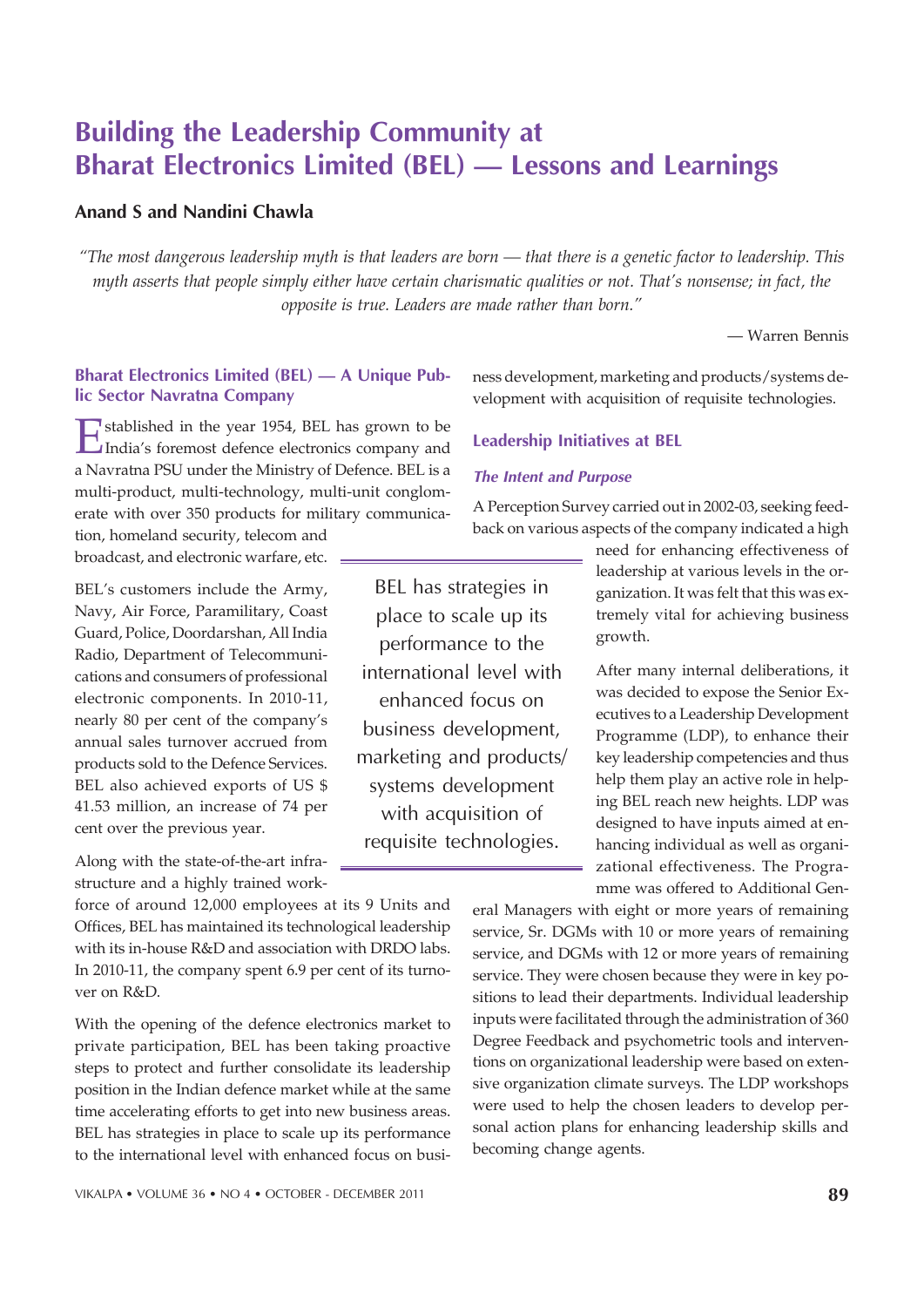# Building the Leadership Community at Bharat Electronics Limited (BEL) — Lessons and Learnings

**Anand S and Nandini Chawla**

*"The most dangerous leadership myth is that leaders are born — that there is a genetic factor to leadership. This myth asserts that people simply either have certain charismatic qualities or not. That's nonsense; in fact, the opposite is true. Leaders are made rather than born."*

— Warren Bennis

## Bharat Electronics Limited (BEL) — A Unique Public Sector Navratna Company

Established in the year 1954, BEL has grown to be India's foremost defence electronics company and a Navratna PSU under the Ministry of Defence. BEL is a multi-product, multi-technology, multi-unit conglomerate with over 350 products for military communication, homeland security, telecom and broadcast, and electronic warfare, etc.

BEL's customers include the Army, Navy, Air Force, Paramilitary, Coast Guard, Police, Doordarshan, All India Radio, Department of Telecommunications and consumers of professional electronic components. In 2010-11, nearly 80 per cent of the company's annual sales turnover accrued from products sold to the Defence Services. BEL also achieved exports of US $ 41.53 million, an increase of 74 per cent over the previous year.

Along with the state-of-the-art infrastructure and a highly trained workforce of around 12,000 employees at its 9 Units and Offices, BEL has maintained its technological leadership with its in-house R&D and association with DRDO labs. In 2010-11, the company spent 6.9 per cent of its turnover on R&D.

With the opening of the defence electronics market to private participation, BEL has been taking proactive steps to protect and further consolidate its leadership position in the Indian defence market while at the same time accelerating efforts to get into new business areas. BEL has strategies in place to scale up its performance to the international level with enhanced focus on business development, marketing and products/systems development with acquisition of requisite technologies.

> BEL has strategies in place to scale up its performance to the international level with enhanced focus on business development, marketing and products/ systems development with acquisition of requisite technologies.

## Leadership Initiatives at BEL

### *The Intent and Purpose*

A Perception Survey carried out in 2002-03, seeking feedback on various aspects of the company indicated a high need for enhancing effectiveness of leadership at various levels in the organization. It was felt that this was extremely vital for achieving business growth.

After many internal deliberations, it was decided to expose the Senior Executives to a Leadership Development Programme (LDP), to enhance their key leadership competencies and thus help them play an active role in helping BEL reach new heights. LDP was designed to have inputs aimed at enhancing individual as well as organizational effectiveness. The Programme was offered to Additional General Managers with eight or more years of remaining service, Sr. DGMs with 10 or more years of remaining service, and DGMs with 12 or more years of remaining service. They were chosen because they were in key positions to lead their departments. Individual leadership inputs were facilitated through the administration of 360 Degree Feedback and psychometric tools and interventions on organizational leadership were based on extensive organization climate surveys. The LDP workshops were used to help the chosen leaders to develop personal action plans for enhancing leadership skills and becoming change agents.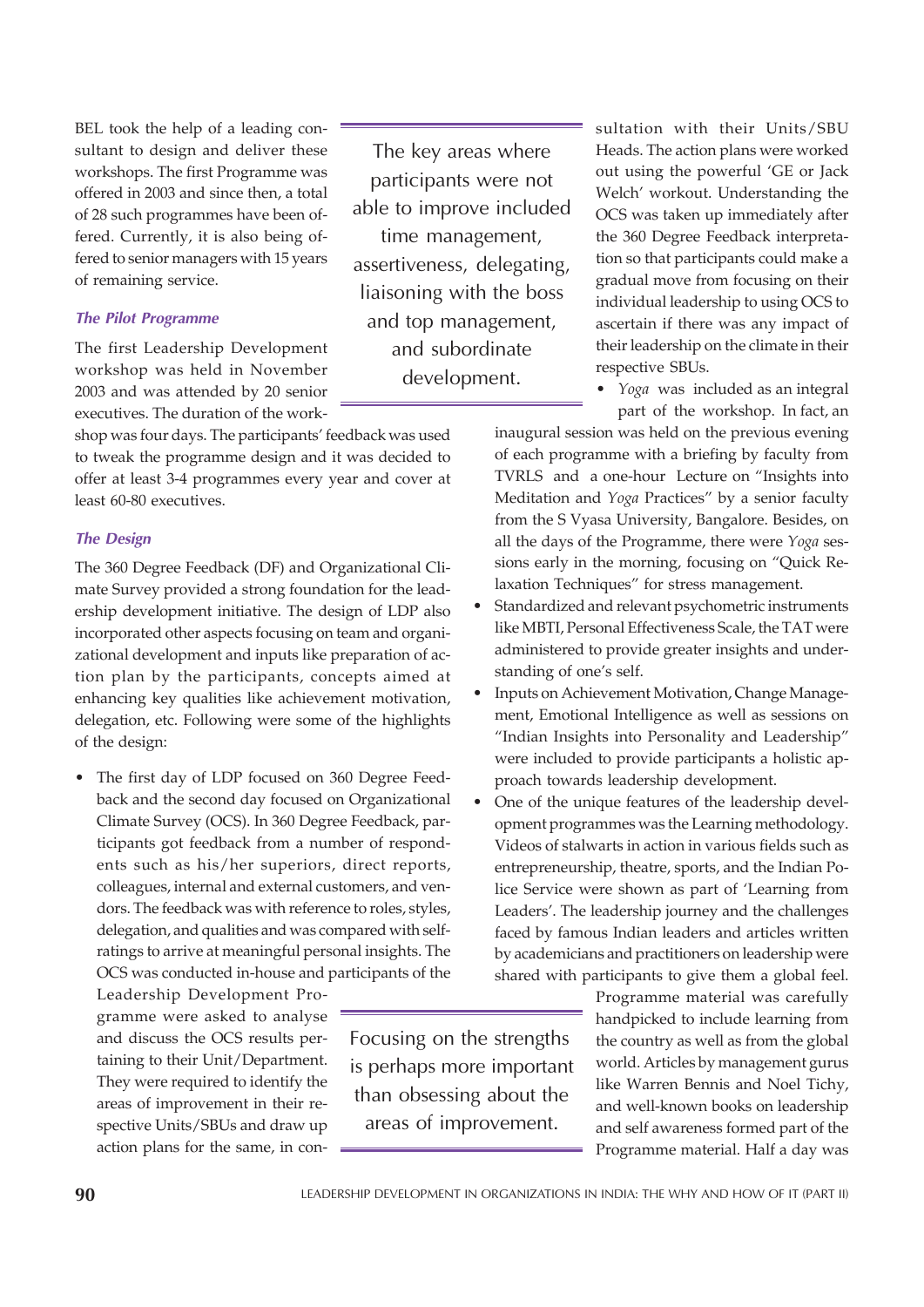BEL took the help of a leading consultant to design and deliver these workshops. The first Programme was offered in 2003 and since then, a total of 28 such programmes have been offered. Currently, it is also being offered to senior managers with 15 years of remaining service.

> The key areas where participants were not able to improve included time management, assertiveness, delegating, liaisoning with the boss and top management, and subordinate development.

### *The Pilot Programme*

The first Leadership Development workshop was held in November 2003 and was attended by 20 senior executives. The duration of the workshop was four days. The participants' feedback was used to tweak the programme design and it was decided to offer at least 3-4 programmes every year and cover at least 60-80 executives.

### *The Design*

The 360 Degree Feedback (DF) and Organizational Climate Survey provided a strong foundation for the leadership development initiative. The design of LDP also incorporated other aspects focusing on team and organizational development and inputs like preparation of action plan by the participants, concepts aimed at enhancing key qualities like achievement motivation, delegation, etc. Following were some of the highlights of the design:

- The first day of LDP focused on 360 Degree Feedback and the second day focused on Organizational Climate Survey (OCS). In 360 Degree Feedback, participants got feedback from a number of respondents such as his/her superiors, direct reports, colleagues, internal and external customers, and vendors. The feedback was with reference to roles, styles, delegation, and qualities and was compared with self-ratings to arrive at meaningful personal insights. The OCS was conducted in-house and participants of the Leadership Development Programme were asked to analyse and discuss the OCS results pertaining to their Unit/Department. They were required to identify the areas of improvement in their respective Units/SBUs and draw up action plans for the same, in consultation with their Units/SBU Heads. The action plans were worked out using the powerful 'GE or Jack Welch' workout. Understanding the OCS was taken up immediately after the 360 Degree Feedback interpretation so that participants could make a gradual move from focusing on their individual leadership to using OCS to ascertain if there was any impact of their leadership on the climate in their respective SBUs.
- *Yoga* was included as an integral part of the workshop. In fact, an inaugural session was held on the previous evening of each programme with a briefing by faculty from TVRLS and a one-hour Lecture on "Insights into Meditation and *Yoga* Practices" by a senior faculty from the S Vyasa University, Bangalore. Besides, on all the days of the Programme, there were *Yoga* sessions early in the morning, focusing on "Quick Relaxation Techniques" for stress management.
- Standardized and relevant psychometric instruments like MBTI, Personal Effectiveness Scale, the TAT were administered to provide greater insights and understanding of one's self.
- Inputs on Achievement Motivation, Change Management, Emotional Intelligence as well as sessions on "Indian Insights into Personality and Leadership" were included to provide participants a holistic approach towards leadership development.
- One of the unique features of the leadership development programmes was the Learning methodology. Videos of stalwarts in action in various fields such as entrepreneurship, theatre, sports, and the Indian Police Service were shown as part of 'Learning from Leaders'. The leadership journey and the challenges faced by famous Indian leaders and articles written by academicians and practitioners on leadership were shared with participants to give them a global feel. Programme material was carefully handpicked to include learning from the country as well as from the global world. Articles by management gurus like Warren Bennis and Noel Tichy, and well-known books on leadership and self awareness formed part of the Programme material. Half a day was

> Focusing on the strengths is perhaps more important than obsessing about the areas of improvement.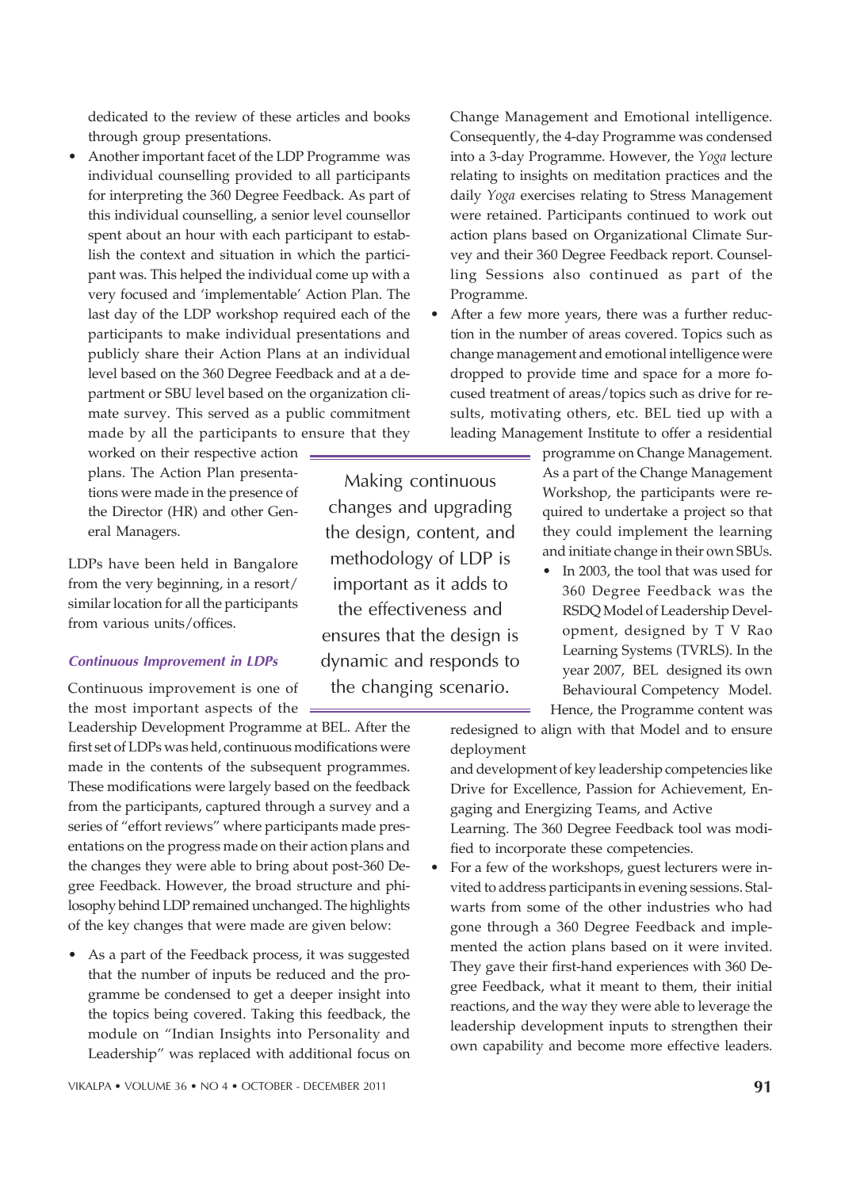dedicated to the review of these articles and books through group presentations.

- Another important facet of the LDP Programme was individual counselling provided to all participants for interpreting the 360 Degree Feedback. As part of this individual counselling, a senior level counsellor spent about an hour with each participant to establish the context and situation in which the participant was. This helped the individual come up with a very focused and 'implementable' Action Plan. The last day of the LDP workshop required each of the participants to make individual presentations and publicly share their Action Plans at an individual level based on the 360 Degree Feedback and at a department or SBU level based on the organization climate survey. This served as a public commitment made by all the participants to ensure that they worked on their respective action plans. The Action Plan presentations were made in the presence of the Director (HR) and other General Managers.

LDPs have been held in Bangalore from the very beginning, in a resort/similar location for all the participants from various units/offices.

### Continuous Improvement in LDPs

Continuous improvement is one of the most important aspects of the Leadership Development Programme at BEL. After the first set of LDPs was held, continuous modifications were made in the contents of the subsequent programmes. These modifications were largely based on the feedback from the participants, captured through a survey and a series of "effort reviews" where participants made presentations on the progress made on their action plans and the changes they were able to bring about post-360 Degree Feedback. However, the broad structure and philosophy behind LDP remained unchanged. The highlights of the key changes that were made are given below:

- As a part of the Feedback process, it was suggested that the number of inputs be reduced and the programme be condensed to get a deeper insight into the topics being covered. Taking this feedback, the module on "Indian Insights into Personality and Leadership" was replaced with additional focus on Change Management and Emotional intelligence. Consequently, the 4-day Programme was condensed into a 3-day Programme. However, the *Yoga* lecture relating to insights on meditation practices and the daily *Yoga* exercises relating to Stress Management were retained. Participants continued to work out action plans based on Organizational Climate Survey and their 360 Degree Feedback report. Counselling Sessions also continued as part of the Programme.
- After a few more years, there was a further reduction in the number of areas covered. Topics such as change management and emotional intelligence were dropped to provide time and space for a more focused treatment of areas/topics such as drive for results, motivating others, etc. BEL tied up with a leading Management Institute to offer a residential programme on Change Management. As a part of the Change Management Workshop, the participants were required to undertake a project so that they could implement the learning and initiate change in their own SBUs.
- In 2003, the tool that was used for 360 Degree Feedback was the RSDQ Model of Leadership Development, designed by T V Rao Learning Systems (TVRLS). In the year 2007, BEL designed its own Behavioural Competency Model. Hence, the Programme content was redesigned to align with that Model and to ensure deployment and development of key leadership competencies like Drive for Excellence, Passion for Achievement, Engaging and Energizing Teams, and Active Learning. The 360 Degree Feedback tool was modified to incorporate these competencies.
- For a few of the workshops, guest lecturers were invited to address participants in evening sessions. Stalwarts from some of the other industries who had gone through a 360 Degree Feedback and implemented the action plans based on it were invited. They gave their first-hand experiences with 360 Degree Feedback, what it meant to them, their initial reactions, and the way they were able to leverage the leadership development inputs to strengthen their own capability and become more effective leaders.

> Making continuous changes and upgrading the design, content, and methodology of LDP is important as it adds to the effectiveness and ensures that the design is dynamic and responds to the changing scenario.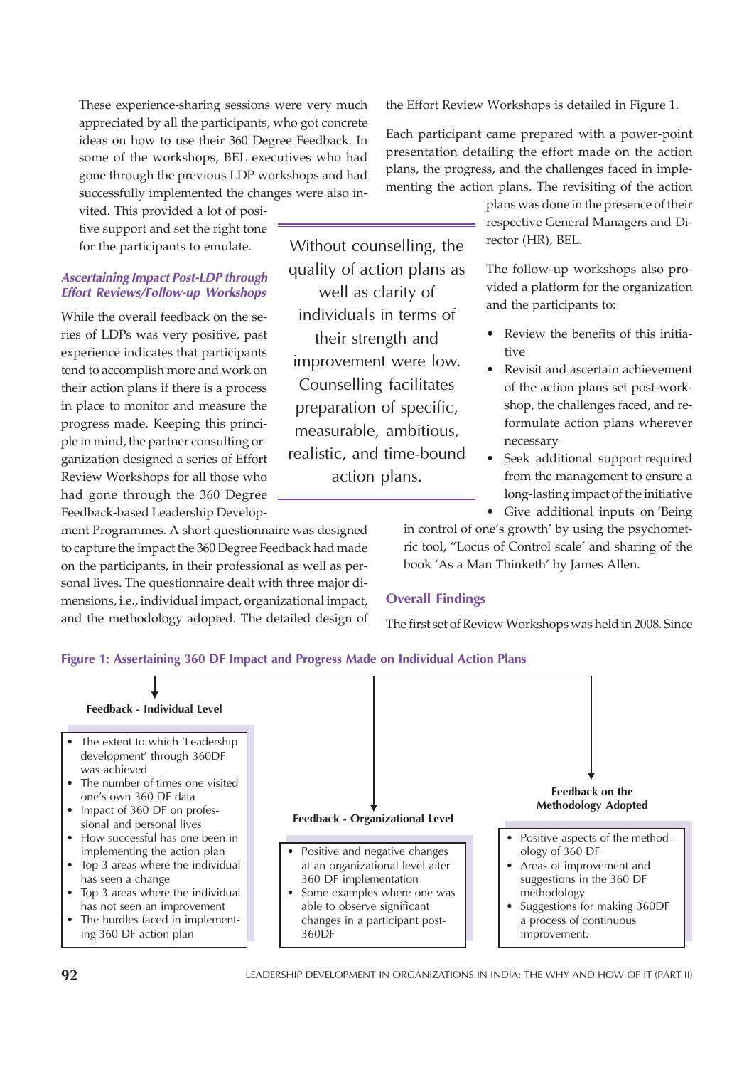These experience-sharing sessions were very much appreciated by all the participants, who got concrete ideas on how to use their 360 Degree Feedback. In some of the workshops, BEL executives who had gone through the previous LDP workshops and had successfully implemented the changes were also invited. This provided a lot of positive support and set the right tone for the participants to emulate.

> Without counselling, the quality of action plans as well as clarity of individuals in terms of their strength and improvement were low. Counselling facilitates preparation of specific, measurable, ambitious, realistic, and time-bound action plans.

### *Ascertaining Impact Post-LDP through Effort Reviews/Follow-up Workshops*

While the overall feedback on the series of LDPs was very positive, past experience indicates that participants tend to accomplish more and work on their action plans if there is a process in place to monitor and measure the progress made. Keeping this principle in mind, the partner consulting organization designed a series of Effort Review Workshops for all those who had gone through the 360 Degree Feedback-based Leadership Development Programmes. A short questionnaire was designed to capture the impact the 360 Degree Feedback had made on the participants, in their professional as well as personal lives. The questionnaire dealt with three major dimensions, i.e., individual impact, organizational impact, and the methodology adopted. The detailed design of the Effort Review Workshops is detailed in Figure 1.

Each participant came prepared with a power-point presentation detailing the effort made on the action plans, the progress, and the challenges faced in implementing the action plans. The revisiting of the action plans was done in the presence of their respective General Managers and Director (HR), BEL.

The follow-up workshops also provided a platform for the organization and the participants to:

- Review the benefits of this initiative
- Revisit and ascertain achievement of the action plans set post-workshop, the challenges faced, and reformulate action plans wherever necessary
- Seek additional support required from the management to ensure a long-lasting impact of the initiative
- Give additional inputs on 'Being in control of one's growth' by using the psychometric tool, "Locus of Control scale' and sharing of the book 'As a Man Thinketh' by James Allen.

## Overall Findings

The first set of Review Workshops was held in 2008. Since

**Figure 1: Assertaining 360 DF Impact and Progress Made on Individual Action Plans**

**Feedback - Individual Level**

- The extent to which 'Leadership development' through 360DF was achieved
- The number of times one visited one's own 360 DF data
- Impact of 360 DF on professional and personal lives
- How successful has one been in implementing the action plan
- Top 3 areas where the individual has seen a change
- Top 3 areas where the individual has not seen an improvement
- The hurdles faced in implementing 360 DF action plan

**Feedback - Organizational Level**

- Positive and negative changes at an organizational level after 360 DF implementation
- Some examples where one was able to observe significant changes in a participant post-360DF

**Feedback on the Methodology Adopted**

- Positive aspects of the methodology of 360 DF
- Areas of improvement and suggestions in the 360 DF methodology
- Suggestions for making 360DF a process of continuous improvement.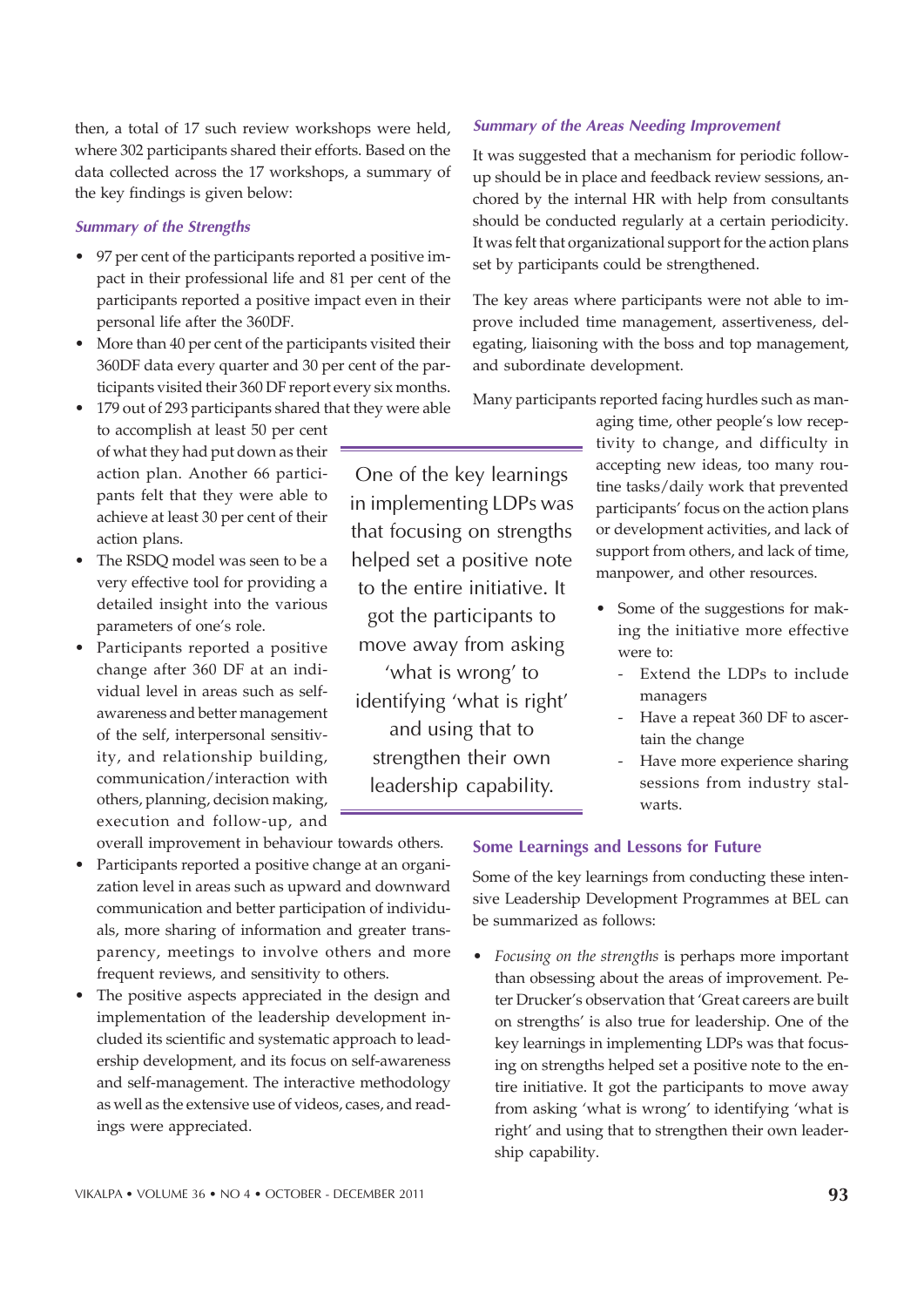then, a total of 17 such review workshops were held, where 302 participants shared their efforts. Based on the data collected across the 17 workshops, a summary of the key findings is given below:

### *Summary of the Strengths*

- 97 per cent of the participants reported a positive impact in their professional life and 81 per cent of the participants reported a positive impact even in their personal life after the 360DF.
- More than 40 per cent of the participants visited their 360DF data every quarter and 30 per cent of the participants visited their 360 DF report every six months.
- 179 out of 293 participants shared that they were able to accomplish at least 50 per cent of what they had put down as their action plan. Another 66 participants felt that they were able to achieve at least 30 per cent of their action plans.
- The RSDQ model was seen to be a very effective tool for providing a detailed insight into the various parameters of one's role.
- Participants reported a positive change after 360 DF at an individual level in areas such as self-awareness and better management of the self, interpersonal sensitivity, and relationship building, communication/interaction with others, planning, decision making, execution and follow-up, and overall improvement in behaviour towards others.
- Participants reported a positive change at an organization level in areas such as upward and downward communication and better participation of individuals, more sharing of information and greater transparency, meetings to involve others and more frequent reviews, and sensitivity to others.
- The positive aspects appreciated in the design and implementation of the leadership development included its scientific and systematic approach to leadership development, and its focus on self-awareness and self-management. The interactive methodology as well as the extensive use of videos, cases, and readings were appreciated.

> One of the key learnings in implementing LDPs was that focusing on strengths helped set a positive note to the entire initiative. It got the participants to move away from asking 'what is wrong' to identifying 'what is right' and using that to strengthen their own leadership capability.

### *Summary of the Areas Needing Improvement*

It was suggested that a mechanism for periodic follow-up should be in place and feedback review sessions, anchored by the internal HR with help from consultants should be conducted regularly at a certain periodicity. It was felt that organizational support for the action plans set by participants could be strengthened.

The key areas where participants were not able to improve included time management, assertiveness, delegating, liaisoning with the boss and top management, and subordinate development.

Many participants reported facing hurdles such as managing time, other people's low receptivity to change, and difficulty in accepting new ideas, too many routine tasks/daily work that prevented participants' focus on the action plans or development activities, and lack of support from others, and lack of time, manpower, and other resources.

- Some of the suggestions for making the initiative more effective were to:
  - Extend the LDPs to include managers
  - Have a repeat 360 DF to ascertain the change
  - Have more experience sharing sessions from industry stalwarts.

## Some Learnings and Lessons for Future

Some of the key learnings from conducting these intensive Leadership Development Programmes at BEL can be summarized as follows:

- *Focusing on the strengths* is perhaps more important than obsessing about the areas of improvement. Peter Drucker's observation that 'Great careers are built on strengths' is also true for leadership. One of the key learnings in implementing LDPs was that focusing on strengths helped set a positive note to the entire initiative. It got the participants to move away from asking 'what is wrong' to identifying 'what is right' and using that to strengthen their own leadership capability.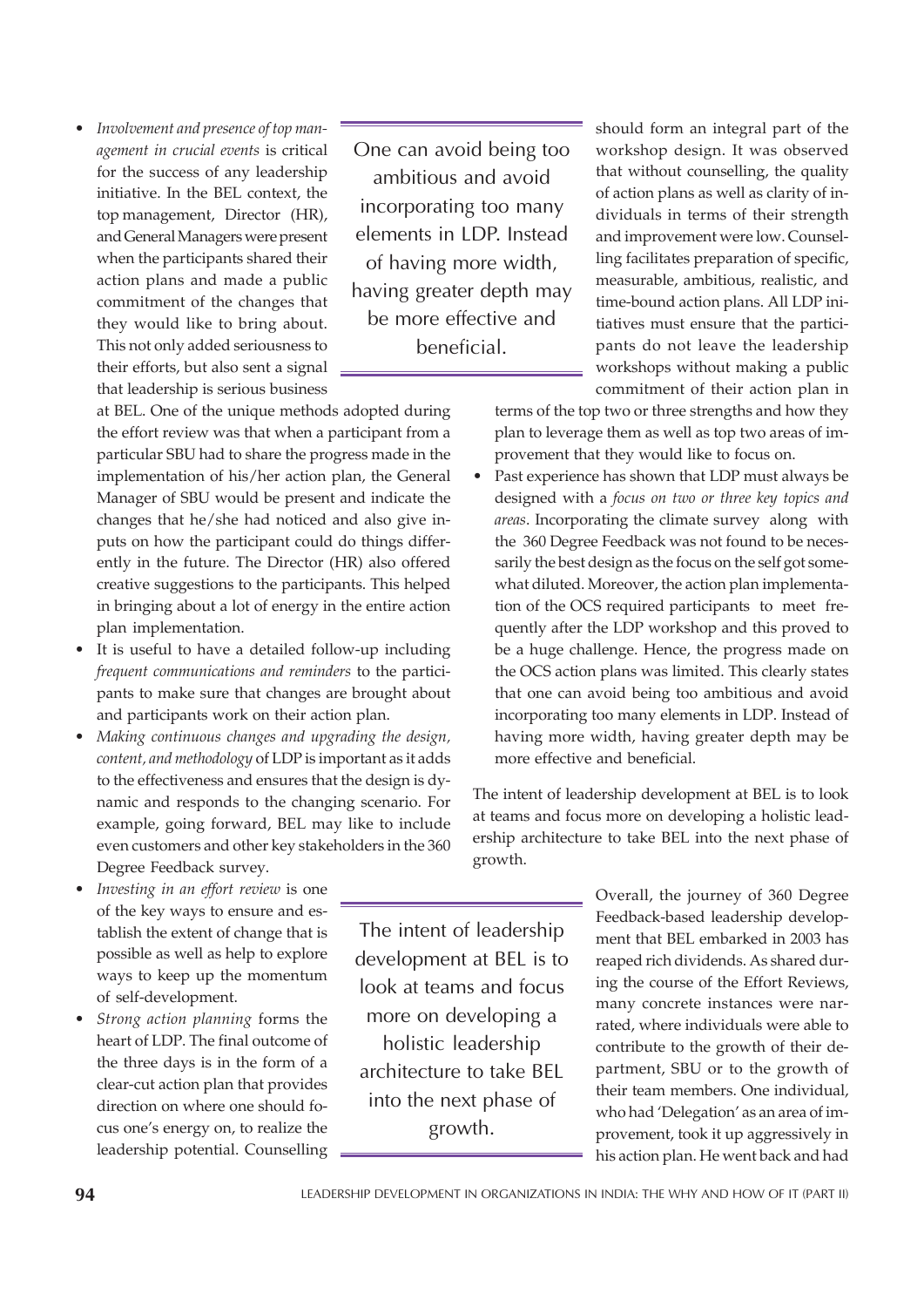- *Involvement and presence of top management in crucial events* is critical for the success of any leadership initiative. In the BEL context, the top management, Director (HR), and General Managers were present when the participants shared their action plans and made a public commitment of the changes that they would like to bring about. This not only added seriousness to their efforts, but also sent a signal that leadership is serious business at BEL. One of the unique methods adopted during the effort review was that when a participant from a particular SBU had to share the progress made in the implementation of his/her action plan, the General Manager of SBU would be present and indicate the changes that he/she had noticed and also give inputs on how the participant could do things differently in the future. The Director (HR) also offered creative suggestions to the participants. This helped in bringing about a lot of energy in the entire action plan implementation.
- It is useful to have a detailed follow-up including *frequent communications and reminders* to the participants to make sure that changes are brought about and participants work on their action plan.
- *Making continuous changes and upgrading the design, content, and methodology* of LDP is important as it adds to the effectiveness and ensures that the design is dynamic and responds to the changing scenario. For example, going forward, BEL may like to include even customers and other key stakeholders in the 360 Degree Feedback survey.
- *Investing in an effort review* is one of the key ways to ensure and establish the extent of change that is possible as well as help to explore ways to keep up the momentum of self-development.
- *Strong action planning* forms the heart of LDP. The final outcome of the three days is in the form of a clear-cut action plan that provides direction on where one should focus one's energy on, to realize the leadership potential. Counselling should form an integral part of the workshop design. It was observed that without counselling, the quality of action plans as well as clarity of individuals in terms of their strength and improvement were low. Counselling facilitates preparation of specific, measurable, ambitious, realistic, and time-bound action plans. All LDP initiatives must ensure that the participants do not leave the leadership workshops without making a public commitment of their action plan in terms of the top two or three strengths and how they plan to leverage them as well as top two areas of improvement that they would like to focus on.
- Past experience has shown that LDP must always be designed with a *focus on two or three key topics and areas*. Incorporating the climate survey along with the 360 Degree Feedback was not found to be necessarily the best design as the focus on the self got somewhat diluted. Moreover, the action plan implementation of the OCS required participants to meet frequently after the LDP workshop and this proved to be a huge challenge. Hence, the progress made on the OCS action plans was limited. This clearly states that one can avoid being too ambitious and avoid incorporating too many elements in LDP. Instead of having more width, having greater depth may be more effective and beneficial.

> One can avoid being too ambitious and avoid incorporating too many elements in LDP. Instead of having more width, having greater depth may be more effective and beneficial.

The intent of leadership development at BEL is to look at teams and focus more on developing a holistic leadership architecture to take BEL into the next phase of growth.

> The intent of leadership development at BEL is to look at teams and focus more on developing a holistic leadership architecture to take BEL into the next phase of growth.

Overall, the journey of 360 Degree Feedback-based leadership development that BEL embarked in 2003 has reaped rich dividends. As shared during the course of the Effort Reviews, many concrete instances were narrated, where individuals were able to contribute to the growth of their department, SBU or to the growth of their team members. One individual, who had 'Delegation' as an area of improvement, took it up aggressively in his action plan. He went back and had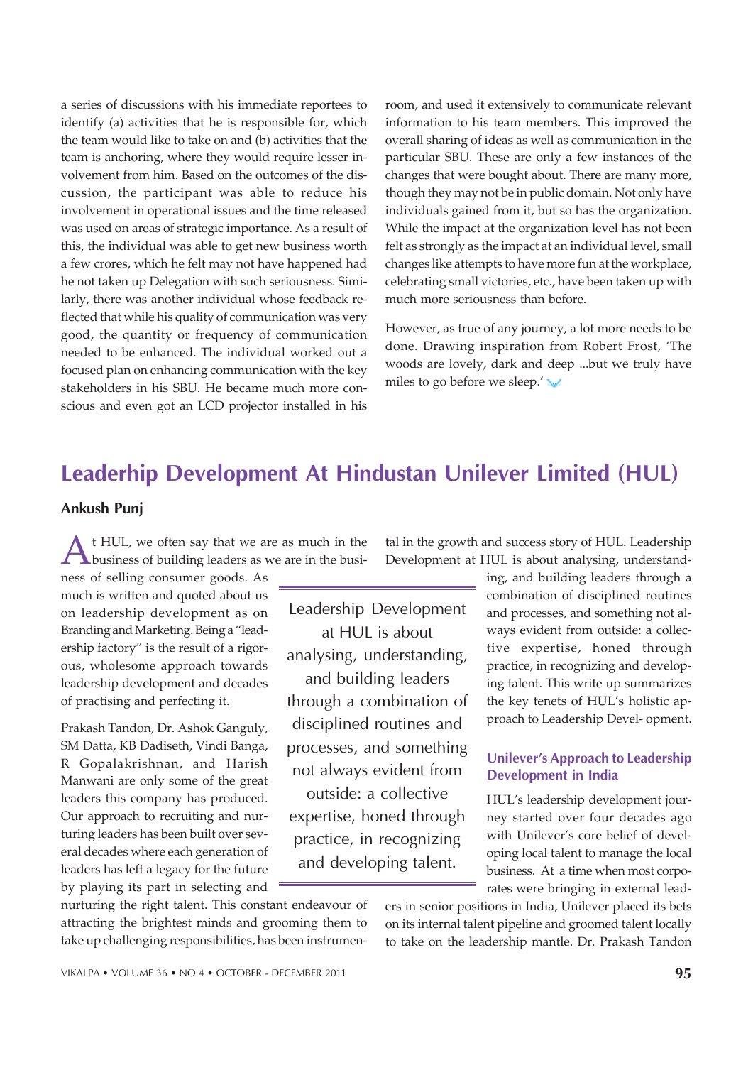a series of discussions with his immediate reportees to identify (a) activities that he is responsible for, which the team would like to take on and (b) activities that the team is anchoring, where they would require lesser involvement from him. Based on the outcomes of the discussion, the participant was able to reduce his involvement in operational issues and the time released was used on areas of strategic importance. As a result of this, the individual was able to get new business worth a few crores, which he felt may not have happened had he not taken up Delegation with such seriousness. Similarly, there was another individual whose feedback reflected that while his quality of communication was very good, the quantity or frequency of communication needed to be enhanced. The individual worked out a focused plan on enhancing communication with the key stakeholders in his SBU. He became much more conscious and even got an LCD projector installed in his room, and used it extensively to communicate relevant information to his team members. This improved the overall sharing of ideas as well as communication in the particular SBU. These are only a few instances of the changes that were bought about. There are many more, though they may not be in public domain. Not only have individuals gained from it, but so has the organization. While the impact at the organization level has not been felt as strongly as the impact at an individual level, small changes like attempts to have more fun at the workplace, celebrating small victories, etc., have been taken up with much more seriousness than before.

However, as true of any journey, a lot more needs to be done. Drawing inspiration from Robert Frost, 'The woods are lovely, dark and deep ...but we truly have miles to go before we sleep.'

## Leaderhip Development At Hindustan Unilever Limited (HUL)

**Ankush Punj**

At HUL, we often say that we are as much in the business of building leaders as we are in the business of selling consumer goods. As much is written and quoted about us on leadership development as on Branding and Marketing. Being a "leadership factory" is the result of a rigorous, wholesome approach towards leadership development and decades of practising and perfecting it.

Prakash Tandon, Dr. Ashok Ganguly, SM Datta, KB Dadiseth, Vindi Banga, R Gopalakrishnan, and Harish Manwani are only some of the great leaders this company has produced. Our approach to recruiting and nurturing leaders has been built over several decades where each generation of leaders has left a legacy for the future by playing its part in selecting and nurturing the right talent. This constant endeavour of attracting the brightest minds and grooming them to take up challenging responsibilities, has been instrumental in the growth and success story of HUL. Leadership Development at HUL is about analysing, understanding, and building leaders through a combination of disciplined routines and processes, and something not always evident from outside: a collective expertise, honed through practice, in recognizing and developing talent. This write up summarizes the key tenets of HUL's holistic approach to Leadership Devel- opment.

> Leadership Development at HUL is about analysing, understanding, and building leaders through a combination of disciplined routines and processes, and something not always evident from outside: a collective expertise, honed through practice, in recognizing and developing talent.

### Unilever's Approach to Leadership Development in India

HUL's leadership development journey started over four decades ago with Unilever's core belief of developing local talent to manage the local business. At a time when most corporates were bringing in external leaders in senior positions in India, Unilever placed its bets on its internal talent pipeline and groomed talent locally to take on the leadership mantle. Dr. Prakash Tandon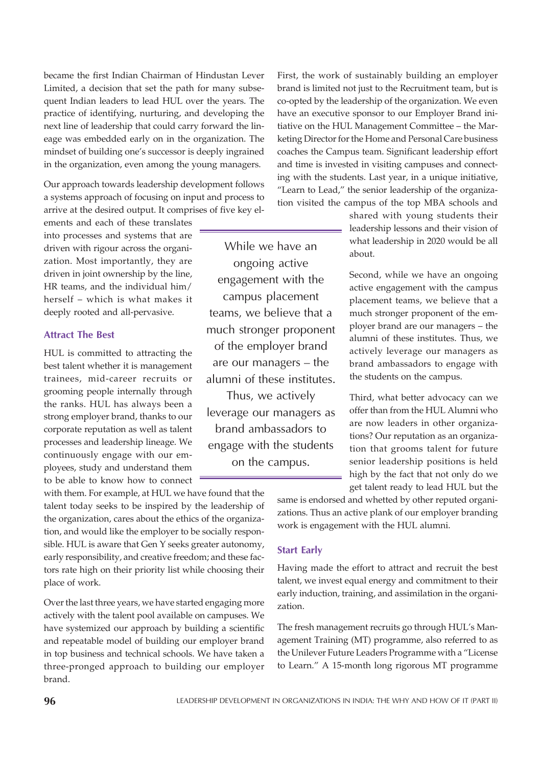became the first Indian Chairman of Hindustan Lever Limited, a decision that set the path for many subsequent Indian leaders to lead HUL over the years. The practice of identifying, nurturing, and developing the next line of leadership that could carry forward the lineage was embedded early on in the organization. The mindset of building one's successor is deeply ingrained in the organization, even among the young managers.

Our approach towards leadership development follows a systems approach of focusing on input and process to arrive at the desired output. It comprises of five key elements and each of these translates into processes and systems that are driven with rigour across the organization. Most importantly, they are driven in joint ownership by the line, HR teams, and the individual him/herself – which is what makes it deeply rooted and all-pervasive.

### Attract The Best

HUL is committed to attracting the best talent whether it is management trainees, mid-career recruits or grooming people internally through the ranks. HUL has always been a strong employer brand, thanks to our corporate reputation as well as talent processes and leadership lineage. We continuously engage with our employees, study and understand them to be able to know how to connect with them. For example, at HUL we have found that the talent today seeks to be inspired by the leadership of the organization, cares about the ethics of the organization, and would like the employer to be socially responsible. HUL is aware that Gen Y seeks greater autonomy, early responsibility, and creative freedom; and these factors rate high on their priority list while choosing their place of work.

Over the last three years, we have started engaging more actively with the talent pool available on campuses. We have systemized our approach by building a scientific and repeatable model of building our employer brand in top business and technical schools. We have taken a three-pronged approach to building our employer brand.

> While we have an ongoing active engagement with the campus placement teams, we believe that a much stronger proponent of the employer brand are our managers – the alumni of these institutes. Thus, we actively leverage our managers as brand ambassadors to engage with the students on the campus.

First, the work of sustainably building an employer brand is limited not just to the Recruitment team, but is co-opted by the leadership of the organization. We even have an executive sponsor to our Employer Brand initiative on the HUL Management Committee – the Marketing Director for the Home and Personal Care business coaches the Campus team. Significant leadership effort and time is invested in visiting campuses and connecting with the students. Last year, in a unique initiative, "Learn to Lead," the senior leadership of the organization visited the campus of the top MBA schools and shared with young students their leadership lessons and their vision of what leadership in 2020 would be all about.

Second, while we have an ongoing active engagement with the campus placement teams, we believe that a much stronger proponent of the employer brand are our managers – the alumni of these institutes. Thus, we actively leverage our managers as brand ambassadors to engage with the students on the campus.

Third, what better advocacy can we offer than from the HUL Alumni who are now leaders in other organizations? Our reputation as an organization that grooms talent for future senior leadership positions is held high by the fact that not only do we get talent ready to lead HUL but the same is endorsed and whetted by other reputed organizations. Thus an active plank of our employer branding work is engagement with the HUL alumni.

### Start Early

Having made the effort to attract and recruit the best talent, we invest equal energy and commitment to their early induction, training, and assimilation in the organization.

The fresh management recruits go through HUL's Management Training (MT) programme, also referred to as the Unilever Future Leaders Programme with a "License to Learn." A 15-month long rigorous MT programme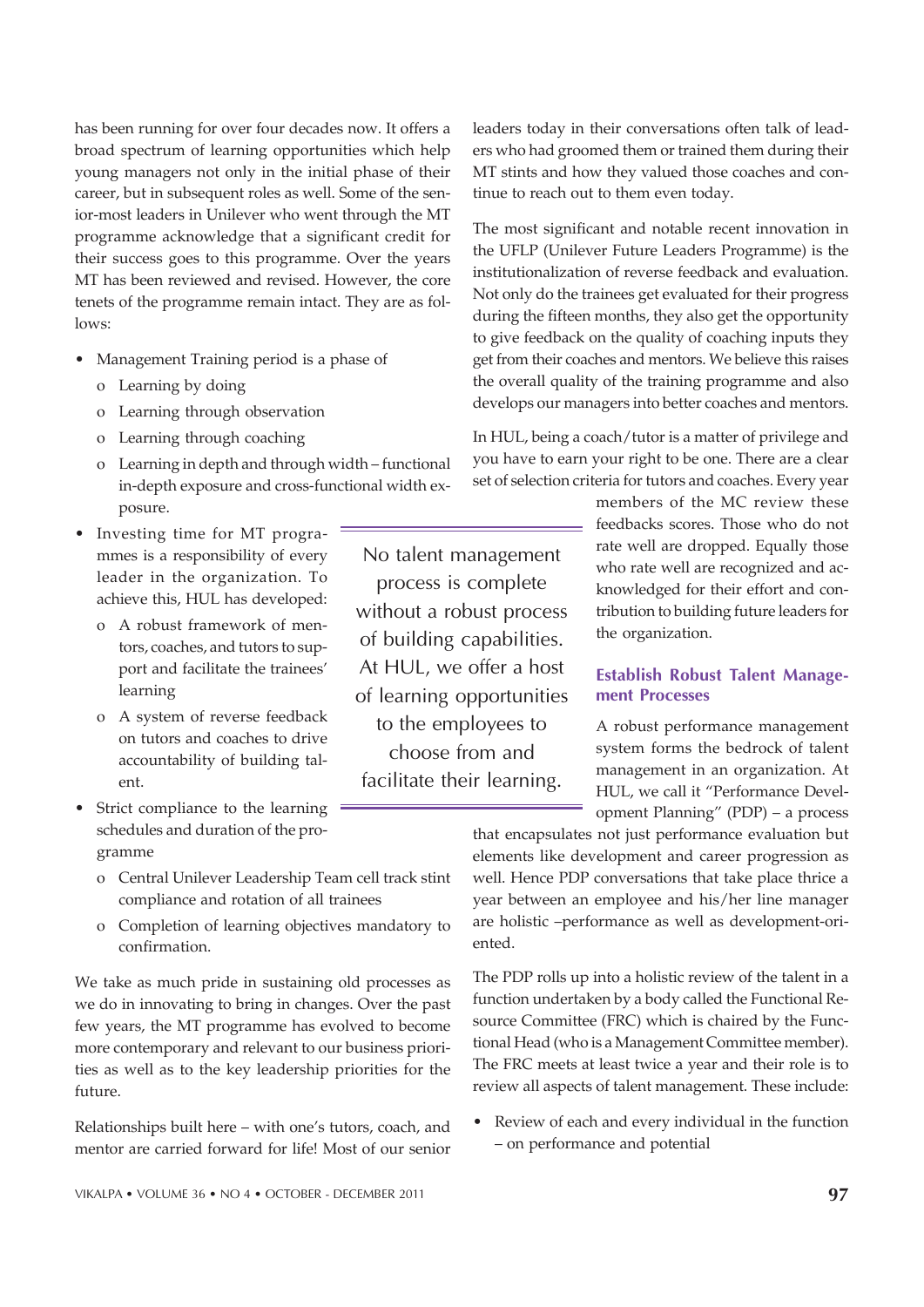has been running for over four decades now. It offers a broad spectrum of learning opportunities which help young managers not only in the initial phase of their career, but in subsequent roles as well. Some of the senior-most leaders in Unilever who went through the MT programme acknowledge that a significant credit for their success goes to this programme. Over the years MT has been reviewed and revised. However, the core tenets of the programme remain intact. They are as follows:

- Management Training period is a phase of
  - Learning by doing
  - Learning through observation
  - Learning through coaching
  - Learning in depth and through width – functional in-depth exposure and cross-functional width exposure.
- Investing time for MT programmes is a responsibility of every leader in the organization. To achieve this, HUL has developed:
  - A robust framework of mentors, coaches, and tutors to support and facilitate the trainees' learning
  - A system of reverse feedback on tutors and coaches to drive accountability of building talent.
- Strict compliance to the learning schedules and duration of the programme
  - Central Unilever Leadership Team cell track stint compliance and rotation of all trainees
  - Completion of learning objectives mandatory to confirmation.

We take as much pride in sustaining old processes as we do in innovating to bring in changes. Over the past few years, the MT programme has evolved to become more contemporary and relevant to our business priorities as well as to the key leadership priorities for the future.

Relationships built here – with one's tutors, coach, and mentor are carried forward for life! Most of our senior leaders today in their conversations often talk of leaders who had groomed them or trained them during their MT stints and how they valued those coaches and continue to reach out to them even today.

The most significant and notable recent innovation in the UFLP (Unilever Future Leaders Programme) is the institutionalization of reverse feedback and evaluation. Not only do the trainees get evaluated for their progress during the fifteen months, they also get the opportunity to give feedback on the quality of coaching inputs they get from their coaches and mentors. We believe this raises the overall quality of the training programme and also develops our managers into better coaches and mentors.

In HUL, being a coach/tutor is a matter of privilege and you have to earn your right to be one. There are a clear set of selection criteria for tutors and coaches. Every year members of the MC review these feedbacks scores. Those who do not rate well are dropped. Equally those who rate well are recognized and acknowledged for their effort and contribution to building future leaders for the organization.

> No talent management process is complete without a robust process of building capabilities. At HUL, we offer a host of learning opportunities to the employees to choose from and facilitate their learning.

## Establish Robust Talent Management Processes

A robust performance management system forms the bedrock of talent management in an organization. At HUL, we call it "Performance Development Planning" (PDP) – a process that encapsulates not just performance evaluation but elements like development and career progression as well. Hence PDP conversations that take place thrice a year between an employee and his/her line manager are holistic –performance as well as development-oriented.

The PDP rolls up into a holistic review of the talent in a function undertaken by a body called the Functional Resource Committee (FRC) which is chaired by the Functional Head (who is a Management Committee member). The FRC meets at least twice a year and their role is to review all aspects of talent management. These include:

- Review of each and every individual in the function – on performance and potential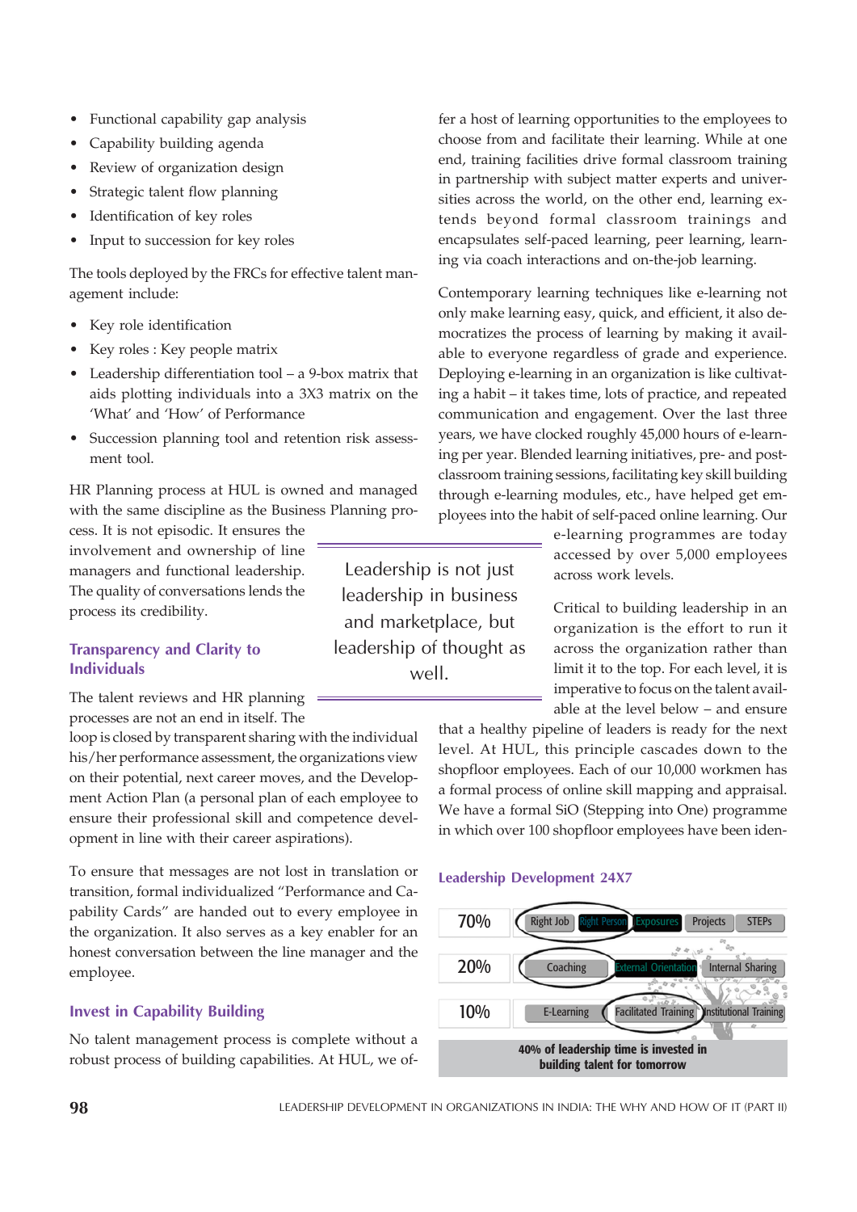- Functional capability gap analysis
- Capability building agenda
- Review of organization design
- Strategic talent flow planning
- Identification of key roles
- Input to succession for key roles

The tools deployed by the FRCs for effective talent management include:

- Key role identification
- Key roles : Key people matrix
- Leadership differentiation tool – a 9-box matrix that aids plotting individuals into a 3X3 matrix on the 'What' and 'How' of Performance
- Succession planning tool and retention risk assessment tool.

HR Planning process at HUL is owned and managed with the same discipline as the Business Planning process. It is not episodic. It ensures the involvement and ownership of line managers and functional leadership. The quality of conversations lends the process its credibility.

> Leadership is not just leadership in business and marketplace, but leadership of thought as well.

### Transparency and Clarity to Individuals

The talent reviews and HR planning processes are not an end in itself. The loop is closed by transparent sharing with the individual his/her performance assessment, the organizations view on their potential, next career moves, and the Development Action Plan (a personal plan of each employee to ensure their professional skill and competence development in line with their career aspirations).

To ensure that messages are not lost in translation or transition, formal individualized "Performance and Capability Cards" are handed out to every employee in the organization. It also serves as a key enabler for an honest conversation between the line manager and the employee.

### Invest in Capability Building

No talent management process is complete without a robust process of building capabilities. At HUL, we offer a host of learning opportunities to the employees to choose from and facilitate their learning. While at one end, training facilities drive formal classroom training in partnership with subject matter experts and universities across the world, on the other end, learning extends beyond formal classroom trainings and encapsulates self-paced learning, peer learning, learning via coach interactions and on-the-job learning.

Contemporary learning techniques like e-learning not only make learning easy, quick, and efficient, it also democratizes the process of learning by making it available to everyone regardless of grade and experience. Deploying e-learning in an organization is like cultivating a habit – it takes time, lots of practice, and repeated communication and engagement. Over the last three years, we have clocked roughly 45,000 hours of e-learning per year. Blended learning initiatives, pre- and post-classroom training sessions, facilitating key skill building through e-learning modules, etc., have helped get employees into the habit of self-paced online learning. Our e-learning programmes are today accessed by over 5,000 employees across work levels.

Critical to building leadership in an organization is the effort to run it across the organization rather than limit it to the top. For each level, it is imperative to focus on the talent available at the level below – and ensure that a healthy pipeline of leaders is ready for the next level. At HUL, this principle cascades down to the shopfloor employees. Each of our 10,000 workmen has a formal process of online skill mapping and appraisal. We have a formal SiO (Stepping into One) programme in which over 100 shopfloor employees have been iden-

### Leadership Development 24X7

| | | | | | |
|---|---|---|---|---|---|
| 70% | Right Job | Right Person | Exposures | Projects | STEPs |
| 20% | Coaching | External Orientation | Internal Sharing | | |
| 10% | E-Learning | Facilitated Training | Institutional Training | | |

**40% of leadership time is invested in building talent for tomorrow**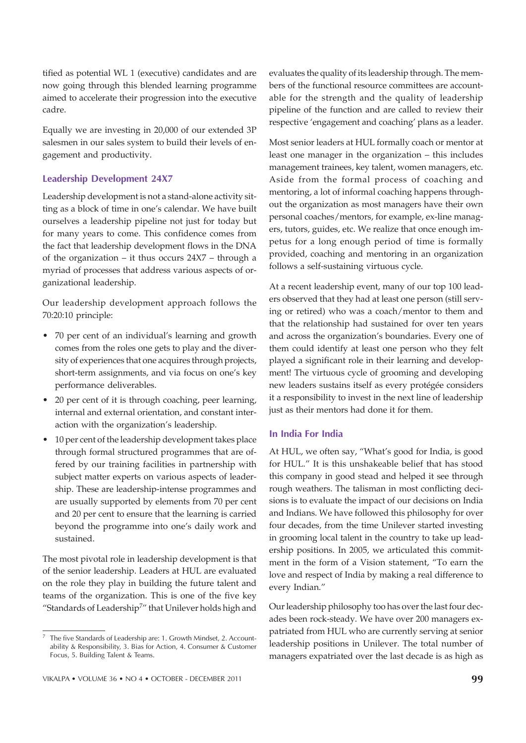tified as potential WL 1 (executive) candidates and are now going through this blended learning programme aimed to accelerate their progression into the executive cadre.

Equally we are investing in 20,000 of our extended 3P salesmen in our sales system to build their levels of engagement and productivity.

### Leadership Development 24X7

Leadership development is not a stand-alone activity sitting as a block of time in one's calendar. We have built ourselves a leadership pipeline not just for today but for many years to come. This confidence comes from the fact that leadership development flows in the DNA of the organization – it thus occurs 24X7 – through a myriad of processes that address various aspects of organizational leadership.

Our leadership development approach follows the 70:20:10 principle:

- 70 per cent of an individual's learning and growth comes from the roles one gets to play and the diversity of experiences that one acquires through projects, short-term assignments, and via focus on one's key performance deliverables.
- 20 per cent of it is through coaching, peer learning, internal and external orientation, and constant interaction with the organization's leadership.
- 10 per cent of the leadership development takes place through formal structured programmes that are offered by our training facilities in partnership with subject matter experts on various aspects of leadership. These are leadership-intense programmes and are usually supported by elements from 70 per cent and 20 per cent to ensure that the learning is carried beyond the programme into one's daily work and sustained.

The most pivotal role in leadership development is that of the senior leadership. Leaders at HUL are evaluated on the role they play in building the future talent and teams of the organization. This is one of the five key "Standards of Leadership[7]" that Unilever holds high and evaluates the quality of its leadership through. The members of the functional resource committees are accountable for the strength and the quality of leadership pipeline of the function and are called to review their respective 'engagement and coaching' plans as a leader.

Most senior leaders at HUL formally coach or mentor at least one manager in the organization – this includes management trainees, key talent, women managers, etc. Aside from the formal process of coaching and mentoring, a lot of informal coaching happens throughout the organization as most managers have their own personal coaches/mentors, for example, ex-line managers, tutors, guides, etc. We realize that once enough impetus for a long enough period of time is formally provided, coaching and mentoring in an organization follows a self-sustaining virtuous cycle.

At a recent leadership event, many of our top 100 leaders observed that they had at least one person (still serving or retired) who was a coach/mentor to them and that the relationship had sustained for over ten years and across the organization's boundaries. Every one of them could identify at least one person who they felt played a significant role in their learning and development! The virtuous cycle of grooming and developing new leaders sustains itself as every protégée considers it a responsibility to invest in the next line of leadership just as their mentors had done it for them.

### In India For India

At HUL, we often say, "What's good for India, is good for HUL." It is this unshakeable belief that has stood this company in good stead and helped it see through rough weathers. The talisman in most conflicting decisions is to evaluate the impact of our decisions on India and Indians. We have followed this philosophy for over four decades, from the time Unilever started investing in grooming local talent in the country to take up leadership positions. In 2005, we articulated this commitment in the form of a Vision statement, "To earn the love and respect of India by making a real difference to every Indian."

Our leadership philosophy too has over the last four decades been rock-steady. We have over 200 managers expatriated from HUL who are currently serving at senior leadership positions in Unilever. The total number of managers expatriated over the last decade is as high as

---

[7] The five Standards of Leadership are: 1. Growth Mindset, 2. Accountability & Responsibility, 3. Bias for Action, 4. Consumer & Customer Focus, 5. Building Talent & Teams.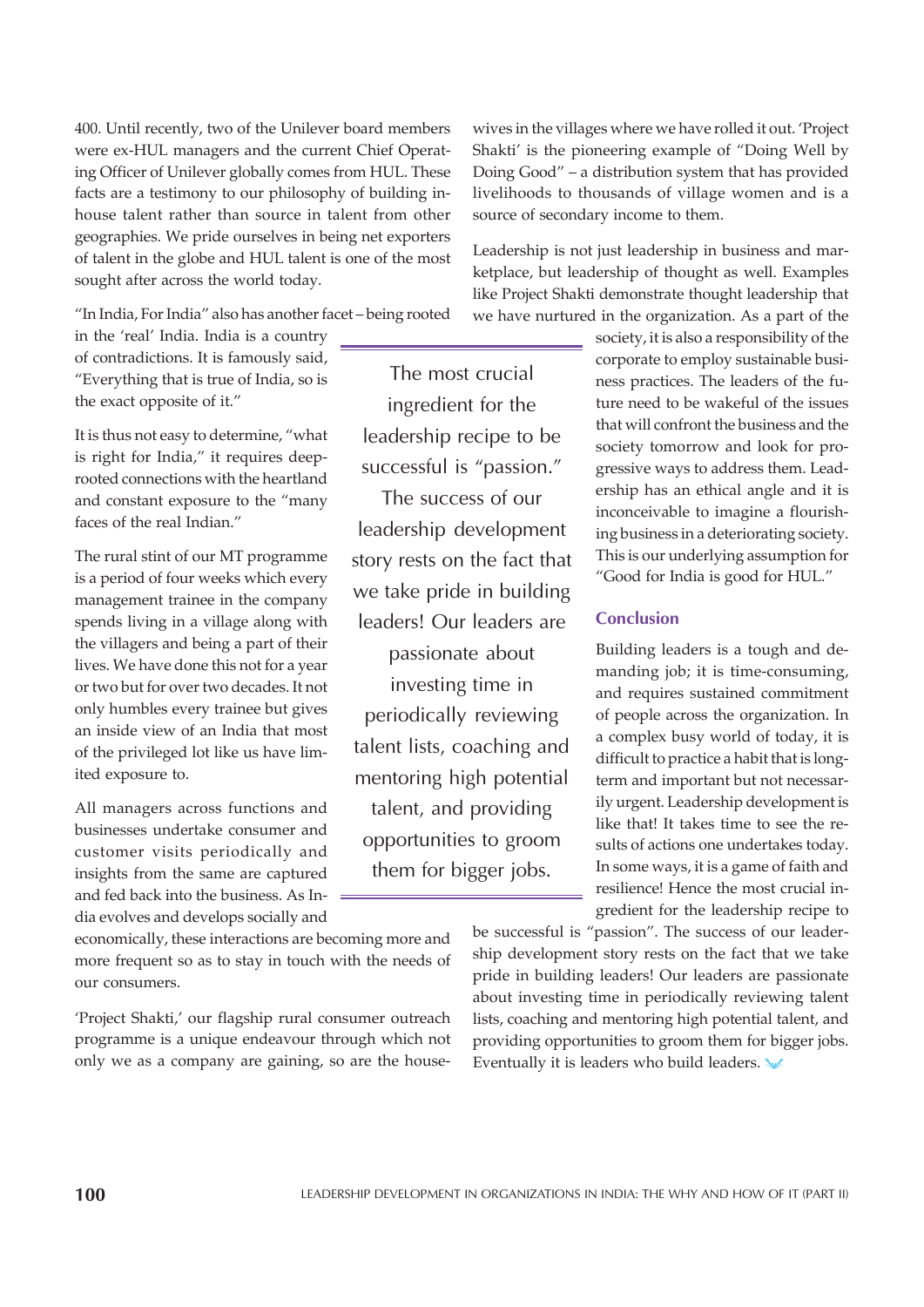400. Until recently, two of the Unilever board members were ex-HUL managers and the current Chief Operating Officer of Unilever globally comes from HUL. These facts are a testimony to our philosophy of building in-house talent rather than source in talent from other geographies. We pride ourselves in being net exporters of talent in the globe and HUL talent is one of the most sought after across the world today.

"In India, For India" also has another facet – being rooted in the 'real' India. India is a country of contradictions. It is famously said, "Everything that is true of India, so is the exact opposite of it."

It is thus not easy to determine, "what is right for India," it requires deep-rooted connections with the heartland and constant exposure to the "many faces of the real Indian."

The rural stint of our MT programme is a period of four weeks which every management trainee in the company spends living in a village along with the villagers and being a part of their lives. We have done this not for a year or two but for over two decades. It not only humbles every trainee but gives an inside view of an India that most of the privileged lot like us have limited exposure to.

All managers across functions and businesses undertake consumer and customer visits periodically and insights from the same are captured and fed back into the business. As India evolves and develops socially and economically, these interactions are becoming more and more frequent so as to stay in touch with the needs of our consumers.

'Project Shakti,' our flagship rural consumer outreach programme is a unique endeavour through which not only we as a company are gaining, so are the housewives in the villages where we have rolled it out. 'Project Shakti' is the pioneering example of "Doing Well by Doing Good" – a distribution system that has provided livelihoods to thousands of village women and is a source of secondary income to them.

Leadership is not just leadership in business and marketplace, but leadership of thought as well. Examples like Project Shakti demonstrate thought leadership that we have nurtured in the organization. As a part of the society, it is also a responsibility of the corporate to employ sustainable business practices. The leaders of the future need to be wakeful of the issues that will confront the business and the society tomorrow and look for progressive ways to address them. Leadership has an ethical angle and it is inconceivable to imagine a flourishing business in a deteriorating society. This is our underlying assumption for "Good for India is good for HUL."

> The most crucial ingredient for the leadership recipe to be successful is "passion." The success of our leadership development story rests on the fact that we take pride in building leaders! Our leaders are passionate about investing time in periodically reviewing talent lists, coaching and mentoring high potential talent, and providing opportunities to groom them for bigger jobs.

### Conclusion

Building leaders is a tough and demanding job; it is time-consuming, and requires sustained commitment of people across the organization. In a complex busy world of today, it is difficult to practice a habit that is long-term and important but not necessarily urgent. Leadership development is like that! It takes time to see the results of actions one undertakes today. In some ways, it is a game of faith and resilience! Hence the most crucial ingredient for the leadership recipe to be successful is "passion". The success of our leadership development story rests on the fact that we take pride in building leaders! Our leaders are passionate about investing time in periodically reviewing talent lists, coaching and mentoring high potential talent, and providing opportunities to groom them for bigger jobs. Eventually it is leaders who build leaders.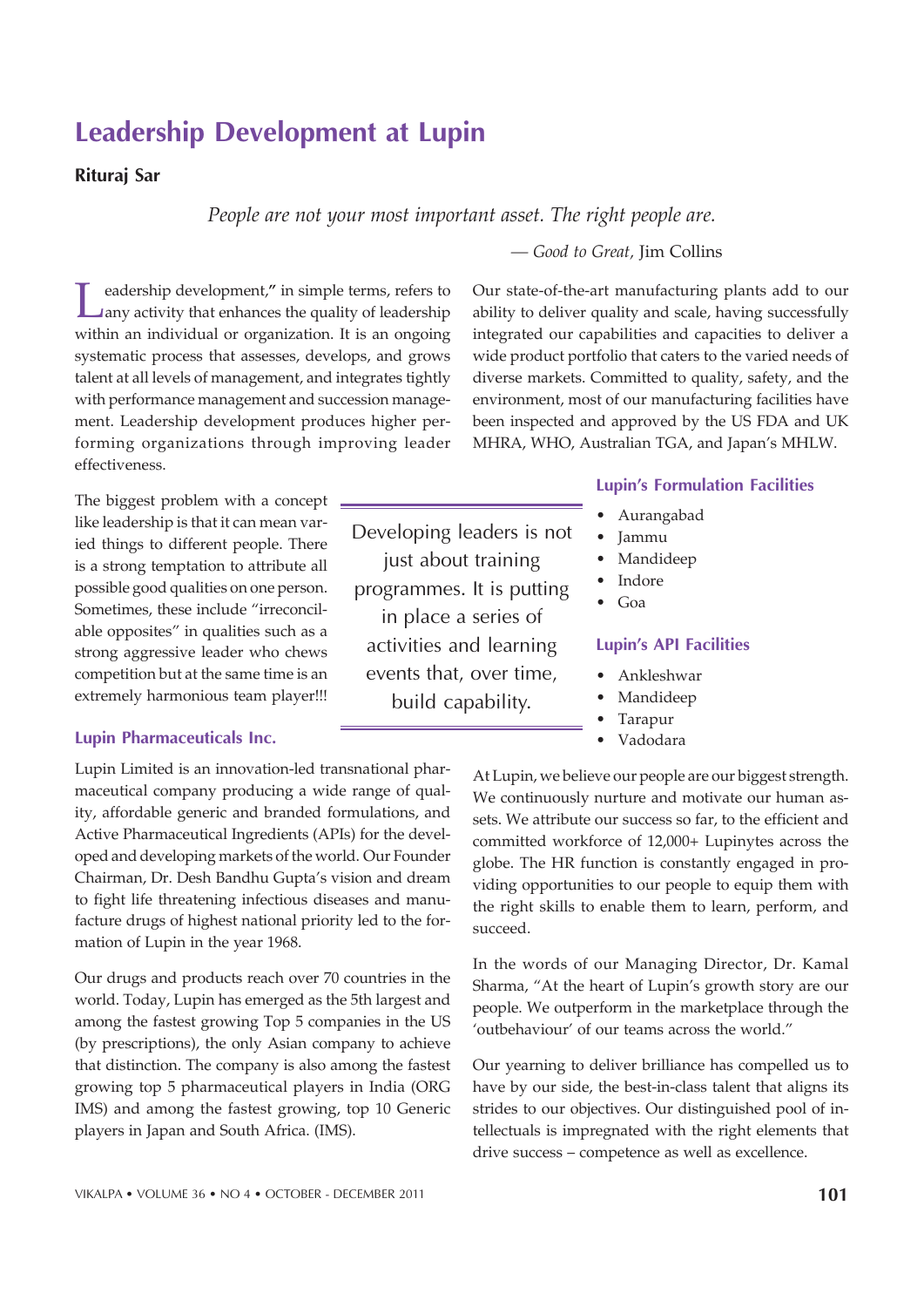# Leadership Development at Lupin

**Rituraj Sar**

*People are not your most important asset. The right people are.*

— *Good to Great,* Jim Collins

Leadership development," in simple terms, refers to any activity that enhances the quality of leadership within an individual or organization. It is an ongoing systematic process that assesses, develops, and grows talent at all levels of management, and integrates tightly with performance management and succession management. Leadership development produces higher performing organizations through improving leader effectiveness.

The biggest problem with a concept like leadership is that it can mean varied things to different people. There is a strong temptation to attribute all possible good qualities on one person. Sometimes, these include "irreconcilable opposites" in qualities such as a strong aggressive leader who chews competition but at the same time is an extremely harmonious team player!!!

> Developing leaders is not just about training programmes. It is putting in place a series of activities and learning events that, over time, build capability.

### Lupin Pharmaceuticals Inc.

Lupin Limited is an innovation-led transnational pharmaceutical company producing a wide range of quality, affordable generic and branded formulations, and Active Pharmaceutical Ingredients (APIs) for the developed and developing markets of the world. Our Founder Chairman, Dr. Desh Bandhu Gupta's vision and dream to fight life threatening infectious diseases and manufacture drugs of highest national priority led to the formation of Lupin in the year 1968.

Our drugs and products reach over 70 countries in the world. Today, Lupin has emerged as the 5th largest and among the fastest growing Top 5 companies in the US (by prescriptions), the only Asian company to achieve that distinction. The company is also among the fastest growing top 5 pharmaceutical players in India (ORG IMS) and among the fastest growing, top 10 Generic players in Japan and South Africa. (IMS).

Our state-of-the-art manufacturing plants add to our ability to deliver quality and scale, having successfully integrated our capabilities and capacities to deliver a wide product portfolio that caters to the varied needs of diverse markets. Committed to quality, safety, and the environment, most of our manufacturing facilities have been inspected and approved by the US FDA and UK MHRA, WHO, Australian TGA, and Japan's MHLW.

### Lupin's Formulation Facilities

- Aurangabad
- Jammu
- Mandideep
- Indore
- Goa

### Lupin's API Facilities

- Ankleshwar
- Mandideep
- Tarapur
- Vadodara

At Lupin, we believe our people are our biggest strength. We continuously nurture and motivate our human assets. We attribute our success so far, to the efficient and committed workforce of 12,000+ Lupinytes across the globe. The HR function is constantly engaged in providing opportunities to our people to equip them with the right skills to enable them to learn, perform, and succeed.

In the words of our Managing Director, Dr. Kamal Sharma, "At the heart of Lupin's growth story are our people. We outperform in the marketplace through the 'outbehaviour' of our teams across the world."

Our yearning to deliver brilliance has compelled us to have by our side, the best-in-class talent that aligns its strides to our objectives. Our distinguished pool of intellectuals is impregnated with the right elements that drive success – competence as well as excellence.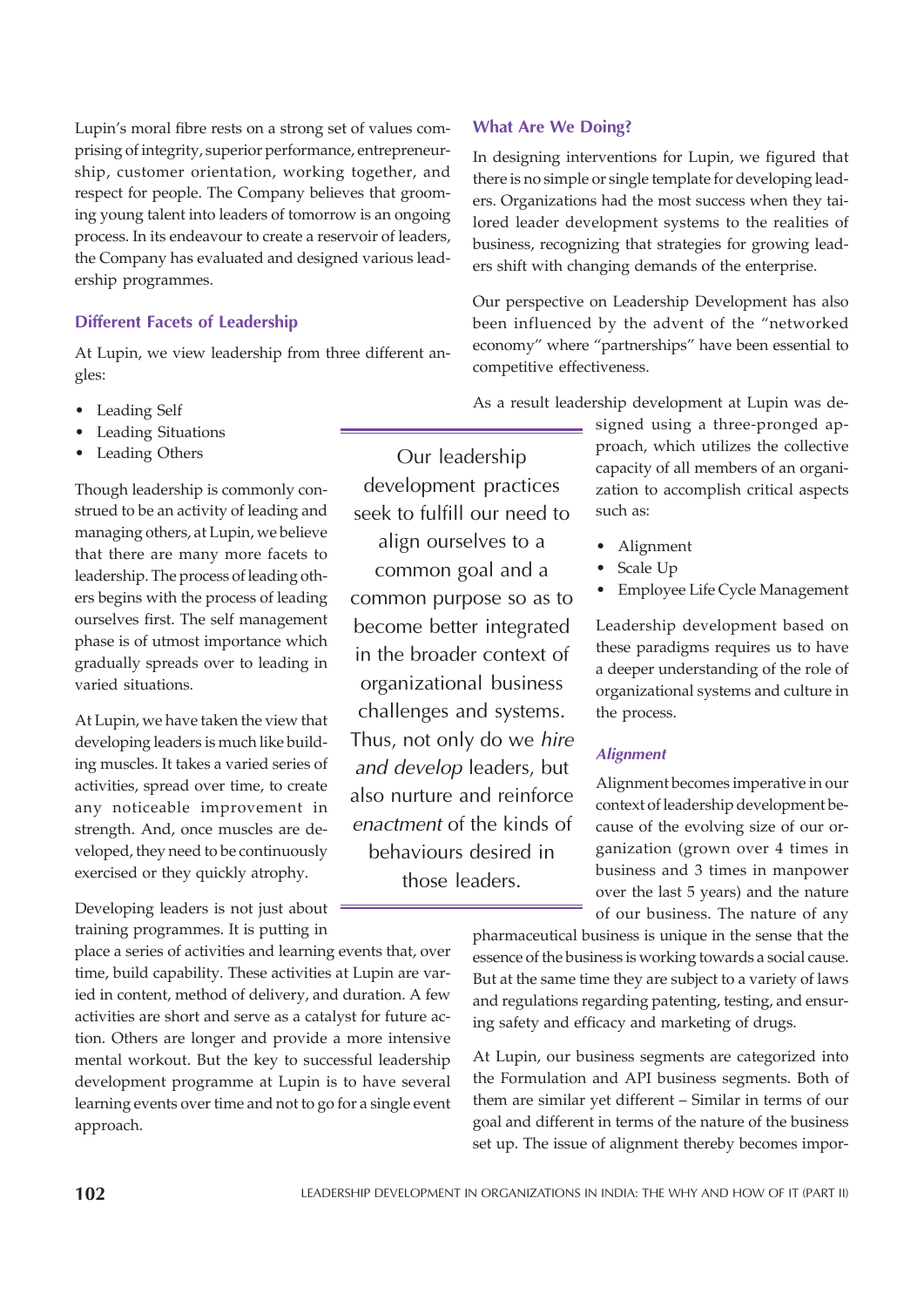Lupin's moral fibre rests on a strong set of values comprising of integrity, superior performance, entrepreneurship, customer orientation, working together, and respect for people. The Company believes that grooming young talent into leaders of tomorrow is an ongoing process. In its endeavour to create a reservoir of leaders, the Company has evaluated and designed various leadership programmes.

### Different Facets of Leadership

At Lupin, we view leadership from three different angles:

- Leading Self
- Leading Situations
- Leading Others

Though leadership is commonly construed to be an activity of leading and managing others, at Lupin, we believe that there are many more facets to leadership. The process of leading others begins with the process of leading ourselves first. The self management phase is of utmost importance which gradually spreads over to leading in varied situations.

At Lupin, we have taken the view that developing leaders is much like building muscles. It takes a varied series of activities, spread over time, to create any noticeable improvement in strength. And, once muscles are developed, they need to be continuously exercised or they quickly atrophy.

Developing leaders is not just about training programmes. It is putting in place a series of activities and learning events that, over time, build capability. These activities at Lupin are varied in content, method of delivery, and duration. A few activities are short and serve as a catalyst for future action. Others are longer and provide a more intensive mental workout. But the key to successful leadership development programme at Lupin is to have several learning events over time and not to go for a single event approach.

> Our leadership development practices seek to fulfill our need to align ourselves to a common goal and a common purpose so as to become better integrated in the broader context of organizational business challenges and systems. Thus, not only do we *hire and develop* leaders, but also nurture and reinforce *enactment* of the kinds of behaviours desired in those leaders.

### What Are We Doing?

In designing interventions for Lupin, we figured that there is no simple or single template for developing leaders. Organizations had the most success when they tailored leader development systems to the realities of business, recognizing that strategies for growing leaders shift with changing demands of the enterprise.

Our perspective on Leadership Development has also been influenced by the advent of the "networked economy" where "partnerships" have been essential to competitive effectiveness.

As a result leadership development at Lupin was designed using a three-pronged approach, which utilizes the collective capacity of all members of an organization to accomplish critical aspects such as:

- Alignment
- Scale Up
- Employee Life Cycle Management

Leadership development based on these paradigms requires us to have a deeper understanding of the role of organizational systems and culture in the process.

#### *Alignment*

Alignment becomes imperative in our context of leadership development because of the evolving size of our organization (grown over 4 times in business and 3 times in manpower over the last 5 years) and the nature of our business. The nature of any pharmaceutical business is unique in the sense that the essence of the business is working towards a social cause. But at the same time they are subject to a variety of laws and regulations regarding patenting, testing, and ensuring safety and efficacy and marketing of drugs.

At Lupin, our business segments are categorized into the Formulation and API business segments. Both of them are similar yet different – Similar in terms of our goal and different in terms of the nature of the business set up. The issue of alignment thereby becomes impor-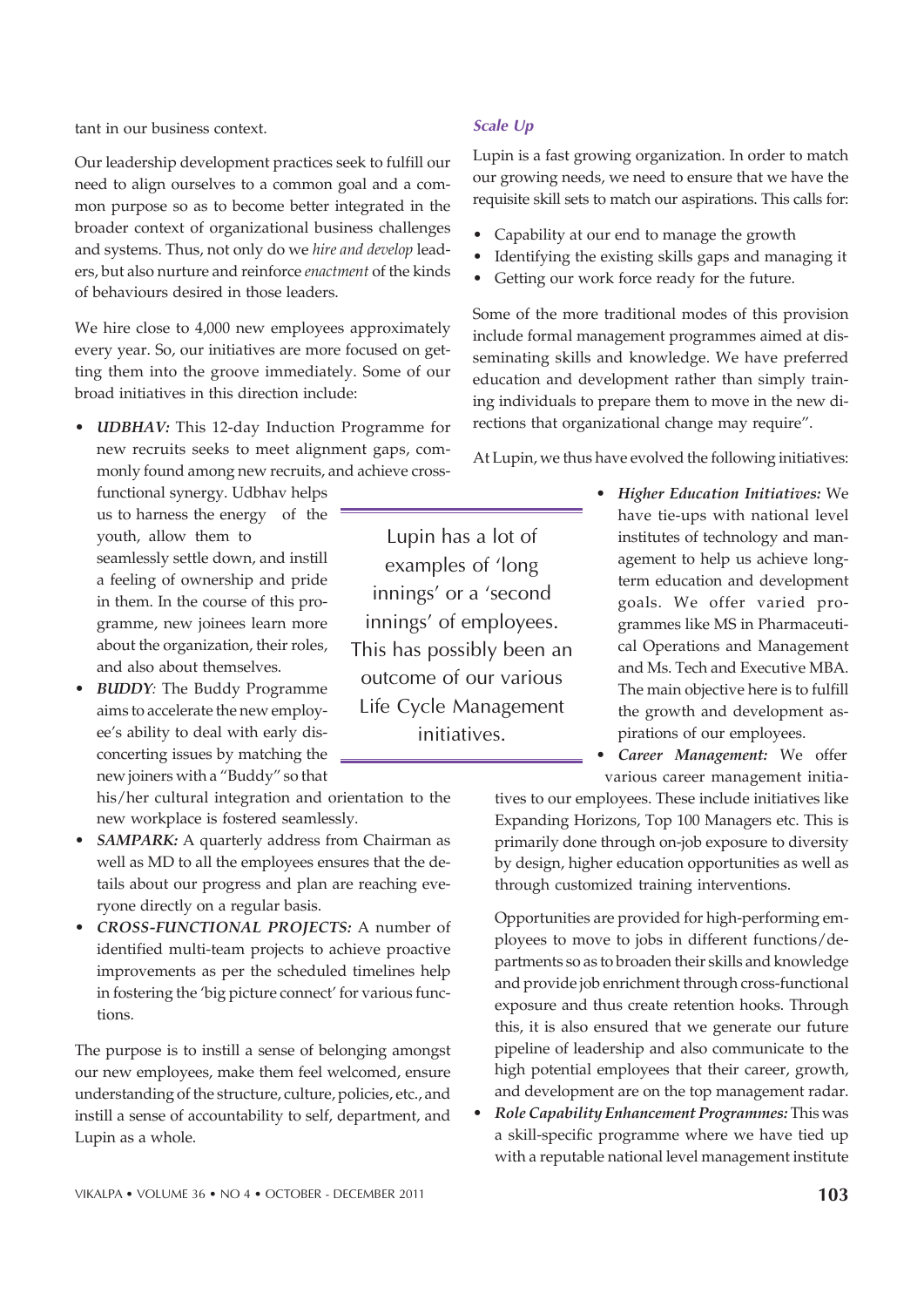tant in our business context.

Our leadership development practices seek to fulfill our need to align ourselves to a common goal and a common purpose so as to become better integrated in the broader context of organizational business challenges and systems. Thus, not only do we *hire and develop* leaders, but also nurture and reinforce *enactment* of the kinds of behaviours desired in those leaders.

We hire close to 4,000 new employees approximately every year. So, our initiatives are more focused on getting them into the groove immediately. Some of our broad initiatives in this direction include:

- ***UDBHAV:*** This 12-day Induction Programme for new recruits seeks to meet alignment gaps, commonly found among new recruits, and achieve cross-functional synergy. Udbhav helps us to harness the energy of the youth, allow them to seamlessly settle down, and instill a feeling of ownership and pride in them. In the course of this programme, new joinees learn more about the organization, their roles, and also about themselves.
- ***BUDDY****:* The Buddy Programme aims to accelerate the new employee's ability to deal with early disconcerting issues by matching the new joiners with a "Buddy" so that his/her cultural integration and orientation to the new workplace is fostered seamlessly.
- ***SAMPARK:*** A quarterly address from Chairman as well as MD to all the employees ensures that the details about our progress and plan are reaching everyone directly on a regular basis.
- ***CROSS-FUNCTIONAL PROJECTS:*** A number of identified multi-team projects to achieve proactive improvements as per the scheduled timelines help in fostering the 'big picture connect' for various functions.

The purpose is to instill a sense of belonging amongst our new employees, make them feel welcomed, ensure understanding of the structure, culture, policies, etc., and instill a sense of accountability to self, department, and Lupin as a whole.

> Lupin has a lot of examples of 'long innings' or a 'second innings' of employees. This has possibly been an outcome of our various Life Cycle Management initiatives.

### *Scale Up*

Lupin is a fast growing organization. In order to match our growing needs, we need to ensure that we have the requisite skill sets to match our aspirations. This calls for:

- Capability at our end to manage the growth
- Identifying the existing skills gaps and managing it
- Getting our work force ready for the future.

Some of the more traditional modes of this provision include formal management programmes aimed at disseminating skills and knowledge. We have preferred education and development rather than simply training individuals to prepare them to move in the new directions that organizational change may require".

At Lupin, we thus have evolved the following initiatives:

- ***Higher Education Initiatives:*** We have tie-ups with national level institutes of technology and management to help us achieve long-term education and development goals. We offer varied programmes like MS in Pharmaceutical Operations and Management and Ms. Tech and Executive MBA. The main objective here is to fulfill the growth and development aspirations of our employees.
- ***Career Management:*** We offer various career management initiatives to our employees. These include initiatives like Expanding Horizons, Top 100 Managers etc. This is primarily done through on-job exposure to diversity by design, higher education opportunities as well as through customized training interventions.

  Opportunities are provided for high-performing employees to move to jobs in different functions/departments so as to broaden their skills and knowledge and provide job enrichment through cross-functional exposure and thus create retention hooks. Through this, it is also ensured that we generate our future pipeline of leadership and also communicate to the high potential employees that their career, growth, and development are on the top management radar.
- ***Role Capability Enhancement Programmes:*** This was a skill-specific programme where we have tied up with a reputable national level management institute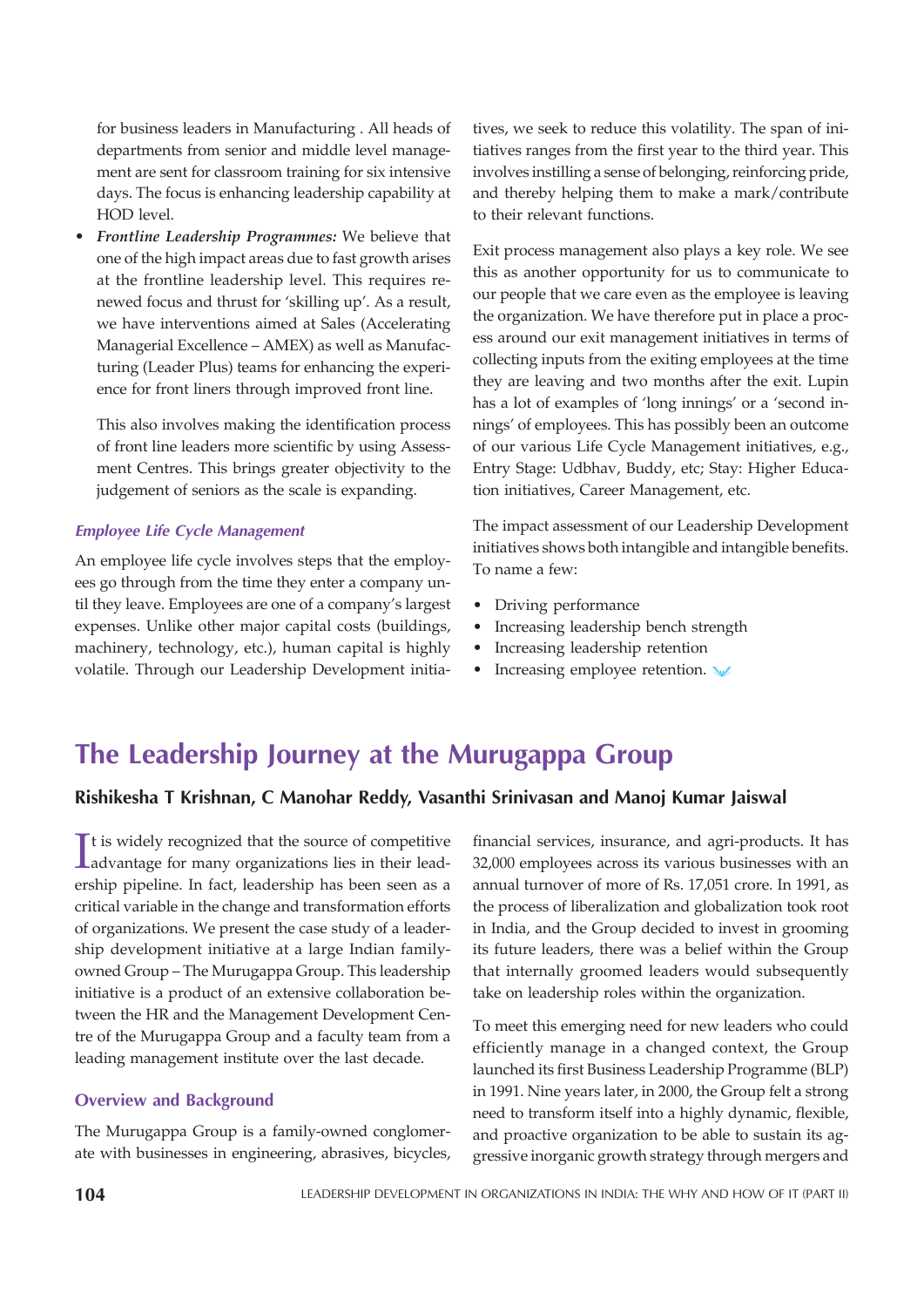for business leaders in Manufacturing . All heads of departments from senior and middle level management are sent for classroom training for six intensive days. The focus is enhancing leadership capability at HOD level.

- ***Frontline Leadership Programmes:*** We believe that one of the high impact areas due to fast growth arises at the frontline leadership level. This requires renewed focus and thrust for 'skilling up'. As a result, we have interventions aimed at Sales (Accelerating Managerial Excellence – AMEX) as well as Manufacturing (Leader Plus) teams for enhancing the experience for front liners through improved front line.

  This also involves making the identification process of front line leaders more scientific by using Assessment Centres. This brings greater objectivity to the judgement of seniors as the scale is expanding.

### *Employee Life Cycle Management*

An employee life cycle involves steps that the employees go through from the time they enter a company until they leave. Employees are one of a company's largest expenses. Unlike other major capital costs (buildings, machinery, technology, etc.), human capital is highly volatile. Through our Leadership Development initiatives, we seek to reduce this volatility. The span of initiatives ranges from the first year to the third year. This involves instilling a sense of belonging, reinforcing pride, and thereby helping them to make a mark/contribute to their relevant functions.

Exit process management also plays a key role. We see this as another opportunity for us to communicate to our people that we care even as the employee is leaving the organization. We have therefore put in place a process around our exit management initiatives in terms of collecting inputs from the exiting employees at the time they are leaving and two months after the exit. Lupin has a lot of examples of 'long innings' or a 'second innings' of employees. This has possibly been an outcome of our various Life Cycle Management initiatives, e.g., Entry Stage: Udbhav, Buddy, etc; Stay: Higher Education initiatives, Career Management, etc.

The impact assessment of our Leadership Development initiatives shows both intangible and intangible benefits. To name a few:

- Driving performance
- Increasing leadership bench strength
- Increasing leadership retention
- Increasing employee retention.

# The Leadership Journey at the Murugappa Group

**Rishikesha T Krishnan, C Manohar Reddy, Vasanthi Srinivasan and Manoj Kumar Jaiswal**

It is widely recognized that the source of competitive advantage for many organizations lies in their leadership pipeline. In fact, leadership has been seen as a critical variable in the change and transformation efforts of organizations. We present the case study of a leadership development initiative at a large Indian family-owned Group – The Murugappa Group. This leadership initiative is a product of an extensive collaboration between the HR and the Management Development Centre of the Murugappa Group and a faculty team from a leading management institute over the last decade.

## Overview and Background

The Murugappa Group is a family-owned conglomerate with businesses in engineering, abrasives, bicycles, financial services, insurance, and agri-products. It has 32,000 employees across its various businesses with an annual turnover of more of Rs. 17,051 crore. In 1991, as the process of liberalization and globalization took root in India, and the Group decided to invest in grooming its future leaders, there was a belief within the Group that internally groomed leaders would subsequently take on leadership roles within the organization.

To meet this emerging need for new leaders who could efficiently manage in a changed context, the Group launched its first Business Leadership Programme (BLP) in 1991. Nine years later, in 2000, the Group felt a strong need to transform itself into a highly dynamic, flexible, and proactive organization to be able to sustain its aggressive inorganic growth strategy through mergers and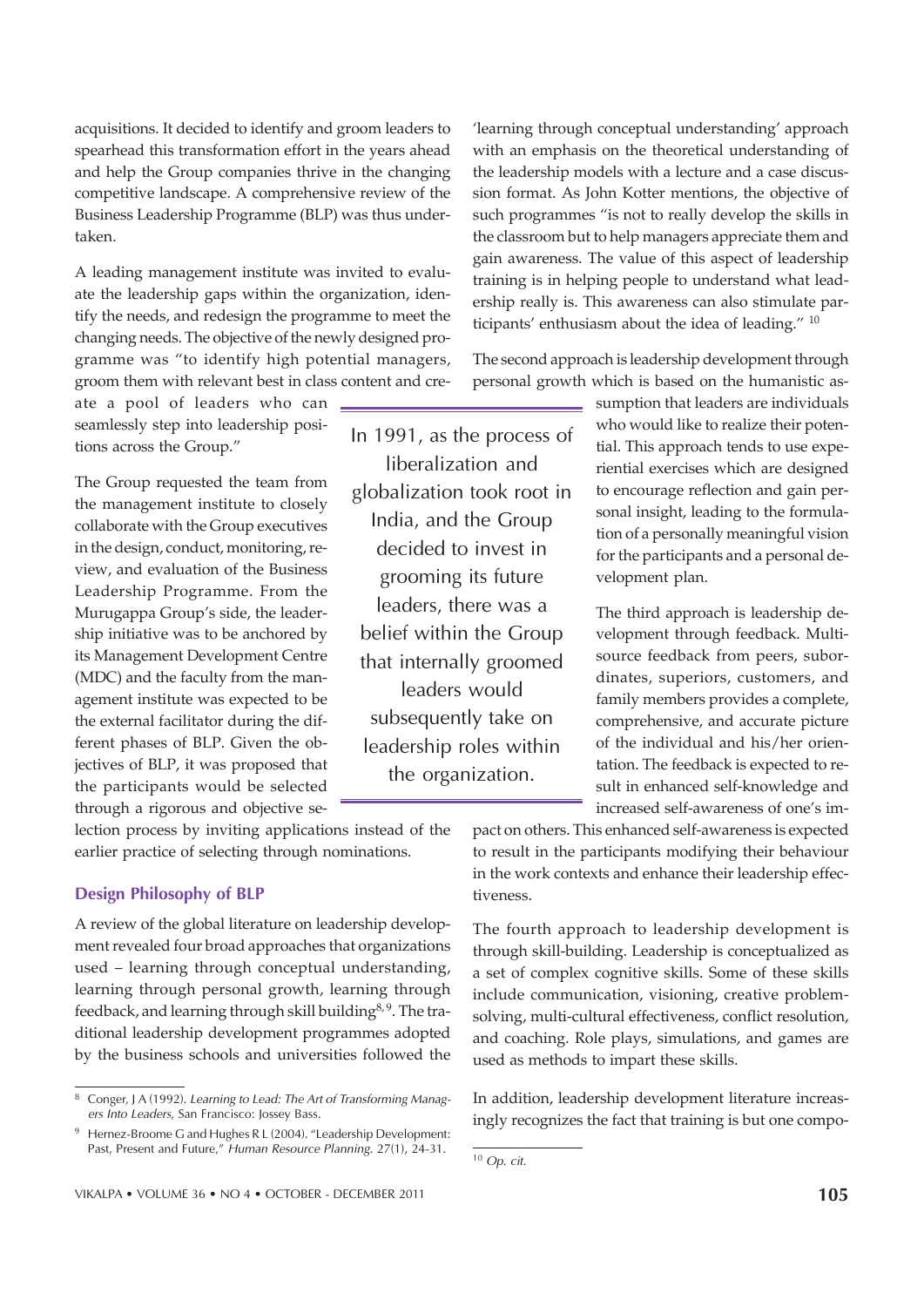acquisitions. It decided to identify and groom leaders to spearhead this transformation effort in the years ahead and help the Group companies thrive in the changing competitive landscape. A comprehensive review of the Business Leadership Programme (BLP) was thus undertaken.

A leading management institute was invited to evaluate the leadership gaps within the organization, identify the needs, and redesign the programme to meet the changing needs. The objective of the newly designed programme was "to identify high potential managers, groom them with relevant best in class content and create a pool of leaders who can seamlessly step into leadership positions across the Group."

The Group requested the team from the management institute to closely collaborate with the Group executives in the design, conduct, monitoring, review, and evaluation of the Business Leadership Programme. From the Murugappa Group's side, the leadership initiative was to be anchored by its Management Development Centre (MDC) and the faculty from the management institute was expected to be the external facilitator during the different phases of BLP. Given the objectives of BLP, it was proposed that the participants would be selected through a rigorous and objective selection process by inviting applications instead of the earlier practice of selecting through nominations.

> In 1991, as the process of liberalization and globalization took root in India, and the Group decided to invest in grooming its future leaders, there was a belief within the Group that internally groomed leaders would subsequently take on leadership roles within the organization.

### Design Philosophy of BLP

A review of the global literature on leadership development revealed four broad approaches that organizations used – learning through conceptual understanding, learning through personal growth, learning through feedback, and learning through skill building[8, 9]. The traditional leadership development programmes adopted by the business schools and universities followed the 'learning through conceptual understanding' approach with an emphasis on the theoretical understanding of the leadership models with a lecture and a case discussion format. As John Kotter mentions, the objective of such programmes "is not to really develop the skills in the classroom but to help managers appreciate them and gain awareness. The value of this aspect of leadership training is in helping people to understand what leadership really is. This awareness can also stimulate participants' enthusiasm about the idea of leading." [10]

The second approach is leadership development through personal growth which is based on the humanistic assumption that leaders are individuals who would like to realize their potential. This approach tends to use experiential exercises which are designed to encourage reflection and gain personal insight, leading to the formulation of a personally meaningful vision for the participants and a personal development plan.

The third approach is leadership development through feedback. Multi-source feedback from peers, subordinates, superiors, customers, and family members provides a complete, comprehensive, and accurate picture of the individual and his/her orientation. The feedback is expected to result in enhanced self-knowledge and increased self-awareness of one's impact on others. This enhanced self-awareness is expected to result in the participants modifying their behaviour in the work contexts and enhance their leadership effectiveness.

The fourth approach to leadership development is through skill-building. Leadership is conceptualized as a set of complex cognitive skills. Some of these skills include communication, visioning, creative problem-solving, multi-cultural effectiveness, conflict resolution, and coaching. Role plays, simulations, and games are used as methods to impart these skills.

In addition, leadership development literature increasingly recognizes the fact that training is but one compo-

---

8 Conger, J A (1992). *Learning to Lead: The Art of Transforming Managers Into Leaders*, San Francisco: Jossey Bass.

9 Hernez-Broome G and Hughes R L (2004). "Leadership Development: Past, Present and Future," *Human Resource Planning.* 27(1), 24-31.

10 *Op. cit.*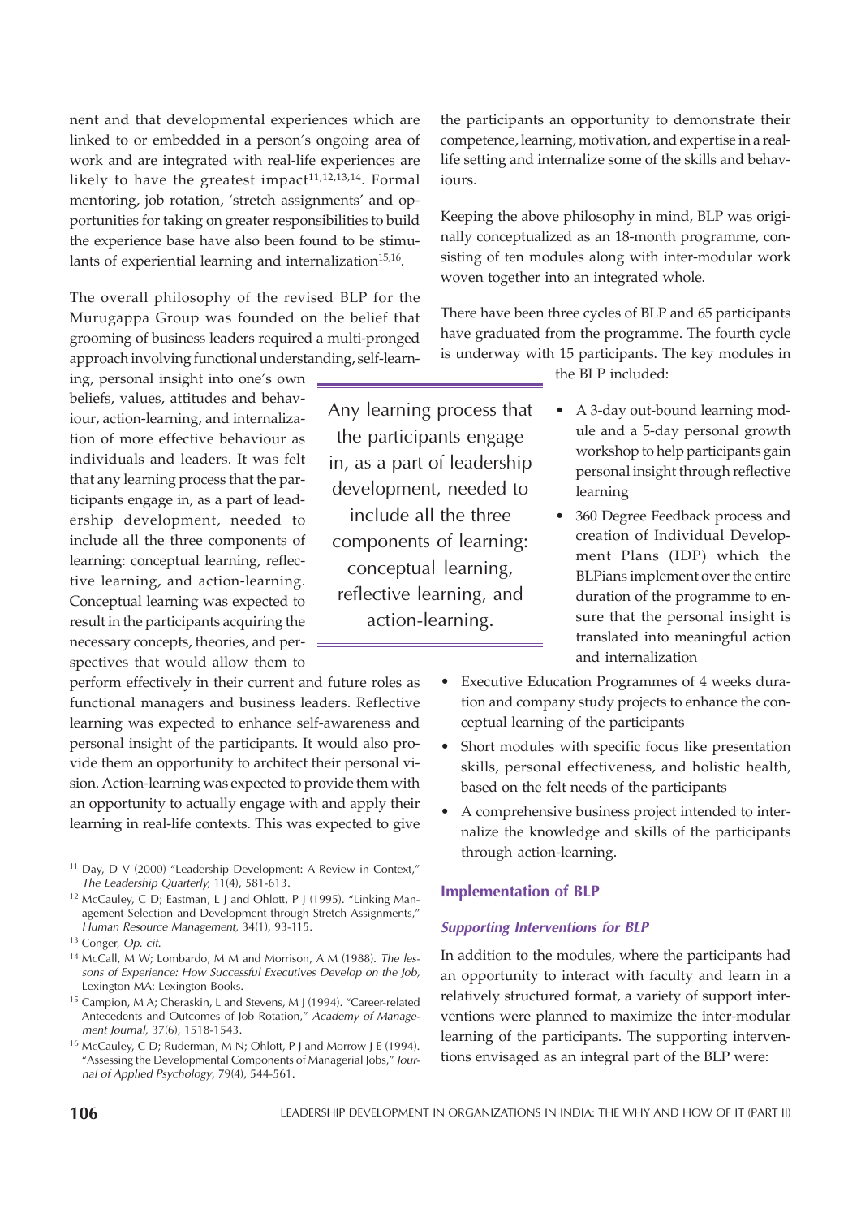nent and that developmental experiences which are linked to or embedded in a person's ongoing area of work and are integrated with real-life experiences are likely to have the greatest impact[11,12,13,14]. Formal mentoring, job rotation, 'stretch assignments' and opportunities for taking on greater responsibilities to build the experience base have also been found to be stimulants of experiential learning and internalization[15,16].

The overall philosophy of the revised BLP for the Murugappa Group was founded on the belief that grooming of business leaders required a multi-pronged approach involving functional understanding, self-learning, personal insight into one's own beliefs, values, attitudes and behaviour, action-learning, and internalization of more effective behaviour as individuals and leaders. It was felt that any learning process that the participants engage in, as a part of leadership development, needed to include all the three components of learning: conceptual learning, reflective learning, and action-learning. Conceptual learning was expected to result in the participants acquiring the necessary concepts, theories, and perspectives that would allow them to perform effectively in their current and future roles as functional managers and business leaders. Reflective learning was expected to enhance self-awareness and personal insight of the participants. It would also provide them an opportunity to architect their personal vision. Action-learning was expected to provide them with an opportunity to actually engage with and apply their learning in real-life contexts. This was expected to give the participants an opportunity to demonstrate their competence, learning, motivation, and expertise in a real-life setting and internalize some of the skills and behaviours.

> Any learning process that the participants engage in, as a part of leadership development, needed to include all the three components of learning: conceptual learning, reflective learning, and action-learning.

Keeping the above philosophy in mind, BLP was originally conceptualized as an 18-month programme, consisting of ten modules along with inter-modular work woven together into an integrated whole.

There have been three cycles of BLP and 65 participants have graduated from the programme. The fourth cycle is underway with 15 participants. The key modules in the BLP included:

- A 3-day out-bound learning module and a 5-day personal growth workshop to help participants gain personal insight through reflective learning
- 360 Degree Feedback process and creation of Individual Development Plans (IDP) which the BLPians implement over the entire duration of the programme to ensure that the personal insight is translated into meaningful action and internalization
- Executive Education Programmes of 4 weeks duration and company study projects to enhance the conceptual learning of the participants
- Short modules with specific focus like presentation skills, personal effectiveness, and holistic health, based on the felt needs of the participants
- A comprehensive business project intended to internalize the knowledge and skills of the participants through action-learning.

## Implementation of BLP

### *Supporting Interventions for BLP*

In addition to the modules, where the participants had an opportunity to interact with faculty and learn in a relatively structured format, a variety of support interventions were planned to maximize the inter-modular learning of the participants. The supporting interventions envisaged as an integral part of the BLP were:

---

[11] Day, D V (2000) "Leadership Development: A Review in Context," *The Leadership Quarterly,* 11(4), 581-613.

[12] McCauley, C D; Eastman, L J and Ohlott, P J (1995). "Linking Management Selection and Development through Stretch Assignments," *Human Resource Management,* 34(1), 93-115.

[13] Conger, *Op. cit.*

[14] McCall, M W; Lombardo, M M and Morrison, A M (1988). *The lessons of Experience: How Successful Executives Develop on the Job,* Lexington MA: Lexington Books.

[15] Campion, M A; Cheraskin, L and Stevens, M J (1994). "Career-related Antecedents and Outcomes of Job Rotation," *Academy of Management Journal,* 37(6), 1518-1543.

[16] McCauley, C D; Ruderman, M N; Ohlott, P J and Morrow J E (1994). "Assessing the Developmental Components of Managerial Jobs," *Journal of Applied Psychology*, 79(4), 544-561.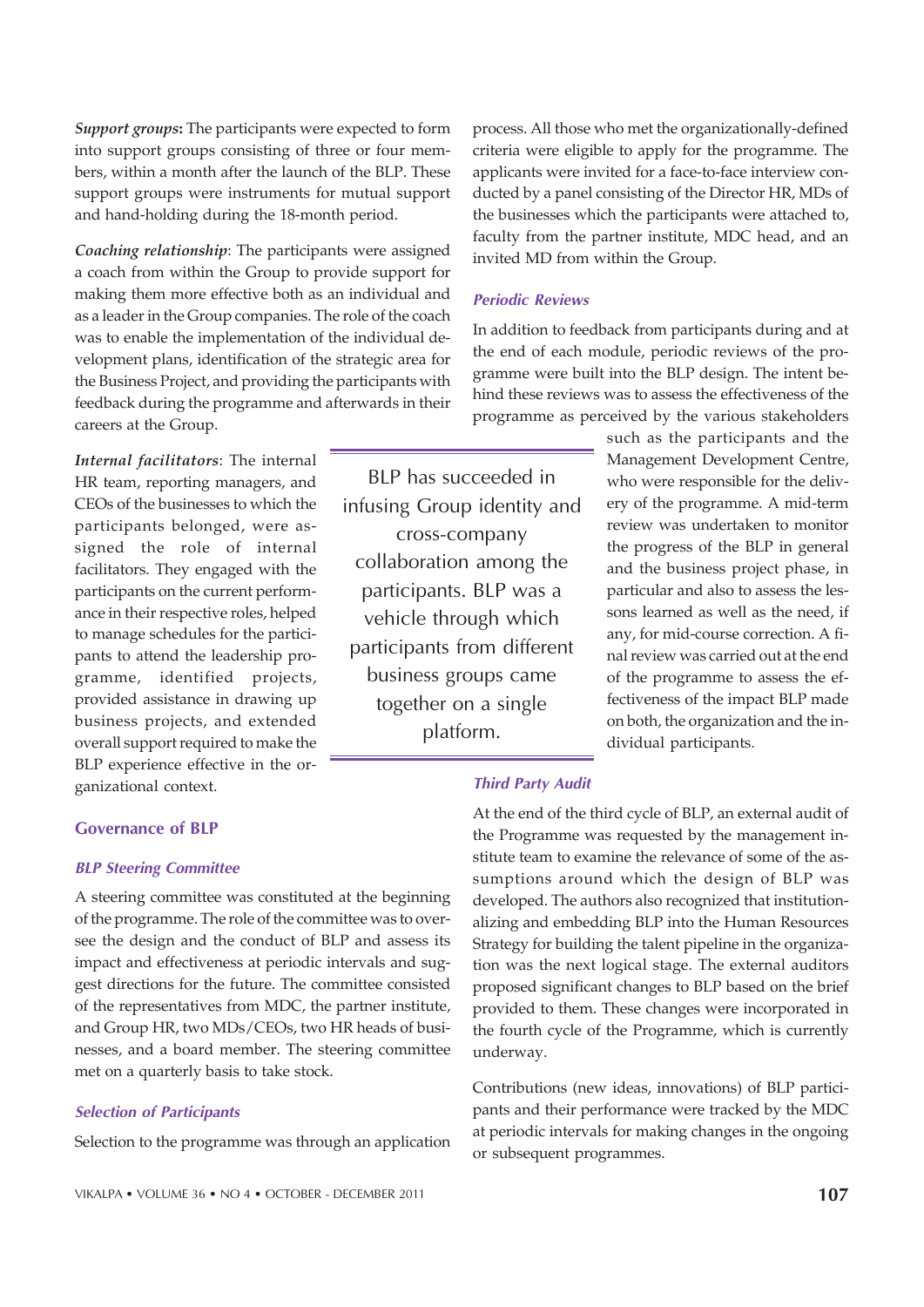***Support groups*:** The participants were expected to form into support groups consisting of three or four members, within a month after the launch of the BLP. These support groups were instruments for mutual support and hand-holding during the 18-month period.

***Coaching relationship***: The participants were assigned a coach from within the Group to provide support for making them more effective both as an individual and as a leader in the Group companies. The role of the coach was to enable the implementation of the individual development plans, identification of the strategic area for the Business Project, and providing the participants with feedback during the programme and afterwards in their careers at the Group.

***Internal facilitators***: The internal HR team, reporting managers, and CEOs of the businesses to which the participants belonged, were assigned the role of internal facilitators. They engaged with the participants on the current performance in their respective roles, helped to manage schedules for the participants to attend the leadership programme, identified projects, provided assistance in drawing up business projects, and extended overall support required to make the BLP experience effective in the organizational context.

> BLP has succeeded in infusing Group identity and cross-company collaboration among the participants. BLP was a vehicle through which participants from different business groups came together on a single platform.

## Governance of BLP

### *BLP Steering Committee*

A steering committee was constituted at the beginning of the programme. The role of the committee was to oversee the design and the conduct of BLP and assess its impact and effectiveness at periodic intervals and suggest directions for the future. The committee consisted of the representatives from MDC, the partner institute, and Group HR, two MDs/CEOs, two HR heads of businesses, and a board member. The steering committee met on a quarterly basis to take stock.

### *Selection of Participants*

Selection to the programme was through an application process. All those who met the organizationally-defined criteria were eligible to apply for the programme. The applicants were invited for a face-to-face interview conducted by a panel consisting of the Director HR, MDs of the businesses which the participants were attached to, faculty from the partner institute, MDC head, and an invited MD from within the Group.

### *Periodic Reviews*

In addition to feedback from participants during and at the end of each module, periodic reviews of the programme were built into the BLP design. The intent behind these reviews was to assess the effectiveness of the programme as perceived by the various stakeholders such as the participants and the Management Development Centre, who were responsible for the delivery of the programme. A mid-term review was undertaken to monitor the progress of the BLP in general and the business project phase, in particular and also to assess the lessons learned as well as the need, if any, for mid-course correction. A final review was carried out at the end of the programme to assess the effectiveness of the impact BLP made on both, the organization and the individual participants.

### *Third Party Audit*

At the end of the third cycle of BLP, an external audit of the Programme was requested by the management institute team to examine the relevance of some of the assumptions around which the design of BLP was developed. The authors also recognized that institutionalizing and embedding BLP into the Human Resources Strategy for building the talent pipeline in the organization was the next logical stage. The external auditors proposed significant changes to BLP based on the brief provided to them. These changes were incorporated in the fourth cycle of the Programme, which is currently underway.

Contributions (new ideas, innovations) of BLP participants and their performance were tracked by the MDC at periodic intervals for making changes in the ongoing or subsequent programmes.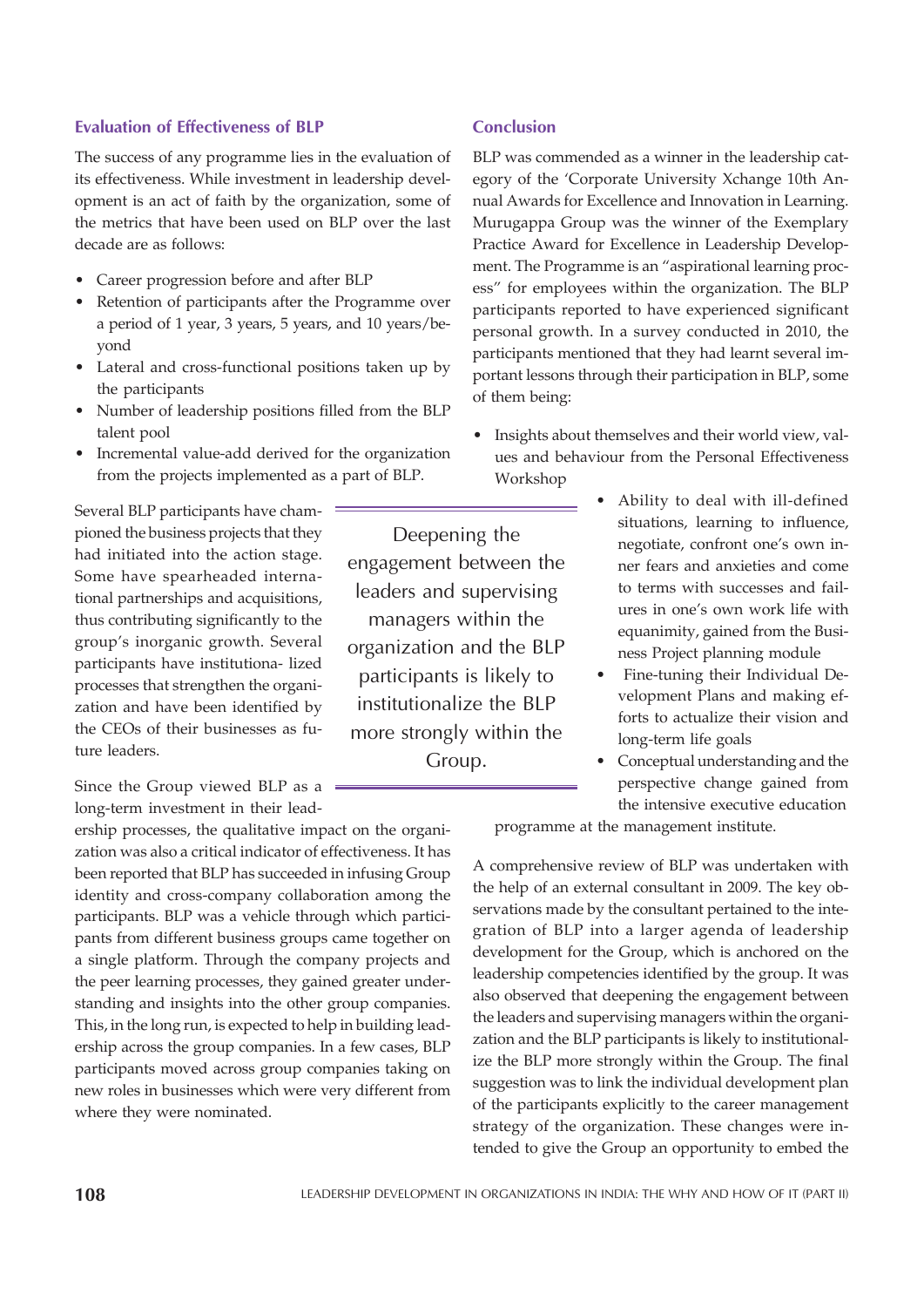## Evaluation of Effectiveness of BLP

The success of any programme lies in the evaluation of its effectiveness. While investment in leadership development is an act of faith by the organization, some of the metrics that have been used on BLP over the last decade are as follows:

- Career progression before and after BLP
- Retention of participants after the Programme over a period of 1 year, 3 years, 5 years, and 10 years/beyond
- Lateral and cross-functional positions taken up by the participants
- Number of leadership positions filled from the BLP talent pool
- Incremental value-add derived for the organization from the projects implemented as a part of BLP.

Several BLP participants have championed the business projects that they had initiated into the action stage. Some have spearheaded international partnerships and acquisitions, thus contributing significantly to the group's inorganic growth. Several participants have institutiona- lized processes that strengthen the organization and have been identified by the CEOs of their businesses as future leaders.

Since the Group viewed BLP as a long-term investment in their leadership processes, the qualitative impact on the organization was also a critical indicator of effectiveness. It has been reported that BLP has succeeded in infusing Group identity and cross-company collaboration among the participants. BLP was a vehicle through which participants from different business groups came together on a single platform. Through the company projects and the peer learning processes, they gained greater understanding and insights into the other group companies. This, in the long run, is expected to help in building leadership across the group companies. In a few cases, BLP participants moved across group companies taking on new roles in businesses which were very different from where they were nominated.

> Deepening the engagement between the leaders and supervising managers within the organization and the BLP participants is likely to institutionalize the BLP more strongly within the Group.

## Conclusion

BLP was commended as a winner in the leadership category of the 'Corporate University Xchange 10th Annual Awards for Excellence and Innovation in Learning. Murugappa Group was the winner of the Exemplary Practice Award for Excellence in Leadership Development. The Programme is an "aspirational learning process" for employees within the organization. The BLP participants reported to have experienced significant personal growth. In a survey conducted in 2010, the participants mentioned that they had learnt several important lessons through their participation in BLP, some of them being:

- Insights about themselves and their world view, values and behaviour from the Personal Effectiveness Workshop
- Ability to deal with ill-defined situations, learning to influence, negotiate, confront one's own inner fears and anxieties and come to terms with successes and failures in one's own work life with equanimity, gained from the Business Project planning module
- Fine-tuning their Individual Development Plans and making efforts to actualize their vision and long-term life goals
- Conceptual understanding and the perspective change gained from the intensive executive education programme at the management institute.

A comprehensive review of BLP was undertaken with the help of an external consultant in 2009. The key observations made by the consultant pertained to the integration of BLP into a larger agenda of leadership development for the Group, which is anchored on the leadership competencies identified by the group. It was also observed that deepening the engagement between the leaders and supervising managers within the organization and the BLP participants is likely to institutionalize the BLP more strongly within the Group. The final suggestion was to link the individual development plan of the participants explicitly to the career management strategy of the organization. These changes were intended to give the Group an opportunity to embed the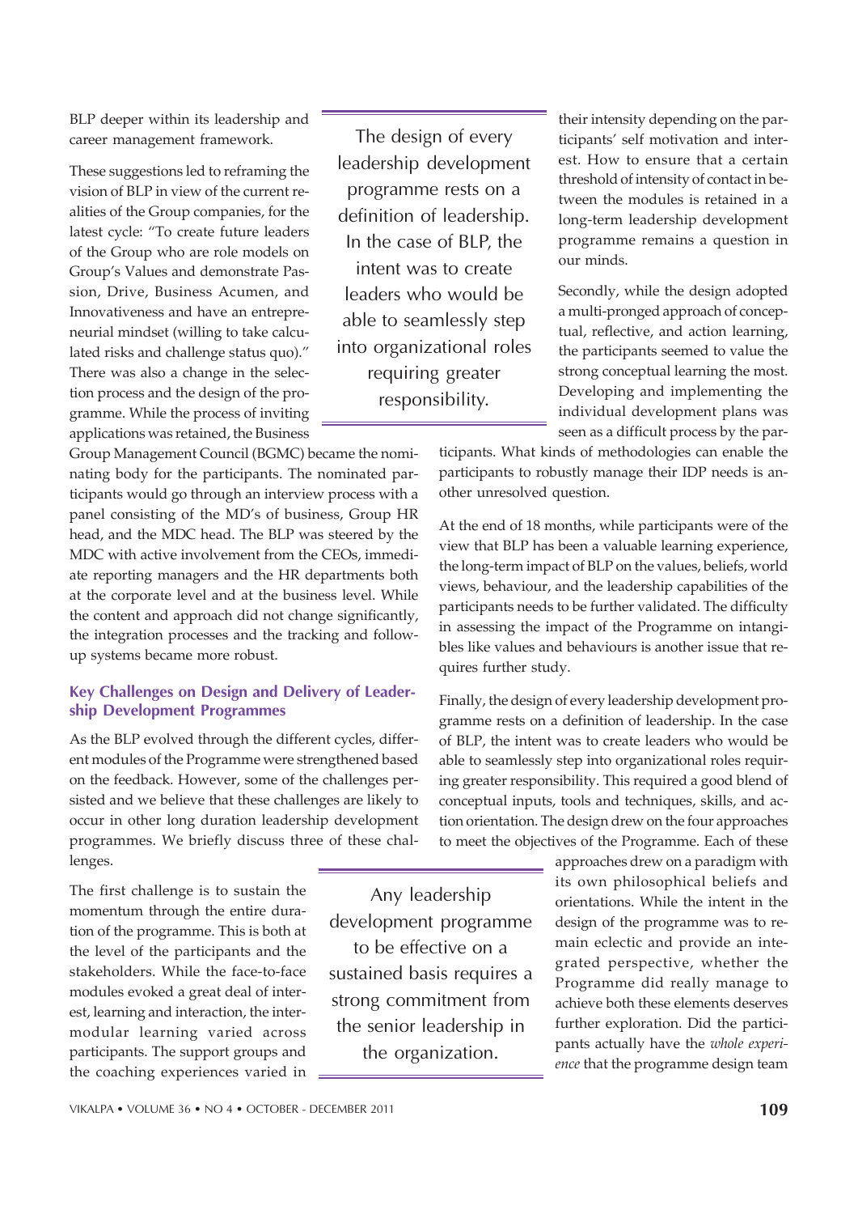BLP deeper within its leadership and career management framework.

These suggestions led to reframing the vision of BLP in view of the current realities of the Group companies, for the latest cycle: "To create future leaders of the Group who are role models on Group's Values and demonstrate Passion, Drive, Business Acumen, and Innovativeness and have an entrepreneurial mindset (willing to take calculated risks and challenge status quo)." There was also a change in the selection process and the design of the programme. While the process of inviting applications was retained, the Business Group Management Council (BGMC) became the nominating body for the participants. The nominated participants would go through an interview process with a panel consisting of the MD's of business, Group HR head, and the MDC head. The BLP was steered by the MDC with active involvement from the CEOs, immediate reporting managers and the HR departments both at the corporate level and at the business level. While the content and approach did not change significantly, the integration processes and the tracking and follow-up systems became more robust.

> The design of every leadership development programme rests on a definition of leadership. In the case of BLP, the intent was to create leaders who would be able to seamlessly step into organizational roles requiring greater responsibility.

## Key Challenges on Design and Delivery of Leadership Development Programmes

As the BLP evolved through the different cycles, different modules of the Programme were strengthened based on the feedback. However, some of the challenges persisted and we believe that these challenges are likely to occur in other long duration leadership development programmes. We briefly discuss three of these challenges.

The first challenge is to sustain the momentum through the entire duration of the programme. This is both at the level of the participants and the stakeholders. While the face-to-face modules evoked a great deal of interest, learning and interaction, the inter-modular learning varied across participants. The support groups and the coaching experiences varied in their intensity depending on the participants' self motivation and interest. How to ensure that a certain threshold of intensity of contact in between the modules is retained in a long-term leadership development programme remains a question in our minds.

> Any leadership development programme to be effective on a sustained basis requires a strong commitment from the senior leadership in the organization.

Secondly, while the design adopted a multi-pronged approach of conceptual, reflective, and action learning, the participants seemed to value the strong conceptual learning the most. Developing and implementing the individual development plans was seen as a difficult process by the participants. What kinds of methodologies can enable the participants to robustly manage their IDP needs is another unresolved question.

At the end of 18 months, while participants were of the view that BLP has been a valuable learning experience, the long-term impact of BLP on the values, beliefs, world views, behaviour, and the leadership capabilities of the participants needs to be further validated. The difficulty in assessing the impact of the Programme on intangibles like values and behaviours is another issue that requires further study.

Finally, the design of every leadership development programme rests on a definition of leadership. In the case of BLP, the intent was to create leaders who would be able to seamlessly step into organizational roles requiring greater responsibility. This required a good blend of conceptual inputs, tools and techniques, skills, and action orientation. The design drew on the four approaches to meet the objectives of the Programme. Each of these approaches drew on a paradigm with its own philosophical beliefs and orientations. While the intent in the design of the programme was to remain eclectic and provide an integrated perspective, whether the Programme did really manage to achieve both these elements deserves further exploration. Did the participants actually have the *whole experience* that the programme design team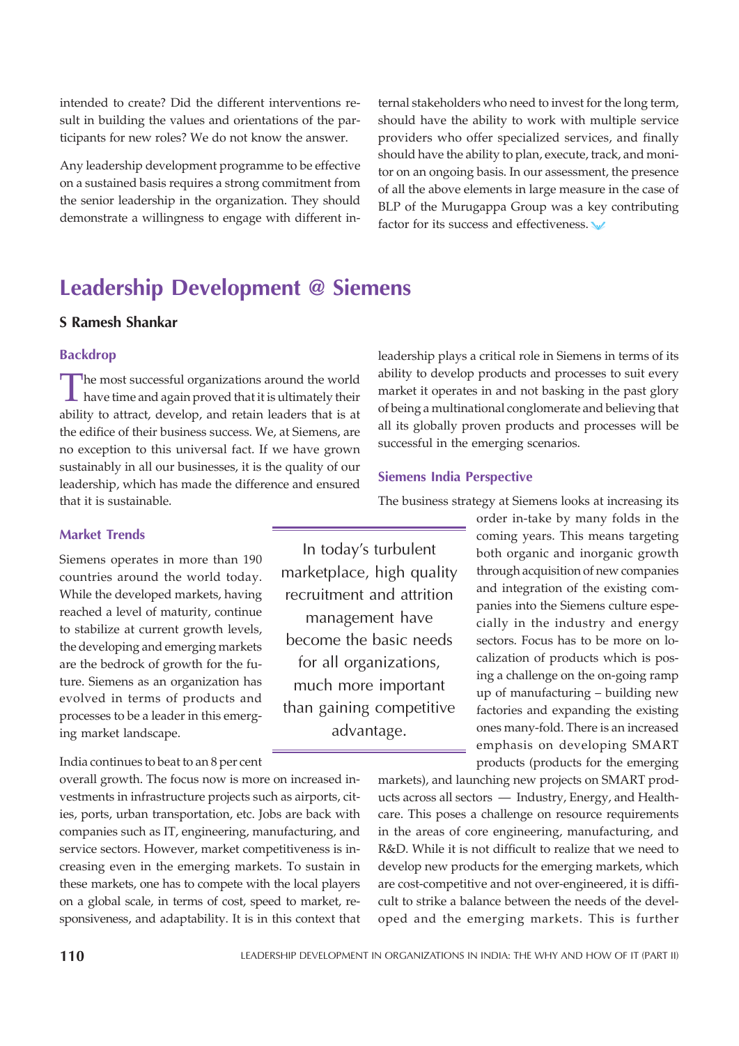intended to create? Did the different interventions result in building the values and orientations of the participants for new roles? We do not know the answer.

Any leadership development programme to be effective on a sustained basis requires a strong commitment from the senior leadership in the organization. They should demonstrate a willingness to engage with different internal stakeholders who need to invest for the long term, should have the ability to work with multiple service providers who offer specialized services, and finally should have the ability to plan, execute, track, and monitor on an ongoing basis. In our assessment, the presence of all the above elements in large measure in the case of BLP of the Murugappa Group was a key contributing factor for its success and effectiveness.

# Leadership Development @ Siemens

**S Ramesh Shankar**

## Backdrop

The most successful organizations around the world have time and again proved that it is ultimately their ability to attract, develop, and retain leaders that is at the edifice of their business success. We, at Siemens, are no exception to this universal fact. If we have grown sustainably in all our businesses, it is the quality of our leadership, which has made the difference and ensured that it is sustainable.

## Market Trends

Siemens operates in more than 190 countries around the world today. While the developed markets, having reached a level of maturity, continue to stabilize at current growth levels, the developing and emerging markets are the bedrock of growth for the future. Siemens as an organization has evolved in terms of products and processes to be a leader in this emerging market landscape.

> In today's turbulent marketplace, high quality recruitment and attrition management have become the basic needs for all organizations, much more important than gaining competitive advantage.

India continues to beat to an 8 per cent overall growth. The focus now is more on increased investments in infrastructure projects such as airports, cities, ports, urban transportation, etc. Jobs are back with companies such as IT, engineering, manufacturing, and service sectors. However, market competitiveness is increasing even in the emerging markets. To sustain in these markets, one has to compete with the local players on a global scale, in terms of cost, speed to market, responsiveness, and adaptability. It is in this context that leadership plays a critical role in Siemens in terms of its ability to develop products and processes to suit every market it operates in and not basking in the past glory of being a multinational conglomerate and believing that all its globally proven products and processes will be successful in the emerging scenarios.

## Siemens India Perspective

The business strategy at Siemens looks at increasing its order in-take by many folds in the coming years. This means targeting both organic and inorganic growth through acquisition of new companies and integration of the existing companies into the Siemens culture especially in the industry and energy sectors. Focus has to be more on localization of products which is posing a challenge on the on-going ramp up of manufacturing – building new factories and expanding the existing ones many-fold. There is an increased emphasis on developing SMART products (products for the emerging markets), and launching new projects on SMART products across all sectors — Industry, Energy, and Healthcare. This poses a challenge on resource requirements in the areas of core engineering, manufacturing, and R&D. While it is not difficult to realize that we need to develop new products for the emerging markets, which are cost-competitive and not over-engineered, it is difficult to strike a balance between the needs of the developed and the emerging markets. This is further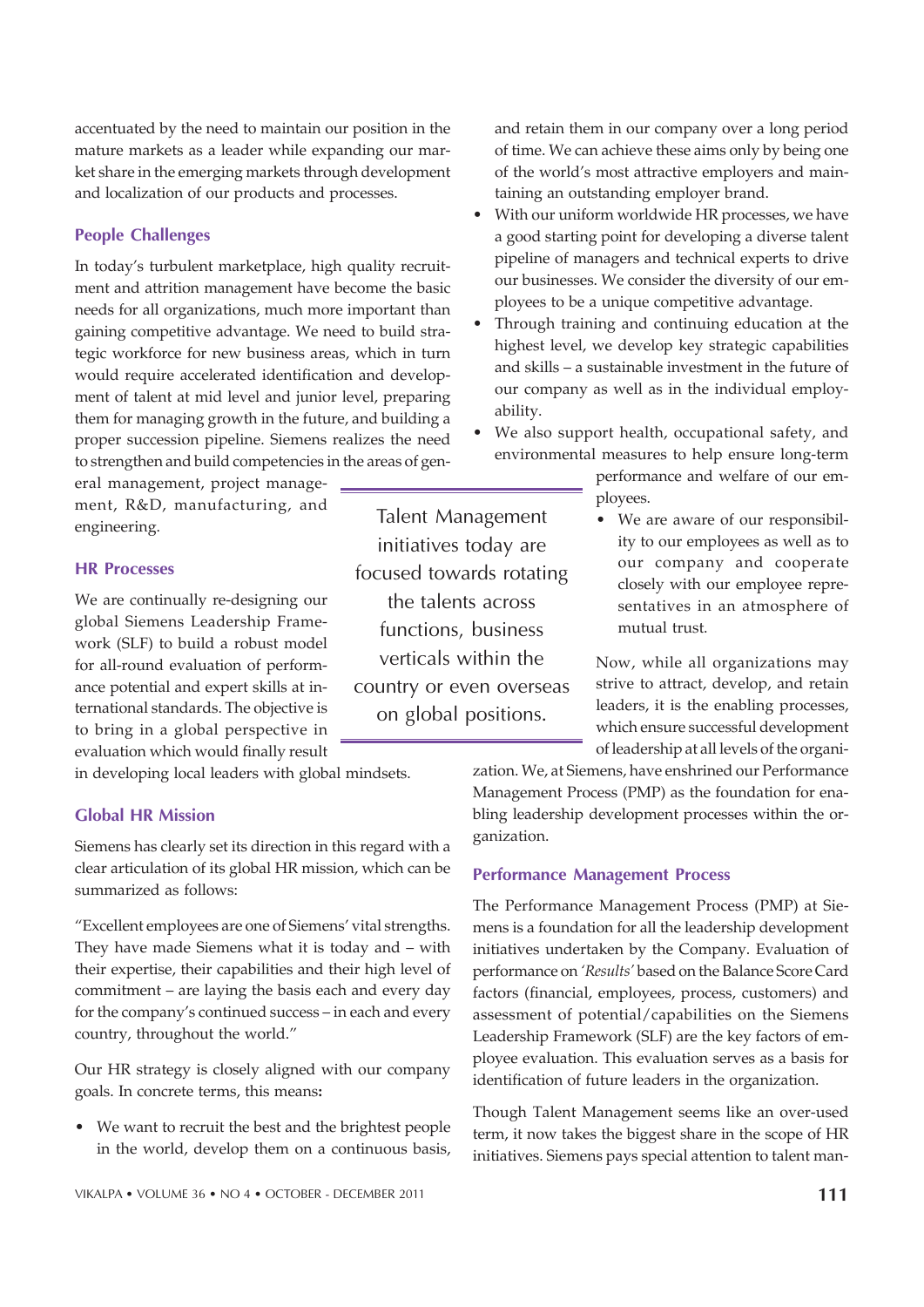accentuated by the need to maintain our position in the mature markets as a leader while expanding our market share in the emerging markets through development and localization of our products and processes.

### People Challenges

In today's turbulent marketplace, high quality recruitment and attrition management have become the basic needs for all organizations, much more important than gaining competitive advantage. We need to build strategic workforce for new business areas, which in turn would require accelerated identification and development of talent at mid level and junior level, preparing them for managing growth in the future, and building a proper succession pipeline. Siemens realizes the need to strengthen and build competencies in the areas of general management, project management, R&D, manufacturing, and engineering.

### HR Processes

We are continually re-designing our global Siemens Leadership Framework (SLF) to build a robust model for all-round evaluation of performance potential and expert skills at international standards. The objective is to bring in a global perspective in evaluation which would finally result in developing local leaders with global mindsets.

> Talent Management initiatives today are focused towards rotating the talents across functions, business verticals within the country or even overseas on global positions.

### Global HR Mission

Siemens has clearly set its direction in this regard with a clear articulation of its global HR mission, which can be summarized as follows:

"Excellent employees are one of Siemens' vital strengths. They have made Siemens what it is today and – with their expertise, their capabilities and their high level of commitment – are laying the basis each and every day for the company's continued success – in each and every country, throughout the world."

Our HR strategy is closely aligned with our company goals. In concrete terms, this means**:**

- We want to recruit the best and the brightest people in the world, develop them on a continuous basis, and retain them in our company over a long period of time. We can achieve these aims only by being one of the world's most attractive employers and maintaining an outstanding employer brand.
- With our uniform worldwide HR processes, we have a good starting point for developing a diverse talent pipeline of managers and technical experts to drive our businesses. We consider the diversity of our employees to be a unique competitive advantage.
- Through training and continuing education at the highest level, we develop key strategic capabilities and skills – a sustainable investment in the future of our company as well as in the individual employability.
- We also support health, occupational safety, and environmental measures to help ensure long-term performance and welfare of our employees.
- We are aware of our responsibility to our employees as well as to our company and cooperate closely with our employee representatives in an atmosphere of mutual trust.

Now, while all organizations may strive to attract, develop, and retain leaders, it is the enabling processes, which ensure successful development of leadership at all levels of the organization. We, at Siemens, have enshrined our Performance Management Process (PMP) as the foundation for enabling leadership development processes within the organization.

### Performance Management Process

The Performance Management Process (PMP) at Siemens is a foundation for all the leadership development initiatives undertaken by the Company. Evaluation of performance on *'Results'* based on the Balance Score Card factors (financial, employees, process, customers) and assessment of potential/capabilities on the Siemens Leadership Framework (SLF) are the key factors of employee evaluation. This evaluation serves as a basis for identification of future leaders in the organization.

Though Talent Management seems like an over-used term, it now takes the biggest share in the scope of HR initiatives. Siemens pays special attention to talent man-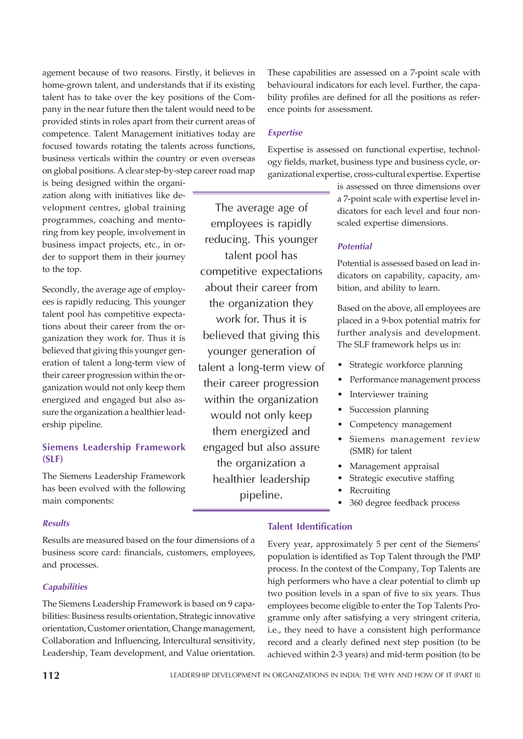agement because of two reasons. Firstly, it believes in home-grown talent, and understands that if its existing talent has to take over the key positions of the Company in the near future then the talent would need to be provided stints in roles apart from their current areas of competence. Talent Management initiatives today are focused towards rotating the talents across functions, business verticals within the country or even overseas on global positions. A clear step-by-step career road map is being designed within the organization along with initiatives like development centres, global training programmes, coaching and mentoring from key people, involvement in business impact projects, etc., in order to support them in their journey to the top.

Secondly, the average age of employees is rapidly reducing. This younger talent pool has competitive expectations about their career from the organization they work for. Thus it is believed that giving this younger generation of talent a long-term view of their career progression within the organization would not only keep them energized and engaged but also assure the organization a healthier leadership pipeline.

> The average age of employees is rapidly reducing. This younger talent pool has competitive expectations about their career from the organization they work for. Thus it is believed that giving this younger generation of talent a long-term view of their career progression within the organization would not only keep them energized and engaged but also assure the organization a healthier leadership pipeline.

### Siemens Leadership Framework (SLF)

The Siemens Leadership Framework has been evolved with the following main components:

#### *Results*

Results are measured based on the four dimensions of a business score card: financials, customers, employees, and processes.

#### *Capabilities*

The Siemens Leadership Framework is based on 9 capabilities: Business results orientation, Strategic innovative orientation, Customer orientation, Change management, Collaboration and Influencing, Intercultural sensitivity, Leadership, Team development, and Value orientation. These capabilities are assessed on a 7-point scale with behavioural indicators for each level. Further, the capability profiles are defined for all the positions as reference points for assessment.

#### *Expertise*

Expertise is assessed on functional expertise, technology fields, market, business type and business cycle, organizational expertise, cross-cultural expertise. Expertise is assessed on three dimensions over a 7-point scale with expertise level indicators for each level and four non-scaled expertise dimensions.

#### *Potential*

Potential is assessed based on lead indicators on capability, capacity, ambition, and ability to learn.

Based on the above, all employees are placed in a 9-box potential matrix for further analysis and development. The SLF framework helps us in:

- Strategic workforce planning
- Performance management process
- Interviewer training
- Succession planning
- Competency management
- Siemens management review (SMR) for talent
- Management appraisal
- Strategic executive staffing
- Recruiting
- 360 degree feedback process

### Talent Identification

Every year, approximately 5 per cent of the Siemens' population is identified as Top Talent through the PMP process. In the context of the Company, Top Talents are high performers who have a clear potential to climb up two position levels in a span of five to six years. Thus employees become eligible to enter the Top Talents Programme only after satisfying a very stringent criteria, i.e., they need to have a consistent high performance record and a clearly defined next step position (to be achieved within 2-3 years) and mid-term position (to be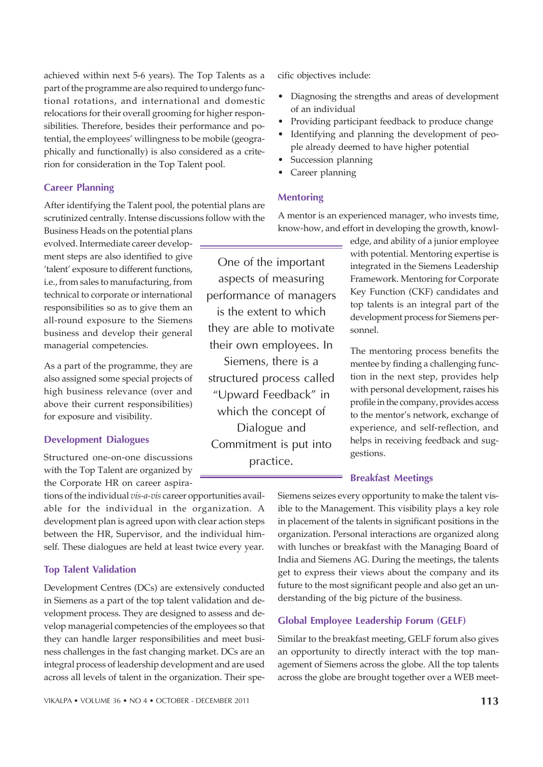achieved within next 5-6 years). The Top Talents as a part of the programme are also required to undergo functional rotations, and international and domestic relocations for their overall grooming for higher responsibilities. Therefore, besides their performance and potential, the employees' willingness to be mobile (geographically and functionally) is also considered as a criterion for consideration in the Top Talent pool.

### Career Planning

After identifying the Talent pool, the potential plans are scrutinized centrally. Intense discussions follow with the Business Heads on the potential plans evolved. Intermediate career development steps are also identified to give 'talent' exposure to different functions, i.e., from sales to manufacturing, from technical to corporate or international responsibilities so as to give them an all-round exposure to the Siemens business and develop their general managerial competencies.

As a part of the programme, they are also assigned some special projects of high business relevance (over and above their current responsibilities) for exposure and visibility.

> One of the important aspects of measuring performance of managers is the extent to which they are able to motivate their own employees. In Siemens, there is a structured process called "Upward Feedback" in which the concept of Dialogue and Commitment is put into practice.

### Development Dialogues

Structured one-on-one discussions with the Top Talent are organized by the Corporate HR on career aspirations of the individual *vis-a-vis* career opportunities available for the individual in the organization. A development plan is agreed upon with clear action steps between the HR, Supervisor, and the individual himself. These dialogues are held at least twice every year.

### Top Talent Validation

Development Centres (DCs) are extensively conducted in Siemens as a part of the top talent validation and development process. They are designed to assess and develop managerial competencies of the employees so that they can handle larger responsibilities and meet business challenges in the fast changing market. DCs are an integral process of leadership development and are used across all levels of talent in the organization. Their specific objectives include:

- Diagnosing the strengths and areas of development of an individual
- Providing participant feedback to produce change
- Identifying and planning the development of people already deemed to have higher potential
- Succession planning
- Career planning

### Mentoring

A mentor is an experienced manager, who invests time, know-how, and effort in developing the growth, knowledge, and ability of a junior employee with potential. Mentoring expertise is integrated in the Siemens Leadership Framework. Mentoring for Corporate Key Function (CKF) candidates and top talents is an integral part of the development process for Siemens personnel.

The mentoring process benefits the mentee by finding a challenging function in the next step, provides help with personal development, raises his profile in the company, provides access to the mentor's network, exchange of experience, and self-reflection, and helps in receiving feedback and suggestions.

### Breakfast Meetings

Siemens seizes every opportunity to make the talent visible to the Management. This visibility plays a key role in placement of the talents in significant positions in the organization. Personal interactions are organized along with lunches or breakfast with the Managing Board of India and Siemens AG. During the meetings, the talents get to express their views about the company and its future to the most significant people and also get an understanding of the big picture of the business.

### Global Employee Leadership Forum (GELF)

Similar to the breakfast meeting, GELF forum also gives an opportunity to directly interact with the top management of Siemens across the globe. All the top talents across the globe are brought together over a WEB meet-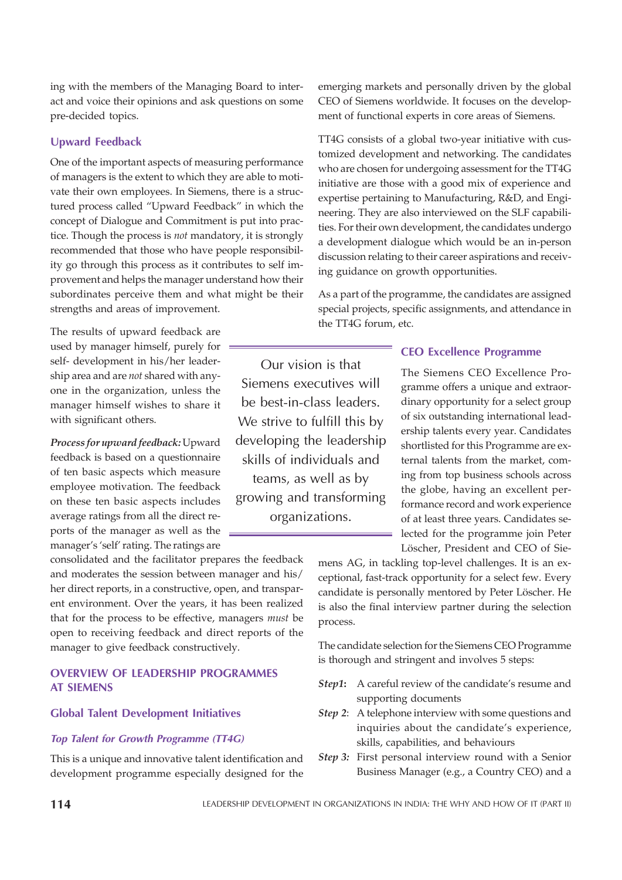ing with the members of the Managing Board to interact and voice their opinions and ask questions on some pre-decided topics.

### Upward Feedback

One of the important aspects of measuring performance of managers is the extent to which they are able to motivate their own employees. In Siemens, there is a structured process called "Upward Feedback" in which the concept of Dialogue and Commitment is put into practice. Though the process is *not* mandatory, it is strongly recommended that those who have people responsibility go through this process as it contributes to self improvement and helps the manager understand how their subordinates perceive them and what might be their strengths and areas of improvement.

The results of upward feedback are used by manager himself, purely for self- development in his/her leadership area and are *not* shared with anyone in the organization, unless the manager himself wishes to share it with significant others.

***Process for upward feedback:*** Upward feedback is based on a questionnaire of ten basic aspects which measure employee motivation. The feedback on these ten basic aspects includes average ratings from all the direct reports of the manager as well as the manager's 'self' rating. The ratings are consolidated and the facilitator prepares the feedback and moderates the session between manager and his/her direct reports, in a constructive, open, and transparent environment. Over the years, it has been realized that for the process to be effective, managers *must* be open to receiving feedback and direct reports of the manager to give feedback constructively.

> Our vision is that Siemens executives will be best-in-class leaders. We strive to fulfill this by developing the leadership skills of individuals and teams, as well as by growing and transforming organizations.

## OVERVIEW OF LEADERSHIP PROGRAMMES AT SIEMENS

### Global Talent Development Initiatives

#### *Top Talent for Growth Programme (TT4G)*

This is a unique and innovative talent identification and development programme especially designed for the emerging markets and personally driven by the global CEO of Siemens worldwide. It focuses on the development of functional experts in core areas of Siemens.

TT4G consists of a global two-year initiative with customized development and networking. The candidates who are chosen for undergoing assessment for the TT4G initiative are those with a good mix of experience and expertise pertaining to Manufacturing, R&D, and Engineering. They are also interviewed on the SLF capabilities. For their own development, the candidates undergo a development dialogue which would be an in-person discussion relating to their career aspirations and receiving guidance on growth opportunities.

As a part of the programme, the candidates are assigned special projects, specific assignments, and attendance in the TT4G forum, etc.

### CEO Excellence Programme

The Siemens CEO Excellence Programme offers a unique and extraordinary opportunity for a select group of six outstanding international leadership talents every year. Candidates shortlisted for this Programme are external talents from the market, coming from top business schools across the globe, having an excellent performance record and work experience of at least three years. Candidates selected for the programme join Peter Löscher, President and CEO of Siemens AG, in tackling top-level challenges. It is an exceptional, fast-track opportunity for a select few. Every candidate is personally mentored by Peter Löscher. He is also the final interview partner during the selection process.

The candidate selection for the Siemens CEO Programme is thorough and stringent and involves 5 steps:

- ***Step1:*** A careful review of the candidate's resume and supporting documents
- ***Step 2:*** A telephone interview with some questions and inquiries about the candidate's experience, skills, capabilities, and behaviours
- ***Step 3:*** First personal interview round with a Senior Business Manager (e.g., a Country CEO) and a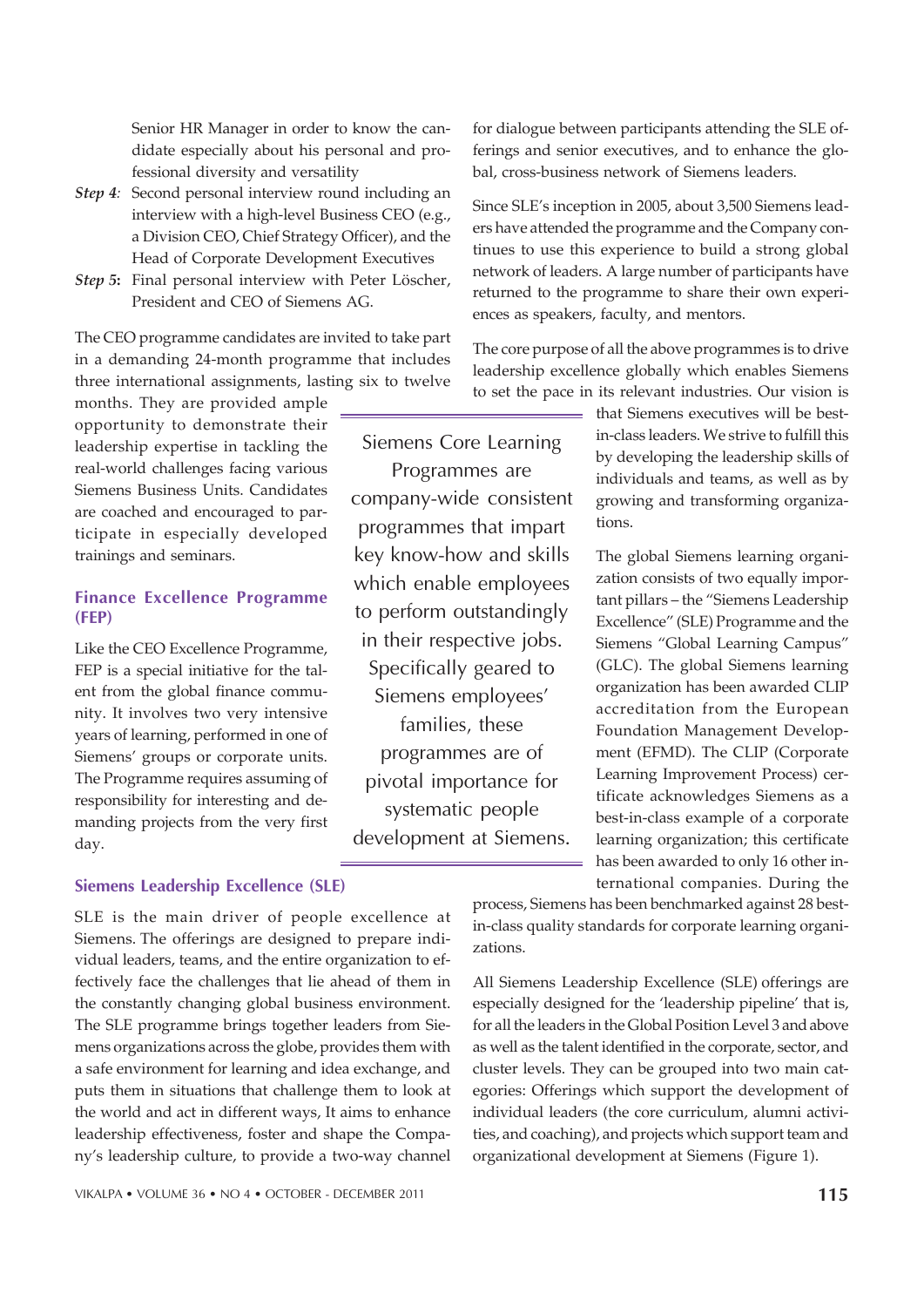Senior HR Manager in order to know the candidate especially about his personal and professional diversity and versatility

*Step 4:* Second personal interview round including an interview with a high-level Business CEO (e.g., a Division CEO, Chief Strategy Officer), and the Head of Corporate Development Executives

*Step 5***:** Final personal interview with Peter Löscher, President and CEO of Siemens AG.

The CEO programme candidates are invited to take part in a demanding 24-month programme that includes three international assignments, lasting six to twelve months. They are provided ample opportunity to demonstrate their leadership expertise in tackling the real-world challenges facing various Siemens Business Units. Candidates are coached and encouraged to participate in especially developed trainings and seminars.

### Finance Excellence Programme (FEP)

Like the CEO Excellence Programme, FEP is a special initiative for the talent from the global finance community. It involves two very intensive years of learning, performed in one of Siemens' groups or corporate units. The Programme requires assuming of responsibility for interesting and demanding projects from the very first day.

> Siemens Core Learning Programmes are company-wide consistent programmes that impart key know-how and skills which enable employees to perform outstandingly in their respective jobs. Specifically geared to Siemens employees' families, these programmes are of pivotal importance for systematic people development at Siemens.

### Siemens Leadership Excellence (SLE)

SLE is the main driver of people excellence at Siemens. The offerings are designed to prepare individual leaders, teams, and the entire organization to effectively face the challenges that lie ahead of them in the constantly changing global business environment. The SLE programme brings together leaders from Siemens organizations across the globe, provides them with a safe environment for learning and idea exchange, and puts them in situations that challenge them to look at the world and act in different ways, It aims to enhance leadership effectiveness, foster and shape the Company's leadership culture, to provide a two-way channel for dialogue between participants attending the SLE offerings and senior executives, and to enhance the global, cross-business network of Siemens leaders.

Since SLE's inception in 2005, about 3,500 Siemens leaders have attended the programme and the Company continues to use this experience to build a strong global network of leaders. A large number of participants have returned to the programme to share their own experiences as speakers, faculty, and mentors.

The core purpose of all the above programmes is to drive leadership excellence globally which enables Siemens to set the pace in its relevant industries. Our vision is that Siemens executives will be best-in-class leaders. We strive to fulfill this by developing the leadership skills of individuals and teams, as well as by growing and transforming organizations.

The global Siemens learning organization consists of two equally important pillars – the "Siemens Leadership Excellence" (SLE) Programme and the Siemens "Global Learning Campus" (GLC). The global Siemens learning organization has been awarded CLIP accreditation from the European Foundation Management Development (EFMD). The CLIP (Corporate Learning Improvement Process) certificate acknowledges Siemens as a best-in-class example of a corporate learning organization; this certificate has been awarded to only 16 other international companies. During the process, Siemens has been benchmarked against 28 best-in-class quality standards for corporate learning organizations.

All Siemens Leadership Excellence (SLE) offerings are especially designed for the 'leadership pipeline' that is, for all the leaders in the Global Position Level 3 and above as well as the talent identified in the corporate, sector, and cluster levels. They can be grouped into two main categories: Offerings which support the development of individual leaders (the core curriculum, alumni activities, and coaching), and projects which support team and organizational development at Siemens (Figure 1).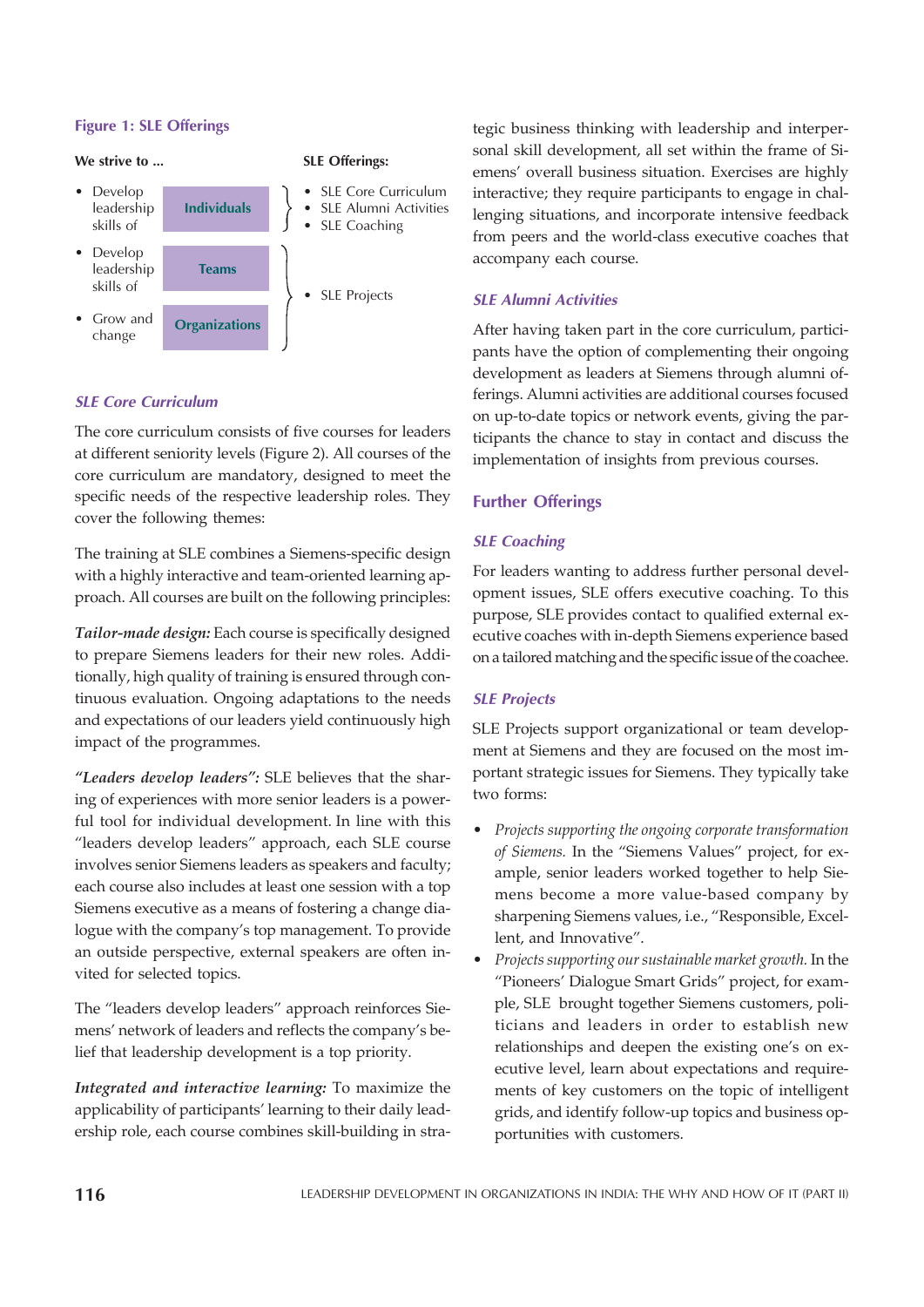**Figure 1: SLE Offerings**

| We strive to ... | | SLE Offerings: |
|---|---|---|
| • Develop leadership skills of | **Individuals** | • SLE Core Curriculum<br>• SLE Alumni Activities<br>• SLE Coaching |
| • Develop leadership skills of | **Teams** | • SLE Projects |
| • Grow and change | **Organizations** | |

### *SLE Core Curriculum*

The core curriculum consists of five courses for leaders at different seniority levels (Figure 2). All courses of the core curriculum are mandatory, designed to meet the specific needs of the respective leadership roles. They cover the following themes:

The training at SLE combines a Siemens-specific design with a highly interactive and team-oriented learning approach. All courses are built on the following principles:

***Tailor-made design:*** Each course is specifically designed to prepare Siemens leaders for their new roles. Additionally, high quality of training is ensured through continuous evaluation. Ongoing adaptations to the needs and expectations of our leaders yield continuously high impact of the programmes.

***"Leaders develop leaders":*** SLE believes that the sharing of experiences with more senior leaders is a powerful tool for individual development. In line with this "leaders develop leaders" approach, each SLE course involves senior Siemens leaders as speakers and faculty; each course also includes at least one session with a top Siemens executive as a means of fostering a change dialogue with the company's top management. To provide an outside perspective, external speakers are often invited for selected topics.

The "leaders develop leaders" approach reinforces Siemens' network of leaders and reflects the company's belief that leadership development is a top priority.

***Integrated and interactive learning:*** To maximize the applicability of participants' learning to their daily leadership role, each course combines skill-building in strategic business thinking with leadership and interpersonal skill development, all set within the frame of Siemens' overall business situation. Exercises are highly interactive; they require participants to engage in challenging situations, and incorporate intensive feedback from peers and the world-class executive coaches that accompany each course.

### *SLE Alumni Activities*

After having taken part in the core curriculum, participants have the option of complementing their ongoing development as leaders at Siemens through alumni offerings. Alumni activities are additional courses focused on up-to-date topics or network events, giving the participants the chance to stay in contact and discuss the implementation of insights from previous courses.

## Further Offerings

### *SLE Coaching*

For leaders wanting to address further personal development issues, SLE offers executive coaching. To this purpose, SLE provides contact to qualified external executive coaches with in-depth Siemens experience based on a tailored matching and the specific issue of the coachee.

### *SLE Projects*

SLE Projects support organizational or team development at Siemens and they are focused on the most important strategic issues for Siemens. They typically take two forms:

- *Projects supporting the ongoing corporate transformation of Siemens.* In the "Siemens Values" project, for example, senior leaders worked together to help Siemens become a more value-based company by sharpening Siemens values, i.e., "Responsible, Excellent, and Innovative".
- *Projects supporting our sustainable market growth.* In the "Pioneers' Dialogue Smart Grids" project, for example, SLE brought together Siemens customers, politicians and leaders in order to establish new relationships and deepen the existing one's on executive level, learn about expectations and requirements of key customers on the topic of intelligent grids, and identify follow-up topics and business opportunities with customers.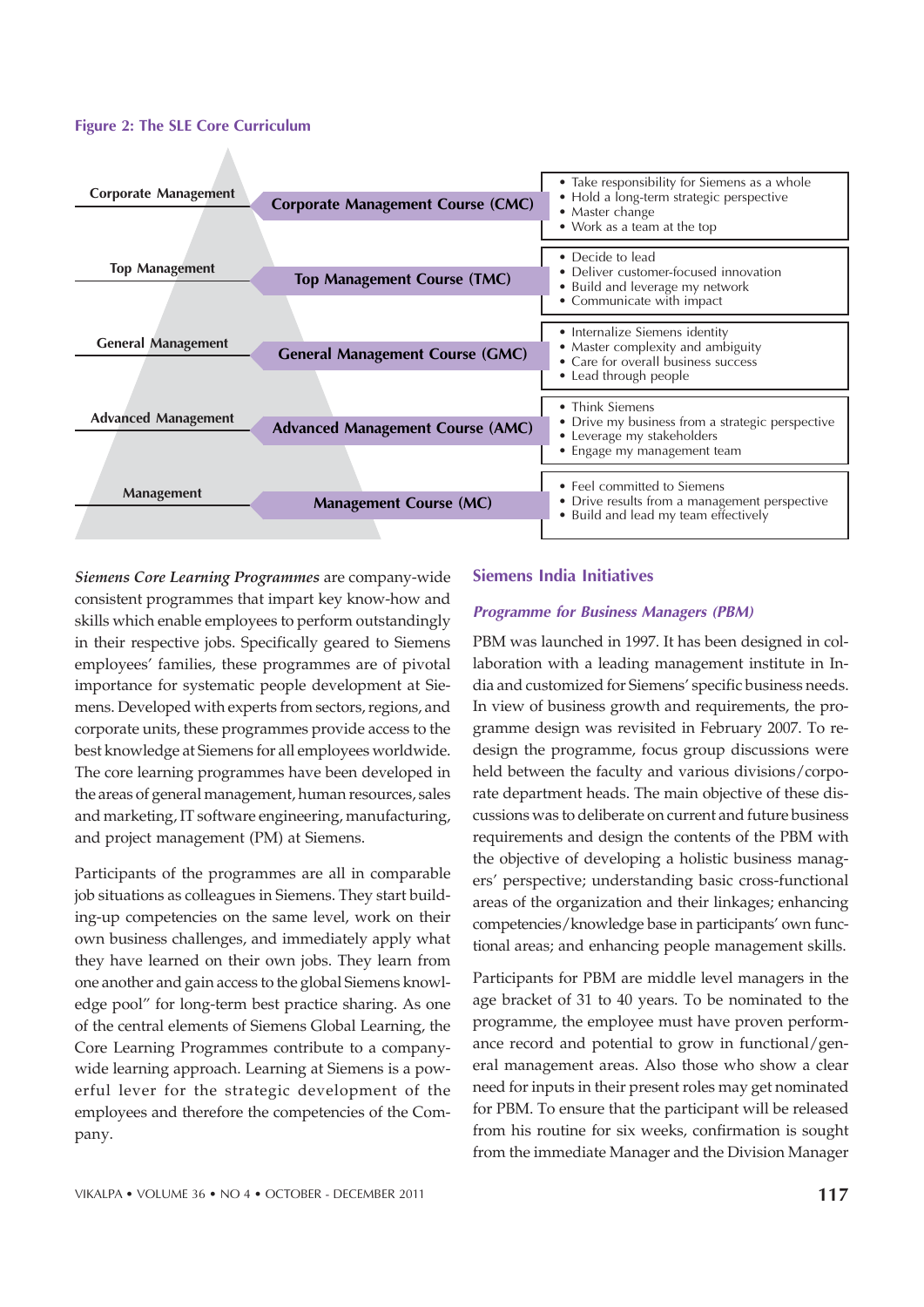**Figure 2: The SLE Core Curriculum**

| Level | Course | Objectives |
|---|---|---|
| Corporate Management | Corporate Management Course (CMC) | • Take responsibility for Siemens as a whole<br>• Hold a long-term strategic perspective<br>• Master change<br>• Work as a team at the top |
| Top Management | Top Management Course (TMC) | • Decide to lead<br>• Deliver customer-focused innovation<br>• Build and leverage my network<br>• Communicate with impact |
| General Management | General Management Course (GMC) | • Internalize Siemens identity<br>• Master complexity and ambiguity<br>• Care for overall business success<br>• Lead through people |
| Advanced Management | Advanced Management Course (AMC) | • Think Siemens<br>• Drive my business from a strategic perspective<br>• Leverage my stakeholders<br>• Engage my management team |
| Management | Management Course (MC) | • Feel committed to Siemens<br>• Drive results from a management perspective<br>• Build and lead my team effectively |

*Siemens Core Learning Programmes* are company-wide consistent programmes that impart key know-how and skills which enable employees to perform outstandingly in their respective jobs. Specifically geared to Siemens employees' families, these programmes are of pivotal importance for systematic people development at Siemens. Developed with experts from sectors, regions, and corporate units, these programmes provide access to the best knowledge at Siemens for all employees worldwide. The core learning programmes have been developed in the areas of general management, human resources, sales and marketing, IT software engineering, manufacturing, and project management (PM) at Siemens.

Participants of the programmes are all in comparable job situations as colleagues in Siemens. They start building-up competencies on the same level, work on their own business challenges, and immediately apply what they have learned on their own jobs. They learn from one another and gain access to the global Siemens knowledge pool" for long-term best practice sharing. As one of the central elements of Siemens Global Learning, the Core Learning Programmes contribute to a company-wide learning approach. Learning at Siemens is a powerful lever for the strategic development of the employees and therefore the competencies of the Company.

## Siemens India Initiatives

### *Programme for Business Managers (PBM)*

PBM was launched in 1997. It has been designed in collaboration with a leading management institute in India and customized for Siemens' specific business needs. In view of business growth and requirements, the programme design was revisited in February 2007. To redesign the programme, focus group discussions were held between the faculty and various divisions/corporate department heads. The main objective of these discussions was to deliberate on current and future business requirements and design the contents of the PBM with the objective of developing a holistic business managers' perspective; understanding basic cross-functional areas of the organization and their linkages; enhancing competencies/knowledge base in participants' own functional areas; and enhancing people management skills.

Participants for PBM are middle level managers in the age bracket of 31 to 40 years. To be nominated to the programme, the employee must have proven performance record and potential to grow in functional/general management areas. Also those who show a clear need for inputs in their present roles may get nominated for PBM. To ensure that the participant will be released from his routine for six weeks, confirmation is sought from the immediate Manager and the Division Manager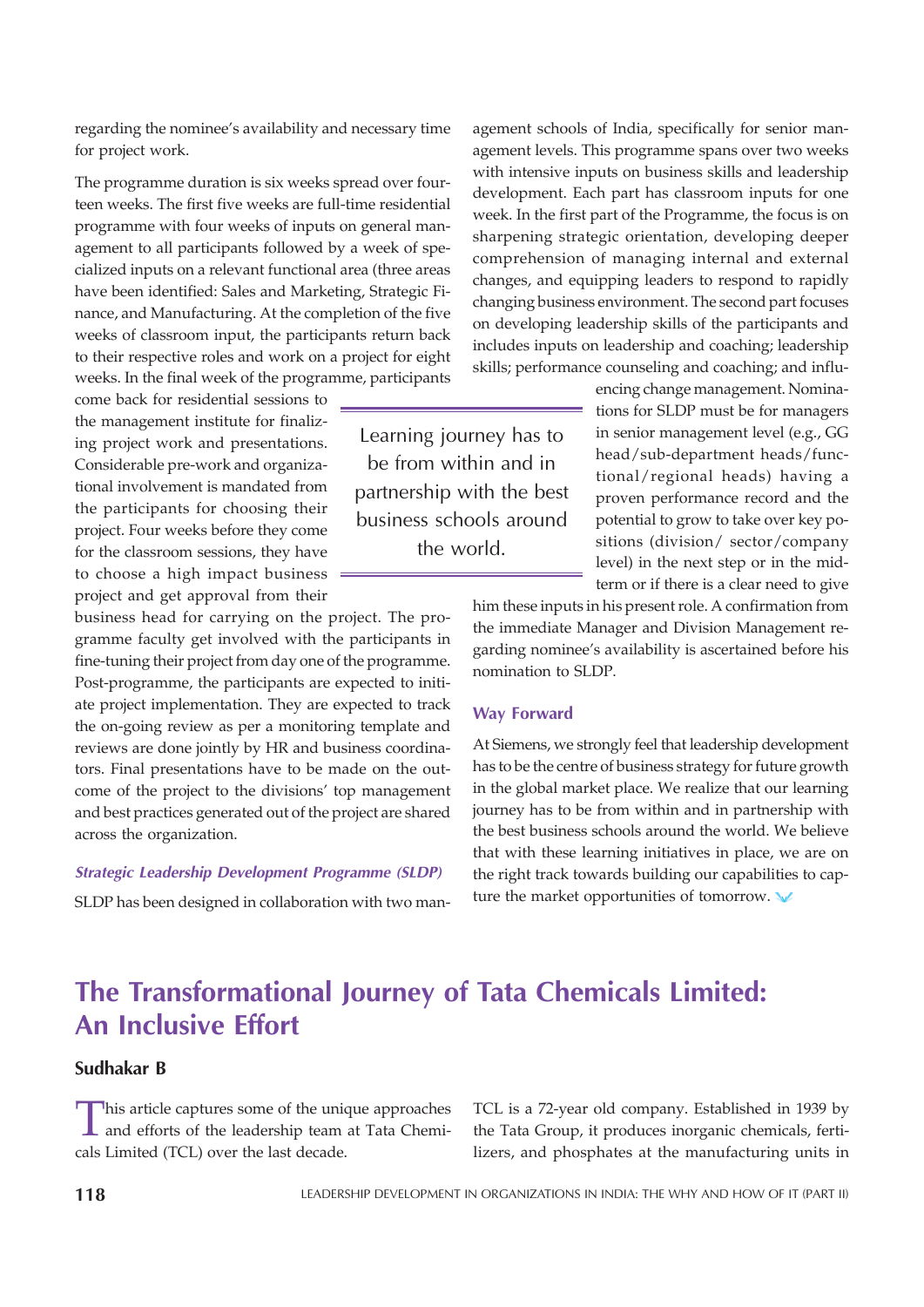regarding the nominee's availability and necessary time for project work.

The programme duration is six weeks spread over fourteen weeks. The first five weeks are full-time residential programme with four weeks of inputs on general management to all participants followed by a week of specialized inputs on a relevant functional area (three areas have been identified: Sales and Marketing, Strategic Finance, and Manufacturing. At the completion of the five weeks of classroom input, the participants return back to their respective roles and work on a project for eight weeks. In the final week of the programme, participants come back for residential sessions to the management institute for finalizing project work and presentations. Considerable pre-work and organizational involvement is mandated from the participants for choosing their project. Four weeks before they come for the classroom sessions, they have to choose a high impact business project and get approval from their business head for carrying on the project. The programme faculty get involved with the participants in fine-tuning their project from day one of the programme. Post-programme, the participants are expected to initiate project implementation. They are expected to track the on-going review as per a monitoring template and reviews are done jointly by HR and business coordinators. Final presentations have to be made on the outcome of the project to the divisions' top management and best practices generated out of the project are shared across the organization.

*Strategic Leadership Development Programme (SLDP)*

SLDP has been designed in collaboration with two management schools of India, specifically for senior management levels. This programme spans over two weeks with intensive inputs on business skills and leadership development. Each part has classroom inputs for one week. In the first part of the Programme, the focus is on sharpening strategic orientation, developing deeper comprehension of managing internal and external changes, and equipping leaders to respond to rapidly changing business environment. The second part focuses on developing leadership skills of the participants and includes inputs on leadership and coaching; leadership skills; performance counseling and coaching; and influencing change management. Nominations for SLDP must be for managers in senior management level (e.g., GG head/sub-department heads/functional/regional heads) having a proven performance record and the potential to grow to take over key positions (division/ sector/company level) in the next step or in the mid-term or if there is a clear need to give him these inputs in his present role. A confirmation from the immediate Manager and Division Management regarding nominee's availability is ascertained before his nomination to SLDP.

> Learning journey has to be from within and in partnership with the best business schools around the world.

### Way Forward

At Siemens, we strongly feel that leadership development has to be the centre of business strategy for future growth in the global market place. We realize that our learning journey has to be from within and in partnership with the best business schools around the world. We believe that with these learning initiatives in place, we are on the right track towards building our capabilities to capture the market opportunities of tomorrow.

# The Transformational Journey of Tata Chemicals Limited: An Inclusive Effort

**Sudhakar B**

This article captures some of the unique approaches and efforts of the leadership team at Tata Chemicals Limited (TCL) over the last decade.

TCL is a 72-year old company. Established in 1939 by the Tata Group, it produces inorganic chemicals, fertilizers, and phosphates at the manufacturing units in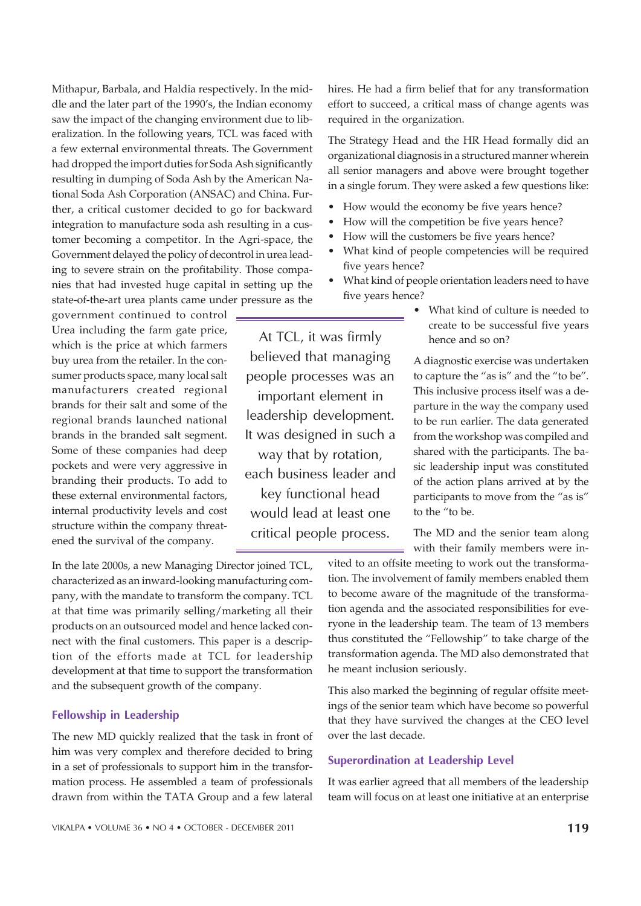Mithapur, Barbala, and Haldia respectively. In the middle and the later part of the 1990's, the Indian economy saw the impact of the changing environment due to liberalization. In the following years, TCL was faced with a few external environmental threats. The Government had dropped the import duties for Soda Ash significantly resulting in dumping of Soda Ash by the American National Soda Ash Corporation (ANSAC) and China. Further, a critical customer decided to go for backward integration to manufacture soda ash resulting in a customer becoming a competitor. In the Agri-space, the Government delayed the policy of decontrol in urea leading to severe strain on the profitability. Those companies that had invested huge capital in setting up the state-of-the-art urea plants came under pressure as the government continued to control Urea including the farm gate price, which is the price at which farmers buy urea from the retailer. In the consumer products space, many local salt manufacturers created regional brands for their salt and some of the regional brands launched national brands in the branded salt segment. Some of these companies had deep pockets and were very aggressive in branding their products. To add to these external environmental factors, internal productivity levels and cost structure within the company threatened the survival of the company.

In the late 2000s, a new Managing Director joined TCL, characterized as an inward-looking manufacturing company, with the mandate to transform the company. TCL at that time was primarily selling/marketing all their products on an outsourced model and hence lacked connect with the final customers. This paper is a description of the efforts made at TCL for leadership development at that time to support the transformation and the subsequent growth of the company.

## Fellowship in Leadership

The new MD quickly realized that the task in front of him was very complex and therefore decided to bring in a set of professionals to support him in the transformation process. He assembled a team of professionals drawn from within the TATA Group and a few lateral hires. He had a firm belief that for any transformation effort to succeed, a critical mass of change agents was required in the organization.

The Strategy Head and the HR Head formally did an organizational diagnosis in a structured manner wherein all senior managers and above were brought together in a single forum. They were asked a few questions like:

- How would the economy be five years hence?
- How will the competition be five years hence?
- How will the customers be five years hence?
- What kind of people competencies will be required five years hence?
- What kind of people orientation leaders need to have five years hence?
- What kind of culture is needed to create to be successful five years hence and so on?

> At TCL, it was firmly believed that managing people processes was an important element in leadership development. It was designed in such a way that by rotation, each business leader and key functional head would lead at least one critical people process.

A diagnostic exercise was undertaken to capture the "as is" and the "to be". This inclusive process itself was a departure in the way the company used to be run earlier. The data generated from the workshop was compiled and shared with the participants. The basic leadership input was constituted of the action plans arrived at by the participants to move from the "as is" to the "to be.

The MD and the senior team along with their family members were invited to an offsite meeting to work out the transformation. The involvement of family members enabled them to become aware of the magnitude of the transformation agenda and the associated responsibilities for everyone in the leadership team. The team of 13 members thus constituted the "Fellowship" to take charge of the transformation agenda. The MD also demonstrated that he meant inclusion seriously.

This also marked the beginning of regular offsite meetings of the senior team which have become so powerful that they have survived the changes at the CEO level over the last decade.

## Superordination at Leadership Level

It was earlier agreed that all members of the leadership team will focus on at least one initiative at an enterprise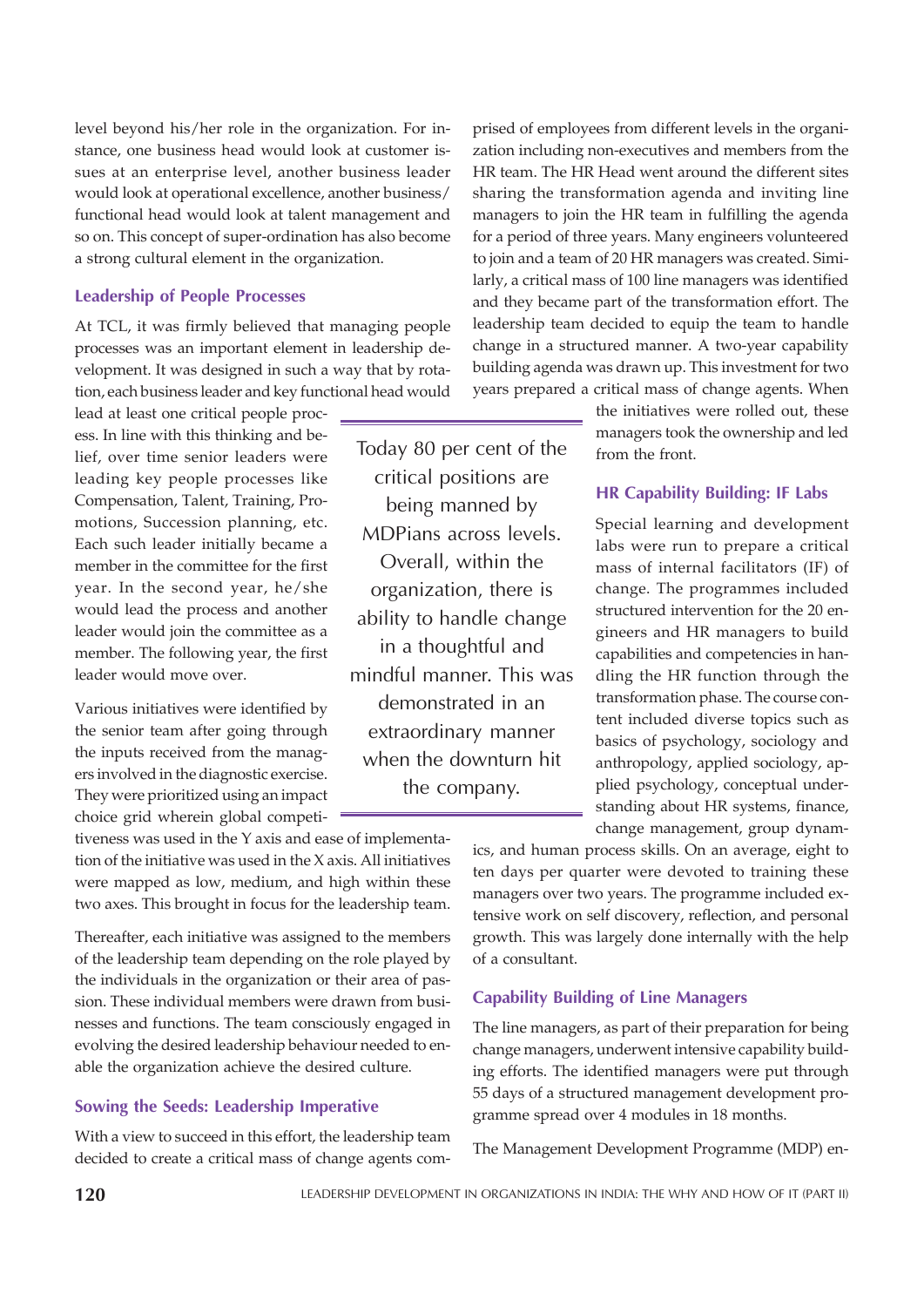level beyond his/her role in the organization. For instance, one business head would look at customer issues at an enterprise level, another business leader would look at operational excellence, another business/functional head would look at talent management and so on. This concept of super-ordination has also become a strong cultural element in the organization.

### Leadership of People Processes

At TCL, it was firmly believed that managing people processes was an important element in leadership development. It was designed in such a way that by rotation, each business leader and key functional head would lead at least one critical people process. In line with this thinking and belief, over time senior leaders were leading key people processes like Compensation, Talent, Training, Promotions, Succession planning, etc. Each such leader initially became a member in the committee for the first year. In the second year, he/she would lead the process and another leader would join the committee as a member. The following year, the first leader would move over.

> Today 80 per cent of the critical positions are being manned by MDPians across levels. Overall, within the organization, there is ability to handle change in a thoughtful and mindful manner. This was demonstrated in an extraordinary manner when the downturn hit the company.

Various initiatives were identified by the senior team after going through the inputs received from the managers involved in the diagnostic exercise. They were prioritized using an impact choice grid wherein global competitiveness was used in the Y axis and ease of implementation of the initiative was used in the X axis. All initiatives were mapped as low, medium, and high within these two axes. This brought in focus for the leadership team.

Thereafter, each initiative was assigned to the members of the leadership team depending on the role played by the individuals in the organization or their area of passion. These individual members were drawn from businesses and functions. The team consciously engaged in evolving the desired leadership behaviour needed to enable the organization achieve the desired culture.

### Sowing the Seeds: Leadership Imperative

With a view to succeed in this effort, the leadership team decided to create a critical mass of change agents comprised of employees from different levels in the organization including non-executives and members from the HR team. The HR Head went around the different sites sharing the transformation agenda and inviting line managers to join the HR team in fulfilling the agenda for a period of three years. Many engineers volunteered to join and a team of 20 HR managers was created. Similarly, a critical mass of 100 line managers was identified and they became part of the transformation effort. The leadership team decided to equip the team to handle change in a structured manner. A two-year capability building agenda was drawn up. This investment for two years prepared a critical mass of change agents. When the initiatives were rolled out, these managers took the ownership and led from the front.

### HR Capability Building: IF Labs

Special learning and development labs were run to prepare a critical mass of internal facilitators (IF) of change. The programmes included structured intervention for the 20 engineers and HR managers to build capabilities and competencies in handling the HR function through the transformation phase. The course content included diverse topics such as basics of psychology, sociology and anthropology, applied sociology, applied psychology, conceptual understanding about HR systems, finance, change management, group dynamics, and human process skills. On an average, eight to ten days per quarter were devoted to training these managers over two years. The programme included extensive work on self discovery, reflection, and personal growth. This was largely done internally with the help of a consultant.

### Capability Building of Line Managers

The line managers, as part of their preparation for being change managers, underwent intensive capability building efforts. The identified managers were put through 55 days of a structured management development programme spread over 4 modules in 18 months.

The Management Development Programme (MDP) en-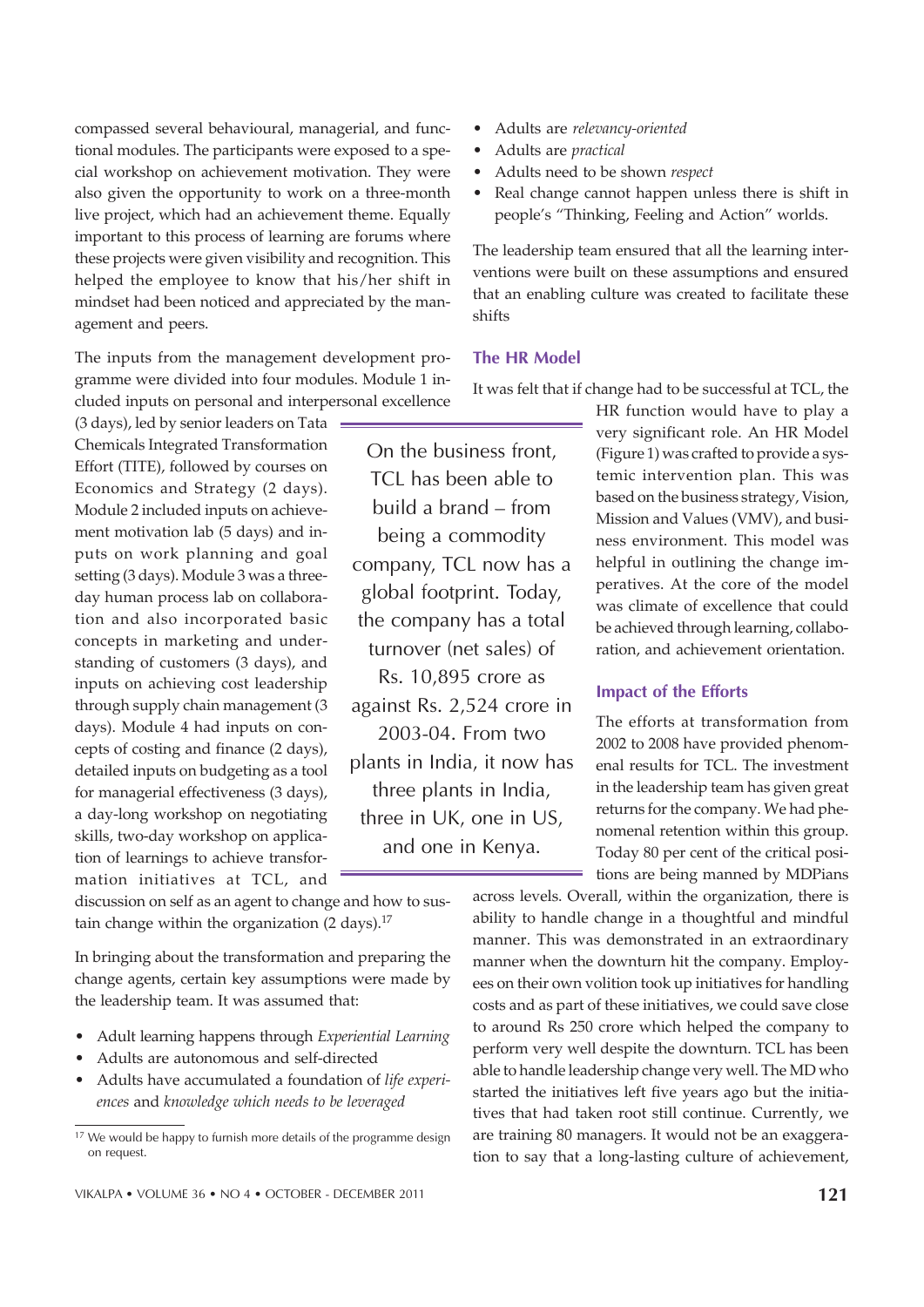compassed several behavioural, managerial, and functional modules. The participants were exposed to a special workshop on achievement motivation. They were also given the opportunity to work on a three-month live project, which had an achievement theme. Equally important to this process of learning are forums where these projects were given visibility and recognition. This helped the employee to know that his/her shift in mindset had been noticed and appreciated by the management and peers.

The inputs from the management development programme were divided into four modules. Module 1 included inputs on personal and interpersonal excellence (3 days), led by senior leaders on Tata Chemicals Integrated Transformation Effort (TITE), followed by courses on Economics and Strategy (2 days). Module 2 included inputs on achievement motivation lab (5 days) and inputs on work planning and goal setting (3 days). Module 3 was a three-day human process lab on collaboration and also incorporated basic concepts in marketing and understanding of customers (3 days), and inputs on achieving cost leadership through supply chain management (3 days). Module 4 had inputs on concepts of costing and finance (2 days), detailed inputs on budgeting as a tool for managerial effectiveness (3 days), a day-long workshop on negotiating skills, two-day workshop on application of learnings to achieve transformation initiatives at TCL, and discussion on self as an agent to change and how to sustain change within the organization (2 days).[17]

> On the business front, TCL has been able to build a brand – from being a commodity company, TCL now has a global footprint. Today, the company has a total turnover (net sales) of Rs. 10,895 crore as against Rs. 2,524 crore in 2003-04. From two plants in India, it now has three plants in India, three in UK, one in US, and one in Kenya.

In bringing about the transformation and preparing the change agents, certain key assumptions were made by the leadership team. It was assumed that:

- Adult learning happens through *Experiential Learning*
- Adults are autonomous and self-directed
- Adults have accumulated a foundation of *life experiences* and *knowledge which needs to be leveraged*
- Adults are *relevancy-oriented*
- Adults are *practical*
- Adults need to be shown *respect*
- Real change cannot happen unless there is shift in people's "Thinking, Feeling and Action" worlds.

The leadership team ensured that all the learning interventions were built on these assumptions and ensured that an enabling culture was created to facilitate these shifts

### The HR Model

It was felt that if change had to be successful at TCL, the HR function would have to play a very significant role. An HR Model (Figure 1) was crafted to provide a systemic intervention plan. This was based on the business strategy, Vision, Mission and Values (VMV), and business environment. This model was helpful in outlining the change imperatives. At the core of the model was climate of excellence that could be achieved through learning, collaboration, and achievement orientation.

### Impact of the Efforts

The efforts at transformation from 2002 to 2008 have provided phenomenal results for TCL. The investment in the leadership team has given great returns for the company. We had phenomenal retention within this group. Today 80 per cent of the critical positions are being manned by MDPians across levels. Overall, within the organization, there is ability to handle change in a thoughtful and mindful manner. This was demonstrated in an extraordinary manner when the downturn hit the company. Employees on their own volition took up initiatives for handling costs and as part of these initiatives, we could save close to around Rs 250 crore which helped the company to perform very well despite the downturn. TCL has been able to handle leadership change very well. The MD who started the initiatives left five years ago but the initiatives that had taken root still continue. Currently, we are training 80 managers. It would not be an exaggeration to say that a long-lasting culture of achievement,

[17] We would be happy to furnish more details of the programme design on request.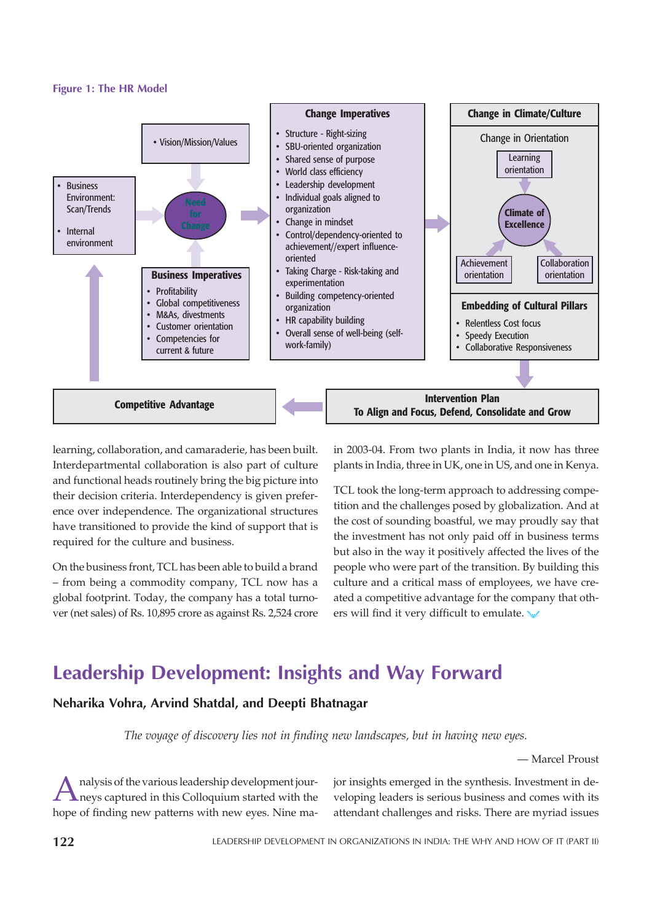**Figure 1: The HR Model**

- Vision/Mission/Values

- Business Environment: Scan/Trends
- Internal environment

Need for Change

**Business Imperatives**

- Profitability
- Global competitiveness
- M&As, divestments
- Customer orientation
- Competencies for current & future

**Change Imperatives**

- Structure - Right-sizing
- SBU-oriented organization
- Shared sense of purpose
- World class efficiency
- Leadership development
- Individual goals aligned to organization
- Change in mindset
- Control/dependency-oriented to achievement//expert influence-oriented
- Taking Charge - Risk-taking and experimentation
- Building competency-oriented organization
- HR capability building
- Overall sense of well-being (self-work-family)

**Change in Climate/Culture**

Change in Orientation

Learning orientation

Climate of Excellence

Achievement orientation

Collaboration orientation

**Embedding of Cultural Pillars**

- Relentless Cost focus
- Speedy Execution
- Collaborative Responsiveness

**Intervention Plan**
**To Align and Focus, Defend, Consolidate and Grow**

**Competitive Advantage**

learning, collaboration, and camaraderie, has been built. Interdepartmental collaboration is also part of culture and functional heads routinely bring the big picture into their decision criteria. Interdependency is given preference over independence. The organizational structures have transitioned to provide the kind of support that is required for the culture and business.

On the business front, TCL has been able to build a brand – from being a commodity company, TCL now has a global footprint. Today, the company has a total turnover (net sales) of Rs. 10,895 crore as against Rs. 2,524 crore in 2003-04. From two plants in India, it now has three plants in India, three in UK, one in US, and one in Kenya.

TCL took the long-term approach to addressing competition and the challenges posed by globalization. And at the cost of sounding boastful, we may proudly say that the investment has not only paid off in business terms but also in the way it positively affected the lives of the people who were part of the transition. By building this culture and a critical mass of employees, we have created a competitive advantage for the company that others will find it very difficult to emulate.

# Leadership Development: Insights and Way Forward

**Neharika Vohra, Arvind Shatdal, and Deepti Bhatnagar**

*The voyage of discovery lies not in finding new landscapes, but in having new eyes.*

— Marcel Proust

Analysis of the various leadership development journeys captured in this Colloquium started with the hope of finding new patterns with new eyes. Nine major insights emerged in the synthesis. Investment in developing leaders is serious business and comes with its attendant challenges and risks. There are myriad issues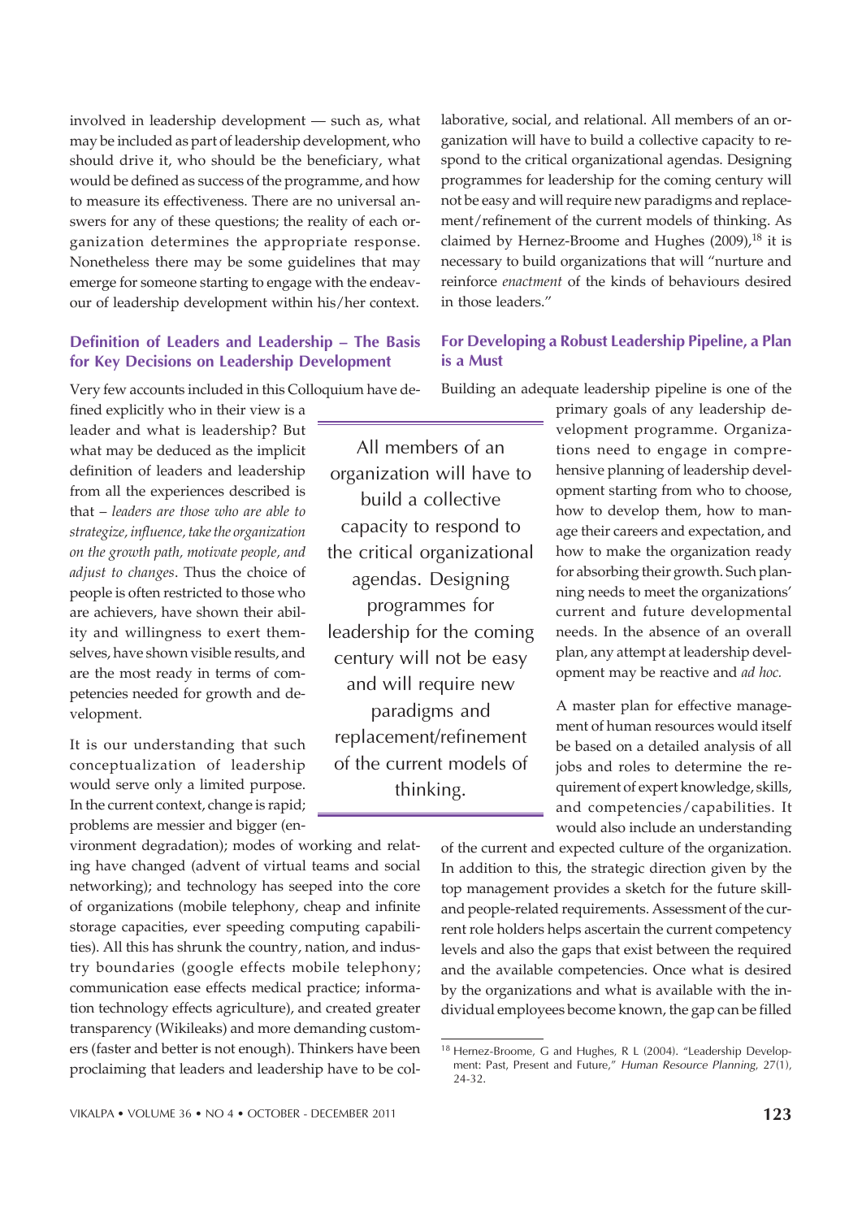involved in leadership development — such as, what may be included as part of leadership development, who should drive it, who should be the beneficiary, what would be defined as success of the programme, and how to measure its effectiveness. There are no universal answers for any of these questions; the reality of each organization determines the appropriate response. Nonetheless there may be some guidelines that may emerge for someone starting to engage with the endeavour of leadership development within his/her context.

### Definition of Leaders and Leadership – The Basis for Key Decisions on Leadership Development

Very few accounts included in this Colloquium have defined explicitly who in their view is a leader and what is leadership? But what may be deduced as the implicit definition of leaders and leadership from all the experiences described is that – *leaders are those who are able to strategize, influence, take the organization on the growth path, motivate people, and adjust to changes*. Thus the choice of people is often restricted to those who are achievers, have shown their ability and willingness to exert themselves, have shown visible results, and are the most ready in terms of competencies needed for growth and development.

It is our understanding that such conceptualization of leadership would serve only a limited purpose. In the current context, change is rapid; problems are messier and bigger (environment degradation); modes of working and relating have changed (advent of virtual teams and social networking); and technology has seeped into the core of organizations (mobile telephony, cheap and infinite storage capacities, ever speeding computing capabilities). All this has shrunk the country, nation, and industry boundaries (google effects mobile telephony; communication ease effects medical practice; information technology effects agriculture), and created greater transparency (Wikileaks) and more demanding customers (faster and better is not enough). Thinkers have been proclaiming that leaders and leadership have to be collaborative, social, and relational. All members of an organization will have to build a collective capacity to respond to the critical organizational agendas. Designing programmes for leadership for the coming century will not be easy and will require new paradigms and replacement/refinement of the current models of thinking. As claimed by Hernez-Broome and Hughes (2009),[18] it is necessary to build organizations that will "nurture and reinforce *enactment* of the kinds of behaviours desired in those leaders."

> All members of an organization will have to build a collective capacity to respond to the critical organizational agendas. Designing programmes for leadership for the coming century will not be easy and will require new paradigms and replacement/refinement of the current models of thinking.

### For Developing a Robust Leadership Pipeline, a Plan is a Must

Building an adequate leadership pipeline is one of the primary goals of any leadership development programme. Organizations need to engage in comprehensive planning of leadership development starting from who to choose, how to develop them, how to manage their careers and expectation, and how to make the organization ready for absorbing their growth. Such planning needs to meet the organizations' current and future developmental needs. In the absence of an overall plan, any attempt at leadership development may be reactive and *ad hoc.*

A master plan for effective management of human resources would itself be based on a detailed analysis of all jobs and roles to determine the requirement of expert knowledge, skills, and competencies/capabilities. It would also include an understanding of the current and expected culture of the organization. In addition to this, the strategic direction given by the top management provides a sketch for the future skill- and people-related requirements. Assessment of the current role holders helps ascertain the current competency levels and also the gaps that exist between the required and the available competencies. Once what is desired by the organizations and what is available with the individual employees become known, the gap can be filled

---

[18] Hernez-Broome, G and Hughes, R L (2004). "Leadership Development: Past, Present and Future," *Human Resource Planning*, 27(1), 24-32.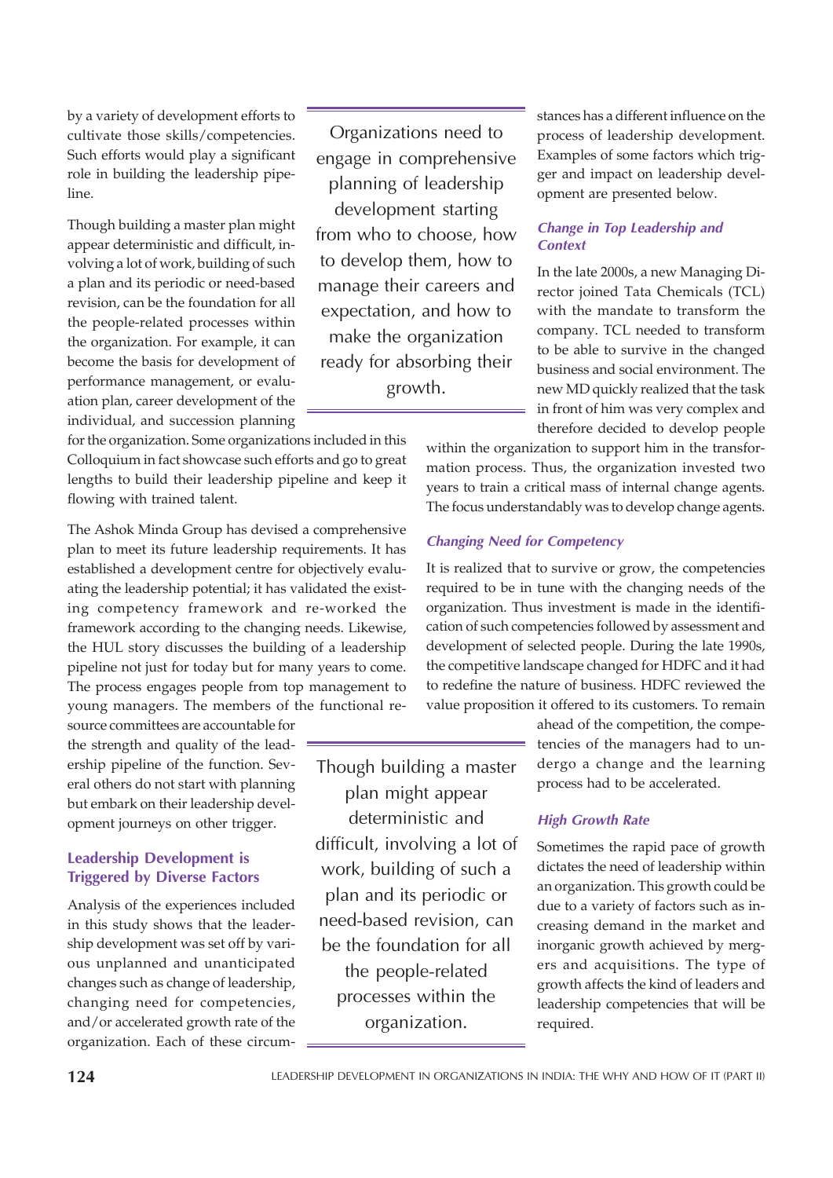by a variety of development efforts to cultivate those skills/competencies. Such efforts would play a significant role in building the leadership pipeline.

Though building a master plan might appear deterministic and difficult, involving a lot of work, building of such a plan and its periodic or need-based revision, can be the foundation for all the people-related processes within the organization. For example, it can become the basis for development of performance management, or evaluation plan, career development of the individual, and succession planning for the organization. Some organizations included in this Colloquium in fact showcase such efforts and go to great lengths to build their leadership pipeline and keep it flowing with trained talent.

> Organizations need to engage in comprehensive planning of leadership development starting from who to choose, how to develop them, how to manage their careers and expectation, and how to make the organization ready for absorbing their growth.

The Ashok Minda Group has devised a comprehensive plan to meet its future leadership requirements. It has established a development centre for objectively evaluating the leadership potential; it has validated the existing competency framework and re-worked the framework according to the changing needs. Likewise, the HUL story discusses the building of a leadership pipeline not just for today but for many years to come. The process engages people from top management to young managers. The members of the functional resource committees are accountable for the strength and quality of the leadership pipeline of the function. Several others do not start with planning but embark on their leadership development journeys on other trigger.

> Though building a master plan might appear deterministic and difficult, involving a lot of work, building of such a plan and its periodic or need-based revision, can be the foundation for all the people-related processes within the organization.

## Leadership Development is Triggered by Diverse Factors

Analysis of the experiences included in this study shows that the leadership development was set off by various unplanned and unanticipated changes such as change of leadership, changing need for competencies, and/or accelerated growth rate of the organization. Each of these circumstances has a different influence on the process of leadership development. Examples of some factors which trigger and impact on leadership development are presented below.

### *Change in Top Leadership and Context*

In the late 2000s, a new Managing Director joined Tata Chemicals (TCL) with the mandate to transform the company. TCL needed to transform to be able to survive in the changed business and social environment. The new MD quickly realized that the task in front of him was very complex and therefore decided to develop people within the organization to support him in the transformation process. Thus, the organization invested two years to train a critical mass of internal change agents. The focus understandably was to develop change agents.

### *Changing Need for Competency*

It is realized that to survive or grow, the competencies required to be in tune with the changing needs of the organization. Thus investment is made in the identification of such competencies followed by assessment and development of selected people. During the late 1990s, the competitive landscape changed for HDFC and it had to redefine the nature of business. HDFC reviewed the value proposition it offered to its customers. To remain ahead of the competition, the competencies of the managers had to undergo a change and the learning process had to be accelerated.

### *High Growth Rate*

Sometimes the rapid pace of growth dictates the need of leadership within an organization. This growth could be due to a variety of factors such as increasing demand in the market and inorganic growth achieved by mergers and acquisitions. The type of growth affects the kind of leaders and leadership competencies that will be required.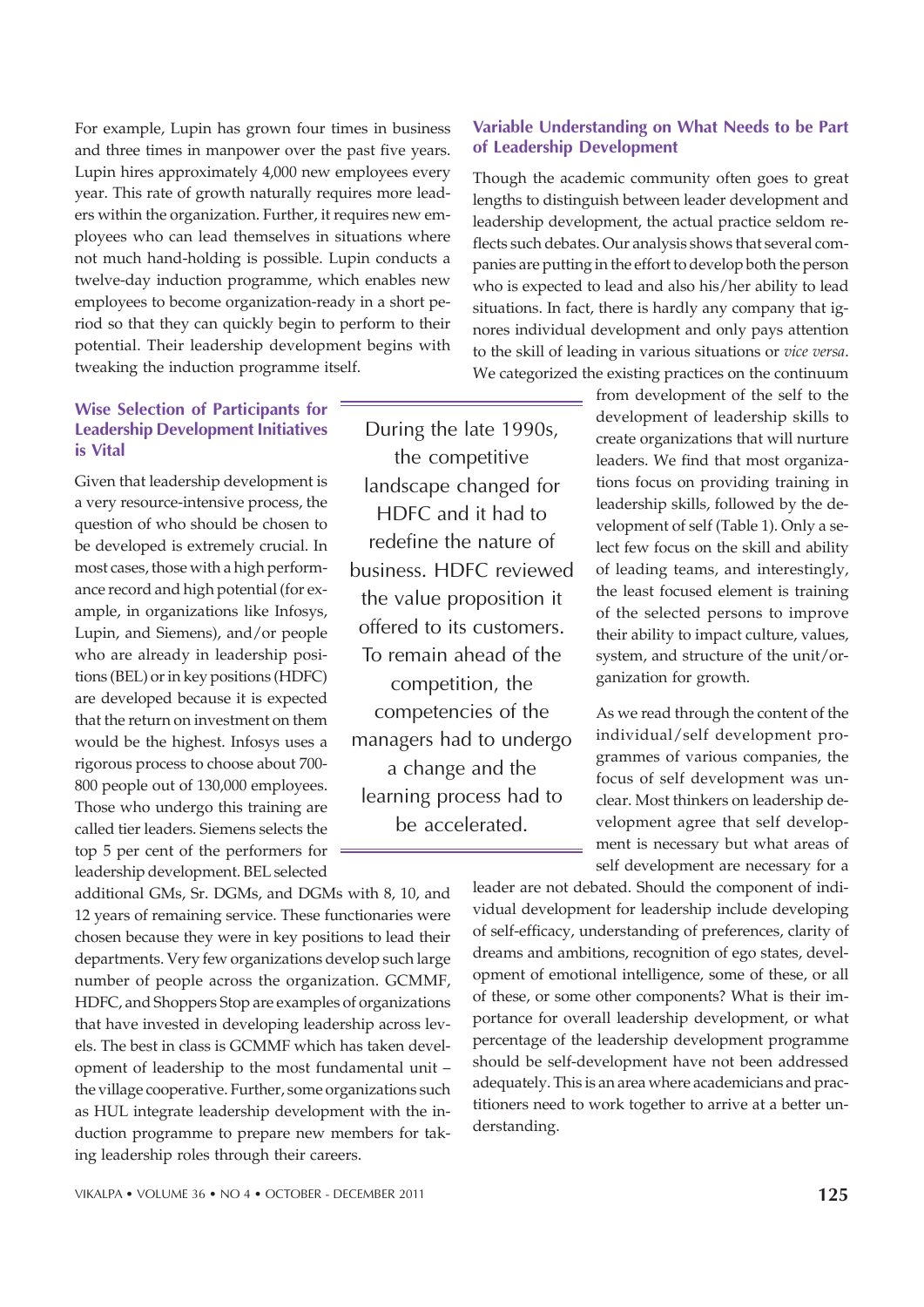For example, Lupin has grown four times in business and three times in manpower over the past five years. Lupin hires approximately 4,000 new employees every year. This rate of growth naturally requires more leaders within the organization. Further, it requires new employees who can lead themselves in situations where not much hand-holding is possible. Lupin conducts a twelve-day induction programme, which enables new employees to become organization-ready in a short period so that they can quickly begin to perform to their potential. Their leadership development begins with tweaking the induction programme itself.

### Wise Selection of Participants for Leadership Development Initiatives is Vital

Given that leadership development is a very resource-intensive process, the question of who should be chosen to be developed is extremely crucial. In most cases, those with a high performance record and high potential (for example, in organizations like Infosys, Lupin, and Siemens), and/or people who are already in leadership positions (BEL) or in key positions (HDFC) are developed because it is expected that the return on investment on them would be the highest. Infosys uses a rigorous process to choose about 700-800 people out of 130,000 employees. Those who undergo this training are called tier leaders. Siemens selects the top 5 per cent of the performers for leadership development. BEL selected additional GMs, Sr. DGMs, and DGMs with 8, 10, and 12 years of remaining service. These functionaries were chosen because they were in key positions to lead their departments. Very few organizations develop such large number of people across the organization. GCMMF, HDFC, and Shoppers Stop are examples of organizations that have invested in developing leadership across levels. The best in class is GCMMF which has taken development of leadership to the most fundamental unit – the village cooperative. Further, some organizations such as HUL integrate leadership development with the induction programme to prepare new members for taking leadership roles through their careers.

> During the late 1990s, the competitive landscape changed for HDFC and it had to redefine the nature of business. HDFC reviewed the value proposition it offered to its customers. To remain ahead of the competition, the competencies of the managers had to undergo a change and the learning process had to be accelerated.

### Variable Understanding on What Needs to be Part of Leadership Development

Though the academic community often goes to great lengths to distinguish between leader development and leadership development, the actual practice seldom reflects such debates. Our analysis shows that several companies are putting in the effort to develop both the person who is expected to lead and also his/her ability to lead situations. In fact, there is hardly any company that ignores individual development and only pays attention to the skill of leading in various situations or *vice versa*. We categorized the existing practices on the continuum from development of the self to the development of leadership skills to create organizations that will nurture leaders. We find that most organizations focus on providing training in leadership skills, followed by the development of self (Table 1). Only a select few focus on the skill and ability of leading teams, and interestingly, the least focused element is training of the selected persons to improve their ability to impact culture, values, system, and structure of the unit/organization for growth.

As we read through the content of the individual/self development programmes of various companies, the focus of self development was unclear. Most thinkers on leadership development agree that self development is necessary but what areas of self development are necessary for a leader are not debated. Should the component of individual development for leadership include developing of self-efficacy, understanding of preferences, clarity of dreams and ambitions, recognition of ego states, development of emotional intelligence, some of these, or all of these, or some other components? What is their importance for overall leadership development, or what percentage of the leadership development programme should be self-development have not been addressed adequately. This is an area where academicians and practitioners need to work together to arrive at a better understanding.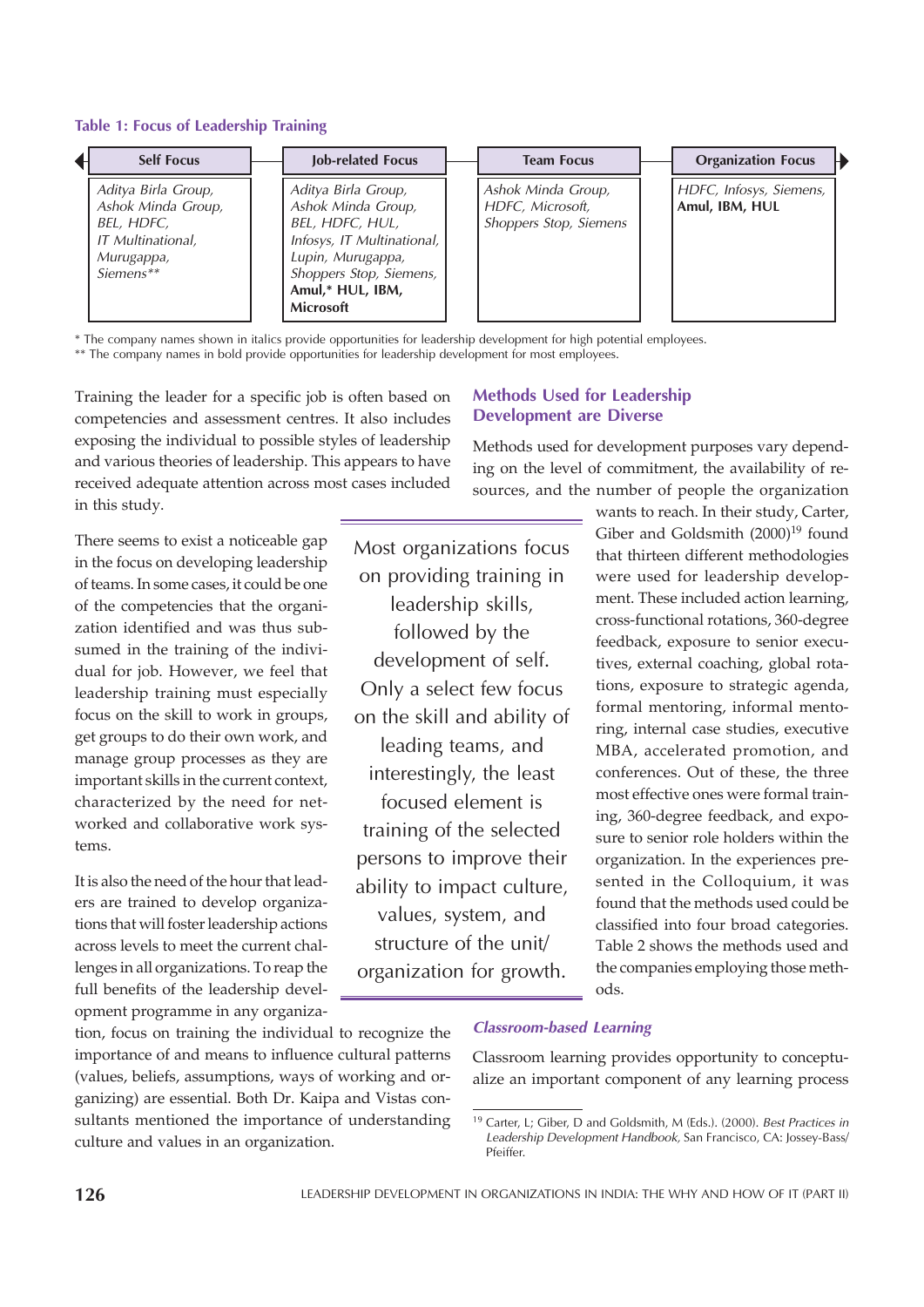**Table 1: Focus of Leadership Training**

| Self Focus | Job-related Focus | Team Focus | Organization Focus |
|---|---|---|---|
| *Aditya Birla Group, Ashok Minda Group, BEL, HDFC, IT Multinational, Murugappa, Siemens*** | *Aditya Birla Group, Ashok Minda Group, BEL, HDFC, HUL, Infosys, IT Multinational, Lupin, Murugappa, Shoppers Stop, Siemens,* **Amul,* HUL, IBM, Microsoft** | *Ashok Minda Group, HDFC, Microsoft, Shoppers Stop, Siemens* | *HDFC, Infosys, Siemens,* **Amul, IBM, HUL** |

\* The company names shown in italics provide opportunities for leadership development for high potential employees.
\*\* The company names in bold provide opportunities for leadership development for most employees.

Training the leader for a specific job is often based on competencies and assessment centres. It also includes exposing the individual to possible styles of leadership and various theories of leadership. This appears to have received adequate attention across most cases included in this study.

There seems to exist a noticeable gap in the focus on developing leadership of teams. In some cases, it could be one of the competencies that the organization identified and was thus subsumed in the training of the individual for job. However, we feel that leadership training must especially focus on the skill to work in groups, get groups to do their own work, and manage group processes as they are important skills in the current context, characterized by the need for networked and collaborative work systems.

It is also the need of the hour that leaders are trained to develop organizations that will foster leadership actions across levels to meet the current challenges in all organizations. To reap the full benefits of the leadership development programme in any organization, focus on training the individual to recognize the importance of and means to influence cultural patterns (values, beliefs, assumptions, ways of working and organizing) are essential. Both Dr. Kaipa and Vistas consultants mentioned the importance of understanding culture and values in an organization.

> Most organizations focus on providing training in leadership skills, followed by the development of self. Only a select few focus on the skill and ability of leading teams, and interestingly, the least focused element is training of the selected persons to improve their ability to impact culture, values, system, and structure of the unit/ organization for growth.

## Methods Used for Leadership Development are Diverse

Methods used for development purposes vary depending on the level of commitment, the availability of resources, and the number of people the organization wants to reach. In their study, Carter, Giber and Goldsmith (2000)[19] found that thirteen different methodologies were used for leadership development. These included action learning, cross-functional rotations, 360-degree feedback, exposure to senior executives, external coaching, global rotations, exposure to strategic agenda, formal mentoring, informal mentoring, internal case studies, executive MBA, accelerated promotion, and conferences. Out of these, the three most effective ones were formal training, 360-degree feedback, and exposure to senior role holders within the organization. In the experiences presented in the Colloquium, it was found that the methods used could be classified into four broad categories. Table 2 shows the methods used and the companies employing those methods.

### *Classroom-based Learning*

Classroom learning provides opportunity to conceptualize an important component of any learning process

[19] Carter, L; Giber, D and Goldsmith, M (Eds.). (2000). *Best Practices in Leadership Development Handbook,* San Francisco, CA: Jossey-Bass/ Pfeiffer.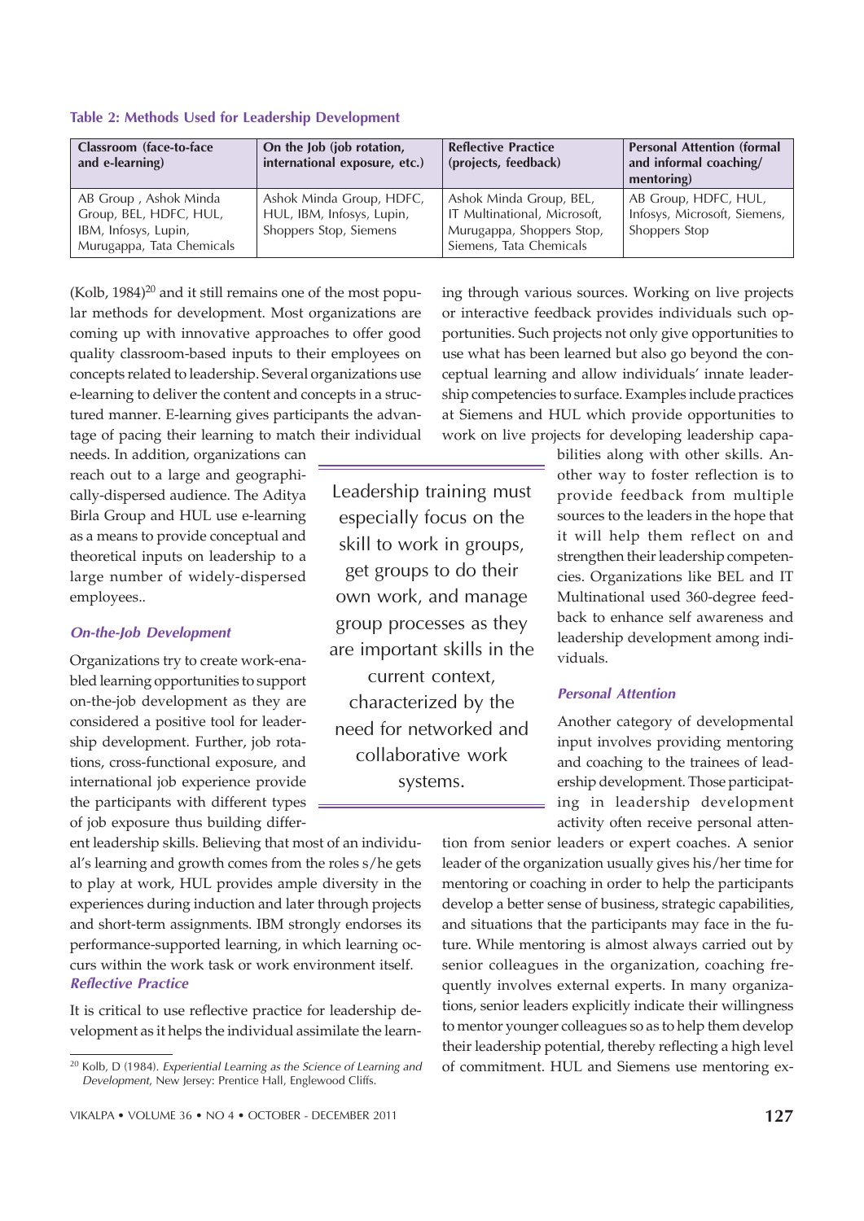**Table 2: Methods Used for Leadership Development**

| Classroom (face-to-face and e-learning) | On the Job (job rotation, international exposure, etc.) | Reflective Practice (projects, feedback) | Personal Attention (formal and informal coaching/ mentoring) |
|---|---|---|---|
| AB Group , Ashok Minda Group, BEL, HDFC, HUL, IBM, Infosys, Lupin, Murugappa, Tata Chemicals | Ashok Minda Group, HDFC, HUL, IBM, Infosys, Lupin, Shoppers Stop, Siemens | Ashok Minda Group, BEL, IT Multinational, Microsoft, Murugappa, Shoppers Stop, Siemens, Tata Chemicals | AB Group, HDFC, HUL, Infosys, Microsoft, Siemens, Shoppers Stop |

(Kolb, 1984)[20] and it still remains one of the most popular methods for development. Most organizations are coming up with innovative approaches to offer good quality classroom-based inputs to their employees on concepts related to leadership. Several organizations use e-learning to deliver the content and concepts in a structured manner. E-learning gives participants the advantage of pacing their learning to match their individual needs. In addition, organizations can reach out to a large and geographically-dispersed audience. The Aditya Birla Group and HUL use e-learning as a means to provide conceptual and theoretical inputs on leadership to a large number of widely-dispersed employees..

> Leadership training must especially focus on the skill to work in groups, get groups to do their own work, and manage group processes as they are important skills in the current context, characterized by the need for networked and collaborative work systems.

### *On-the-Job Development*

Organizations try to create work-enabled learning opportunities to support on-the-job development as they are considered a positive tool for leadership development. Further, job rotations, cross-functional exposure, and international job experience provide the participants with different types of job exposure thus building different leadership skills. Believing that most of an individual's learning and growth comes from the roles s/he gets to play at work, HUL provides ample diversity in the experiences during induction and later through projects and short-term assignments. IBM strongly endorses its performance-supported learning, in which learning occurs within the work task or work environment itself.

### *Reflective Practice*

It is critical to use reflective practice for leadership development as it helps the individual assimilate the learning through various sources. Working on live projects or interactive feedback provides individuals such opportunities. Such projects not only give opportunities to use what has been learned but also go beyond the conceptual learning and allow individuals' innate leadership competencies to surface. Examples include practices at Siemens and HUL which provide opportunities to work on live projects for developing leadership capabilities along with other skills. Another way to foster reflection is to provide feedback from multiple sources to the leaders in the hope that it will help them reflect on and strengthen their leadership competencies. Organizations like BEL and IT Multinational used 360-degree feedback to enhance self awareness and leadership development among individuals.

### *Personal Attention*

Another category of developmental input involves providing mentoring and coaching to the trainees of leadership development. Those participating in leadership development activity often receive personal attention from senior leaders or expert coaches. A senior leader of the organization usually gives his/her time for mentoring or coaching in order to help the participants develop a better sense of business, strategic capabilities, and situations that the participants may face in the future. While mentoring is almost always carried out by senior colleagues in the organization, coaching frequently involves external experts. In many organizations, senior leaders explicitly indicate their willingness to mentor younger colleagues so as to help them develop their leadership potential, thereby reflecting a high level of commitment. HUL and Siemens use mentoring ex-

[20] Kolb, D (1984). *Experiential Learning as the Science of Learning and Development,* New Jersey: Prentice Hall, Englewood Cliffs.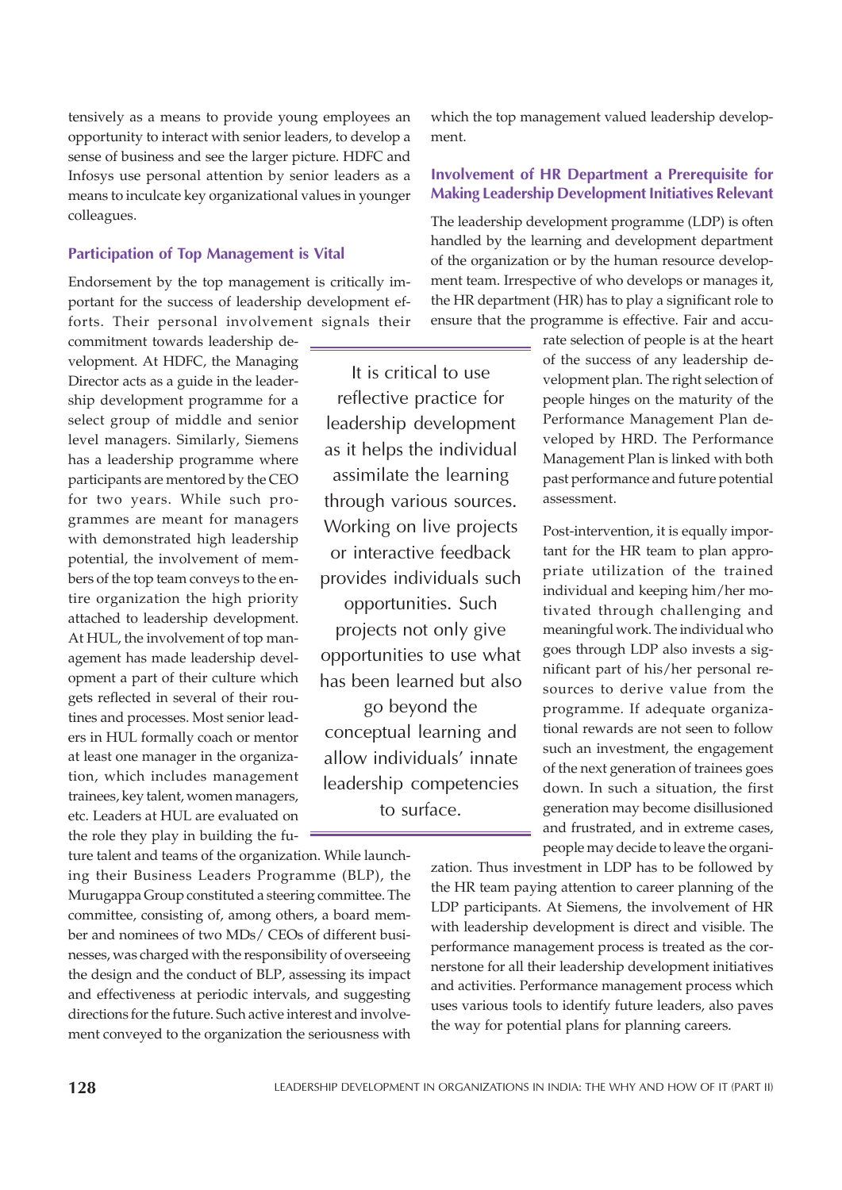tensively as a means to provide young employees an opportunity to interact with senior leaders, to develop a sense of business and see the larger picture. HDFC and Infosys use personal attention by senior leaders as a means to inculcate key organizational values in younger colleagues.

### Participation of Top Management is Vital

Endorsement by the top management is critically important for the success of leadership development efforts. Their personal involvement signals their commitment towards leadership development. At HDFC, the Managing Director acts as a guide in the leadership development programme for a select group of middle and senior level managers. Similarly, Siemens has a leadership programme where participants are mentored by the CEO for two years. While such programmes are meant for managers with demonstrated high leadership potential, the involvement of members of the top team conveys to the entire organization the high priority attached to leadership development. At HUL, the involvement of top management has made leadership development a part of their culture which gets reflected in several of their routines and processes. Most senior leaders in HUL formally coach or mentor at least one manager in the organization, which includes management trainees, key talent, women managers, etc. Leaders at HUL are evaluated on the role they play in building the future talent and teams of the organization. While launching their Business Leaders Programme (BLP), the Murugappa Group constituted a steering committee. The committee, consisting of, among others, a board member and nominees of two MDs/ CEOs of different businesses, was charged with the responsibility of overseeing the design and the conduct of BLP, assessing its impact and effectiveness at periodic intervals, and suggesting directions for the future. Such active interest and involvement conveyed to the organization the seriousness with which the top management valued leadership development.

> It is critical to use reflective practice for leadership development as it helps the individual assimilate the learning through various sources. Working on live projects or interactive feedback provides individuals such opportunities. Such projects not only give opportunities to use what has been learned but also go beyond the conceptual learning and allow individuals' innate leadership competencies to surface.

### Involvement of HR Department a Prerequisite for Making Leadership Development Initiatives Relevant

The leadership development programme (LDP) is often handled by the learning and development department of the organization or by the human resource development team. Irrespective of who develops or manages it, the HR department (HR) has to play a significant role to ensure that the programme is effective. Fair and accurate selection of people is at the heart of the success of any leadership development plan. The right selection of people hinges on the maturity of the Performance Management Plan developed by HRD. The Performance Management Plan is linked with both past performance and future potential assessment.

Post-intervention, it is equally important for the HR team to plan appropriate utilization of the trained individual and keeping him/her motivated through challenging and meaningful work. The individual who goes through LDP also invests a significant part of his/her personal resources to derive value from the programme. If adequate organizational rewards are not seen to follow such an investment, the engagement of the next generation of trainees goes down. In such a situation, the first generation may become disillusioned and frustrated, and in extreme cases, people may decide to leave the organization. Thus investment in LDP has to be followed by the HR team paying attention to career planning of the LDP participants. At Siemens, the involvement of HR with leadership development is direct and visible. The performance management process is treated as the cornerstone for all their leadership development initiatives and activities. Performance management process which uses various tools to identify future leaders, also paves the way for potential plans for planning careers.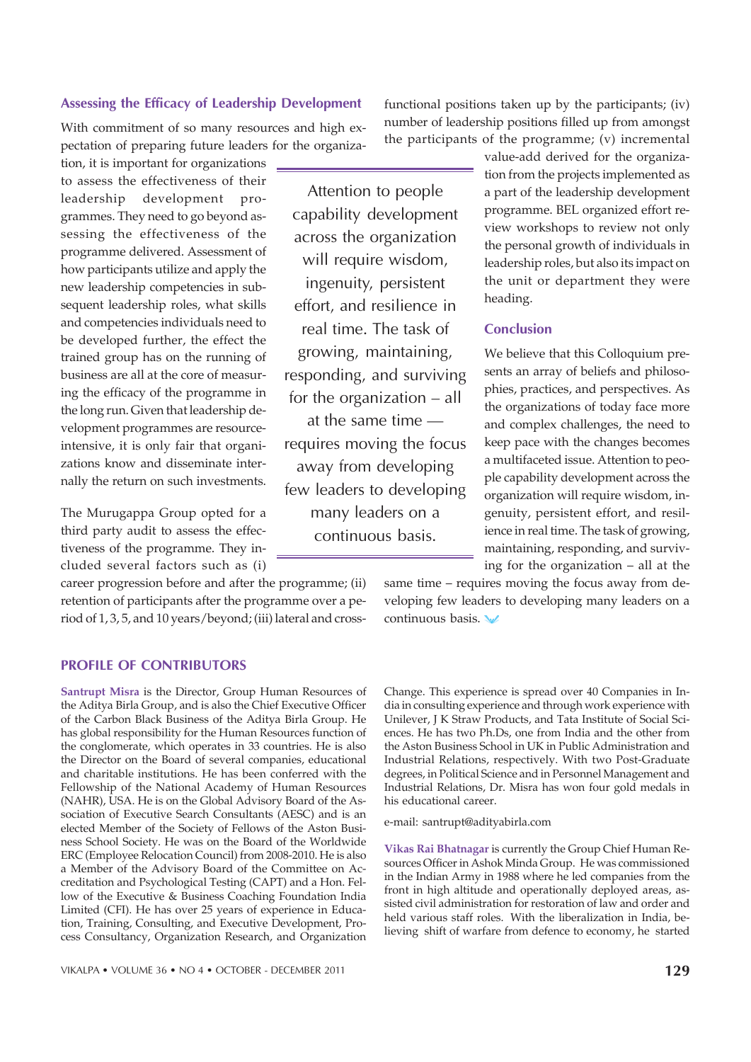### Assessing the Efficacy of Leadership Development

With commitment of so many resources and high expectation of preparing future leaders for the organization, it is important for organizations to assess the effectiveness of their leadership development programmes. They need to go beyond assessing the effectiveness of the programme delivered. Assessment of how participants utilize and apply the new leadership competencies in subsequent leadership roles, what skills and competencies individuals need to be developed further, the effect the trained group has on the running of business are all at the core of measuring the efficacy of the programme in the long run. Given that leadership development programmes are resource-intensive, it is only fair that organizations know and disseminate internally the return on such investments.

> Attention to people capability development across the organization will require wisdom, ingenuity, persistent effort, and resilience in real time. The task of growing, maintaining, responding, and surviving for the organization – all at the same time — requires moving the focus away from developing few leaders to developing many leaders on a continuous basis.

The Murugappa Group opted for a third party audit to assess the effectiveness of the programme. They included several factors such as (i) career progression before and after the programme; (ii) retention of participants after the programme over a period of 1, 3, 5, and 10 years/beyond; (iii) lateral and cross-functional positions taken up by the participants; (iv) number of leadership positions filled up from amongst the participants of the programme; (v) incremental value-add derived for the organization from the projects implemented as a part of the leadership development programme. BEL organized effort review workshops to review not only the personal growth of individuals in leadership roles, but also its impact on the unit or department they were heading.

### Conclusion

We believe that this Colloquium presents an array of beliefs and philosophies, practices, and perspectives. As the organizations of today face more and complex challenges, the need to keep pace with the changes becomes a multifaceted issue. Attention to people capability development across the organization will require wisdom, ingenuity, persistent effort, and resilience in real time. The task of growing, maintaining, responding, and surviving for the organization – all at the same time – requires moving the focus away from developing few leaders to developing many leaders on a continuous basis.

## PROFILE OF CONTRIBUTORS

**Santrupt Misra** is the Director, Group Human Resources of the Aditya Birla Group, and is also the Chief Executive Officer of the Carbon Black Business of the Aditya Birla Group. He has global responsibility for the Human Resources function of the conglomerate, which operates in 33 countries. He is also the Director on the Board of several companies, educational and charitable institutions. He has been conferred with the Fellowship of the National Academy of Human Resources (NAHR), USA. He is on the Global Advisory Board of the Association of Executive Search Consultants (AESC) and is an elected Member of the Society of Fellows of the Aston Business School Society. He was on the Board of the Worldwide ERC (Employee Relocation Council) from 2008-2010. He is also a Member of the Advisory Board of the Committee on Accreditation and Psychological Testing (CAPT) and a Hon. Fellow of the Executive & Business Coaching Foundation India Limited (CFI). He has over 25 years of experience in Education, Training, Consulting, and Executive Development, Process Consultancy, Organization Research, and Organization Change. This experience is spread over 40 Companies in India in consulting experience and through work experience with Unilever, J K Straw Products, and Tata Institute of Social Sciences. He has two Ph.Ds, one from India and the other from the Aston Business School in UK in Public Administration and Industrial Relations, respectively. With two Post-Graduate degrees, in Political Science and in Personnel Management and Industrial Relations, Dr. Misra has won four gold medals in his educational career.

e-mail: santrupt@adityabirla.com

**Vikas Rai Bhatnagar** is currently the Group Chief Human Resources Officer in Ashok Minda Group. He was commissioned in the Indian Army in 1988 where he led companies from the front in high altitude and operationally deployed areas, assisted civil administration for restoration of law and order and held various staff roles. With the liberalization in India, believing shift of warfare from defence to economy, he started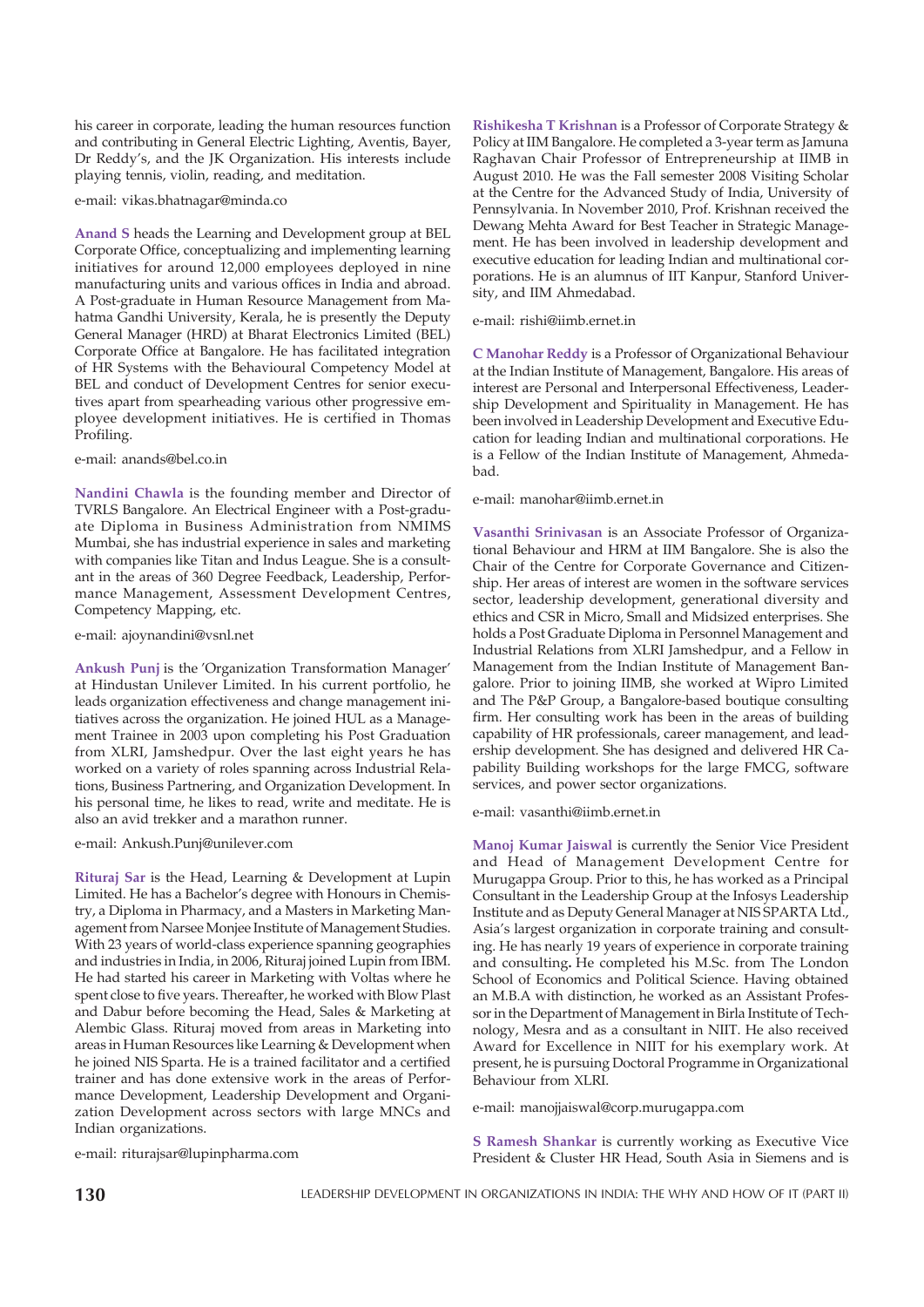his career in corporate, leading the human resources function and contributing in General Electric Lighting, Aventis, Bayer, Dr Reddy's, and the JK Organization. His interests include playing tennis, violin, reading, and meditation.

e-mail: vikas.bhatnagar@minda.co

**Anand S** heads the Learning and Development group at BEL Corporate Office, conceptualizing and implementing learning initiatives for around 12,000 employees deployed in nine manufacturing units and various offices in India and abroad. A Post-graduate in Human Resource Management from Mahatma Gandhi University, Kerala, he is presently the Deputy General Manager (HRD) at Bharat Electronics Limited (BEL) Corporate Office at Bangalore. He has facilitated integration of HR Systems with the Behavioural Competency Model at BEL and conduct of Development Centres for senior executives apart from spearheading various other progressive employee development initiatives. He is certified in Thomas Profiling.

e-mail: anands@bel.co.in

**Nandini Chawla** is the founding member and Director of TVRLS Bangalore. An Electrical Engineer with a Post-graduate Diploma in Business Administration from NMIMS Mumbai, she has industrial experience in sales and marketing with companies like Titan and Indus League. She is a consultant in the areas of 360 Degree Feedback, Leadership, Performance Management, Assessment Development Centres, Competency Mapping, etc.

e-mail: ajoynandini@vsnl.net

**Ankush Punj** is the 'Organization Transformation Manager' at Hindustan Unilever Limited. In his current portfolio, he leads organization effectiveness and change management initiatives across the organization. He joined HUL as a Management Trainee in 2003 upon completing his Post Graduation from XLRI, Jamshedpur. Over the last eight years he has worked on a variety of roles spanning across Industrial Relations, Business Partnering, and Organization Development. In his personal time, he likes to read, write and meditate. He is also an avid trekker and a marathon runner.

e-mail: Ankush.Punj@unilever.com

**Rituraj Sar** is the Head, Learning & Development at Lupin Limited. He has a Bachelor's degree with Honours in Chemistry, a Diploma in Pharmacy, and a Masters in Marketing Management from Narsee Monjee Institute of Management Studies. With 23 years of world-class experience spanning geographies and industries in India, in 2006, Rituraj joined Lupin from IBM. He had started his career in Marketing with Voltas where he spent close to five years. Thereafter, he worked with Blow Plast and Dabur before becoming the Head, Sales & Marketing at Alembic Glass. Rituraj moved from areas in Marketing into areas in Human Resources like Learning & Development when he joined NIS Sparta. He is a trained facilitator and a certified trainer and has done extensive work in the areas of Performance Development, Leadership Development and Organization Development across sectors with large MNCs and Indian organizations.

e-mail: riturajsar@lupinpharma.com

**Rishikesha T Krishnan** is a Professor of Corporate Strategy & Policy at IIM Bangalore. He completed a 3-year term as Jamuna Raghavan Chair Professor of Entrepreneurship at IIMB in August 2010. He was the Fall semester 2008 Visiting Scholar at the Centre for the Advanced Study of India, University of Pennsylvania. In November 2010, Prof. Krishnan received the Dewang Mehta Award for Best Teacher in Strategic Management. He has been involved in leadership development and executive education for leading Indian and multinational corporations. He is an alumnus of IIT Kanpur, Stanford University, and IIM Ahmedabad.

e-mail: rishi@iimb.ernet.in

**C Manohar Reddy** is a Professor of Organizational Behaviour at the Indian Institute of Management, Bangalore. His areas of interest are Personal and Interpersonal Effectiveness, Leadership Development and Spirituality in Management. He has been involved in Leadership Development and Executive Education for leading Indian and multinational corporations. He is a Fellow of the Indian Institute of Management, Ahmedabad.

e-mail: manohar@iimb.ernet.in

**Vasanthi Srinivasan** is an Associate Professor of Organizational Behaviour and HRM at IIM Bangalore. She is also the Chair of the Centre for Corporate Governance and Citizenship. Her areas of interest are women in the software services sector, leadership development, generational diversity and ethics and CSR in Micro, Small and Midsized enterprises. She holds a Post Graduate Diploma in Personnel Management and Industrial Relations from XLRI Jamshedpur, and a Fellow in Management from the Indian Institute of Management Bangalore. Prior to joining IIMB, she worked at Wipro Limited and The P&P Group, a Bangalore-based boutique consulting firm. Her consulting work has been in the areas of building capability of HR professionals, career management, and leadership development. She has designed and delivered HR Capability Building workshops for the large FMCG, software services, and power sector organizations.

e-mail: vasanthi@iimb.ernet.in

**Manoj Kumar Jaiswal** is currently the Senior Vice President and Head of Management Development Centre for Murugappa Group. Prior to this, he has worked as a Principal Consultant in the Leadership Group at the Infosys Leadership Institute and as Deputy General Manager at NIS SPARTA Ltd., Asia's largest organization in corporate training and consulting. He has nearly 19 years of experience in corporate training and consulting. He completed his M.Sc. from The London School of Economics and Political Science. Having obtained an M.B.A with distinction, he worked as an Assistant Professor in the Department of Management in Birla Institute of Technology, Mesra and as a consultant in NIIT. He also received Award for Excellence in NIIT for his exemplary work. At present, he is pursuing Doctoral Programme in Organizational Behaviour from XLRI.

e-mail: manojjaiswal@corp.murugappa.com

**S Ramesh Shankar** is currently working as Executive Vice President & Cluster HR Head, South Asia in Siemens and is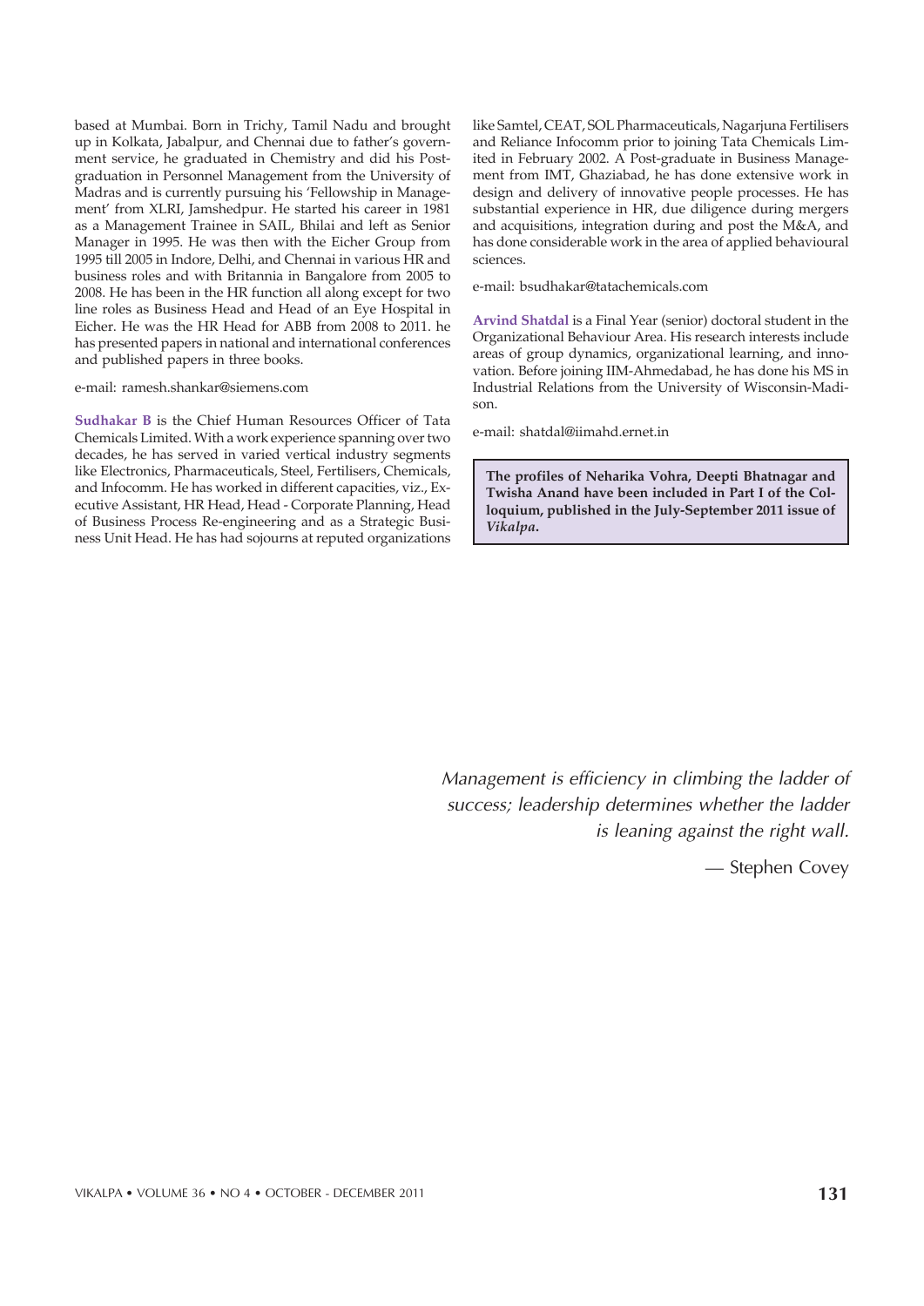based at Mumbai. Born in Trichy, Tamil Nadu and brought up in Kolkata, Jabalpur, and Chennai due to father's government service, he graduated in Chemistry and did his Post-graduation in Personnel Management from the University of Madras and is currently pursuing his 'Fellowship in Management' from XLRI, Jamshedpur. He started his career in 1981 as a Management Trainee in SAIL, Bhilai and left as Senior Manager in 1995. He was then with the Eicher Group from 1995 till 2005 in Indore, Delhi, and Chennai in various HR and business roles and with Britannia in Bangalore from 2005 to 2008. He has been in the HR function all along except for two line roles as Business Head and Head of an Eye Hospital in Eicher. He was the HR Head for ABB from 2008 to 2011. he has presented papers in national and international conferences and published papers in three books.

e-mail: ramesh.shankar@siemens.com

**Sudhakar B** is the Chief Human Resources Officer of Tata Chemicals Limited. With a work experience spanning over two decades, he has served in varied vertical industry segments like Electronics, Pharmaceuticals, Steel, Fertilisers, Chemicals, and Infocomm. He has worked in different capacities, viz., Executive Assistant, HR Head, Head - Corporate Planning, Head of Business Process Re-engineering and as a Strategic Business Unit Head. He has had sojourns at reputed organizations like Samtel, CEAT, SOL Pharmaceuticals, Nagarjuna Fertilisers and Reliance Infocomm prior to joining Tata Chemicals Limited in February 2002. A Post-graduate in Business Management from IMT, Ghaziabad, he has done extensive work in design and delivery of innovative people processes. He has substantial experience in HR, due diligence during mergers and acquisitions, integration during and post the M&A, and has done considerable work in the area of applied behavioural sciences.

e-mail: bsudhakar@tatachemicals.com

**Arvind Shatdal** is a Final Year (senior) doctoral student in the Organizational Behaviour Area. His research interests include areas of group dynamics, organizational learning, and innovation. Before joining IIM-Ahmedabad, he has done his MS in Industrial Relations from the University of Wisconsin-Madison.

e-mail: shatdal@iimahd.ernet.in

**The profiles of Neharika Vohra, Deepti Bhatnagar and Twisha Anand have been included in Part I of the Colloquium, published in the July-September 2011 issue of *Vikalpa*.**

*Management is efficiency in climbing the ladder of success; leadership determines whether the ladder is leaning against the right wall.*

— Stephen Covey